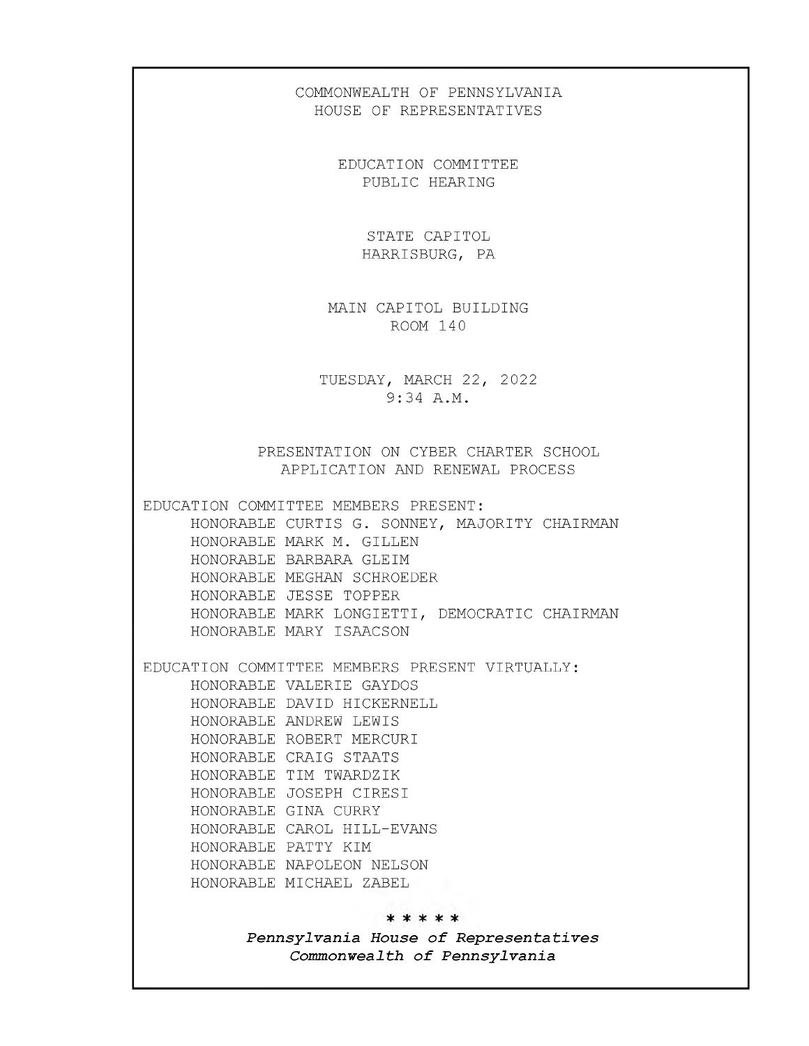COMMONWEALTH OF PENNSYLVANIA
HOUSE OF REPRESENTATIVES

EDUCATION COMMITTEE
PUBLIC HEARING

STATE CAPITOL
HARRISBURG, PA

MAIN CAPITOL BUILDING
ROOM 140

TUESDAY, MARCH 22, 2022
9:34 A.M.

PRESENTATION ON CYBER CHARTER SCHOOL
APPLICATION AND RENEWAL PROCESS

EDUCATION COMMITTEE MEMBERS PRESENT:

- HONORABLE CURTIS G. SONNEY, MAJORITY CHAIRMAN
- HONORABLE MARK M. GILLEN
- HONORABLE BARBARA GLEIM
- HONORABLE MEGHAN SCHROEDER
- HONORABLE JESSE TOPPER
- HONORABLE MARK LONGIETTI, DEMOCRATIC CHAIRMAN
- HONORABLE MARY ISAACSON

EDUCATION COMMITTEE MEMBERS PRESENT VIRTUALLY:

- HONORABLE VALERIE GAYDOS
- HONORABLE DAVID HICKERNELL
- HONORABLE ANDREW LEWIS
- HONORABLE ROBERT MERCURI
- HONORABLE CRAIG STAATS
- HONORABLE TIM TWARDZIK
- HONORABLE JOSEPH CIRESI
- HONORABLE GINA CURRY
- HONORABLE CAROL HILL-EVANS
- HONORABLE PATTY KIM
- HONORABLE NAPOLEON NELSON
- HONORABLE MICHAEL ZABEL

\* \* \* \* \*

*Pennsylvania House of Representatives*
*Commonwealth of Pennsylvania*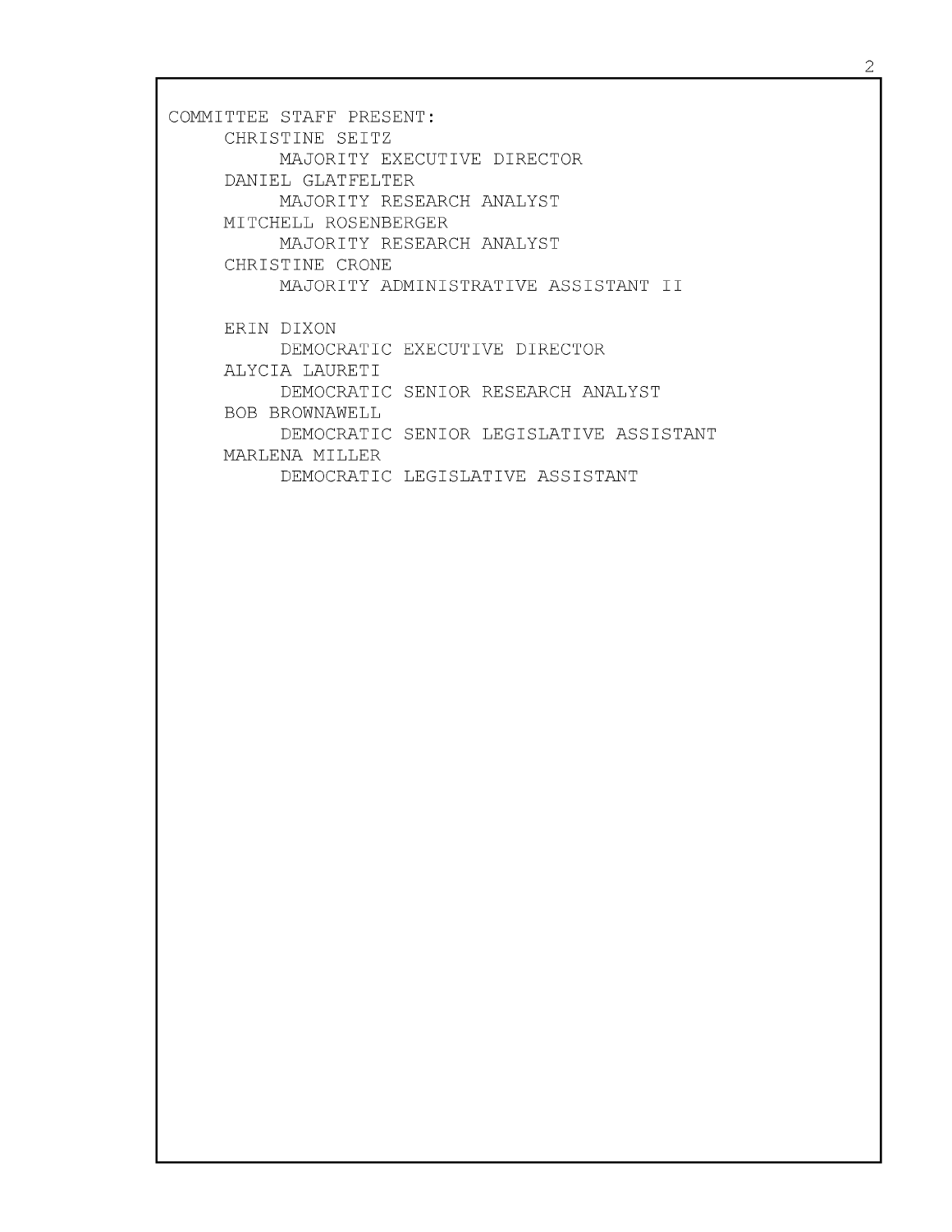COMMITTEE STAFF PRESENT:

CHRISTINE SEITZ
MAJORITY EXECUTIVE DIRECTOR

DANIEL GLATFELTER
MAJORITY RESEARCH ANALYST

MITCHELL ROSENBERGER
MAJORITY RESEARCH ANALYST

CHRISTINE CRONE
MAJORITY ADMINISTRATIVE ASSISTANT II

ERIN DIXON
DEMOCRATIC EXECUTIVE DIRECTOR

ALYCIA LAURETI
DEMOCRATIC SENIOR RESEARCH ANALYST

BOB BROWNAWELL
DEMOCRATIC SENIOR LEGISLATIVE ASSISTANT

MARLENA MILLER
DEMOCRATIC LEGISLATIVE ASSISTANT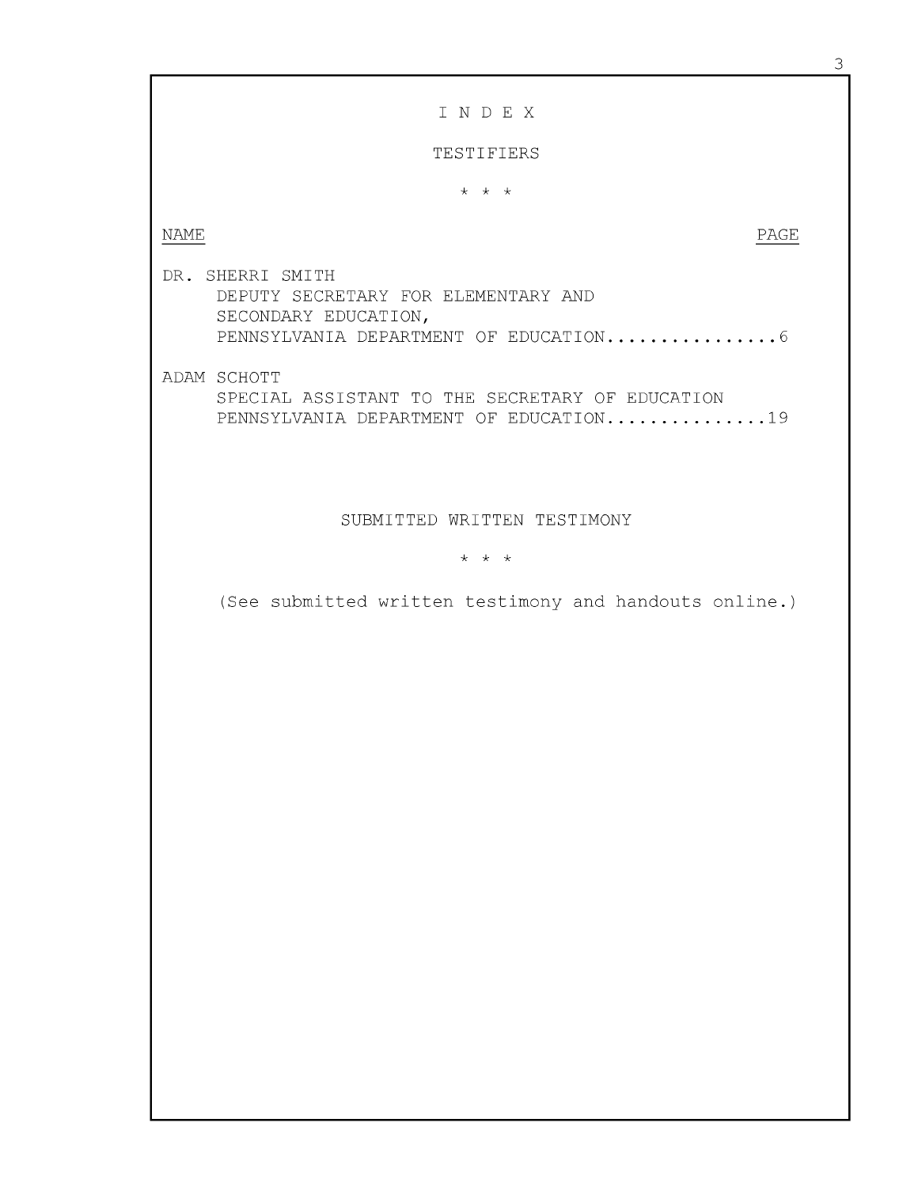# I N D E X

## TESTIFIERS

\* \* \*

| NAME | PAGE |
| --- | --- |
| DR. SHERRI SMITH<br>DEPUTY SECRETARY FOR ELEMENTARY AND SECONDARY EDUCATION,<br>PENNSYLVANIA DEPARTMENT OF EDUCATION | 6 |
| ADAM SCHOTT<br>SPECIAL ASSISTANT TO THE SECRETARY OF EDUCATION<br>PENNSYLVANIA DEPARTMENT OF EDUCATION | 19 |

## SUBMITTED WRITTEN TESTIMONY

\* \* \*

(See submitted written testimony and handouts online.)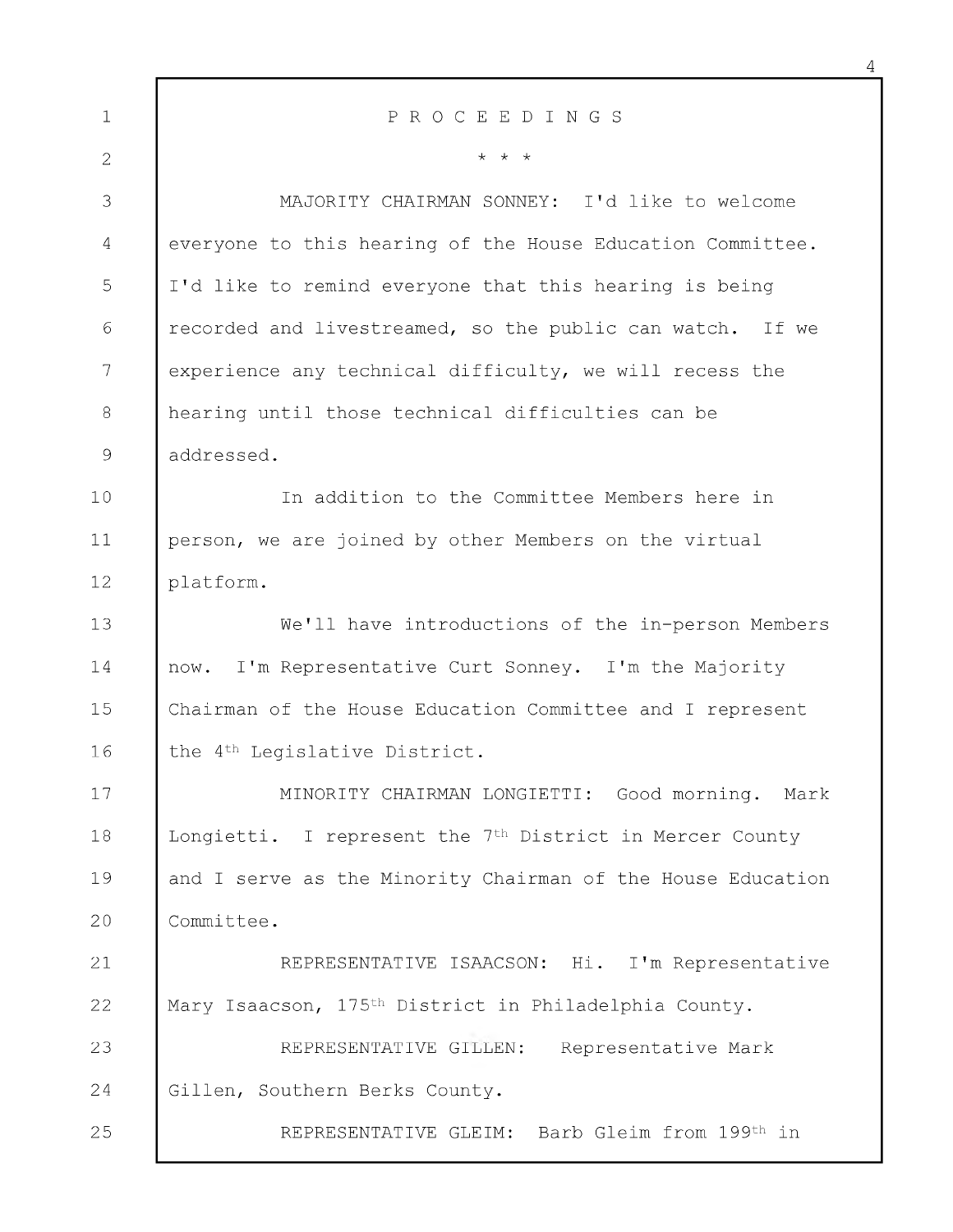P R O C E E D I N G S

\* \* \*

MAJORITY CHAIRMAN SONNEY: I'd like to welcome everyone to this hearing of the House Education Committee. I'd like to remind everyone that this hearing is being recorded and livestreamed, so the public can watch. If we experience any technical difficulty, we will recess the hearing until those technical difficulties can be addressed.

In addition to the Committee Members here in person, we are joined by other Members on the virtual platform.

We'll have introductions of the in-person Members now. I'm Representative Curt Sonney. I'm the Majority Chairman of the House Education Committee and I represent the 4th Legislative District.

MINORITY CHAIRMAN LONGIETTI: Good morning. Mark Longietti. I represent the 7th District in Mercer County and I serve as the Minority Chairman of the House Education Committee.

REPRESENTATIVE ISAACSON: Hi. I'm Representative Mary Isaacson, 175th District in Philadelphia County.

REPRESENTATIVE GILLEN: Representative Mark Gillen, Southern Berks County.

REPRESENTATIVE GLEIM: Barb Gleim from 199th in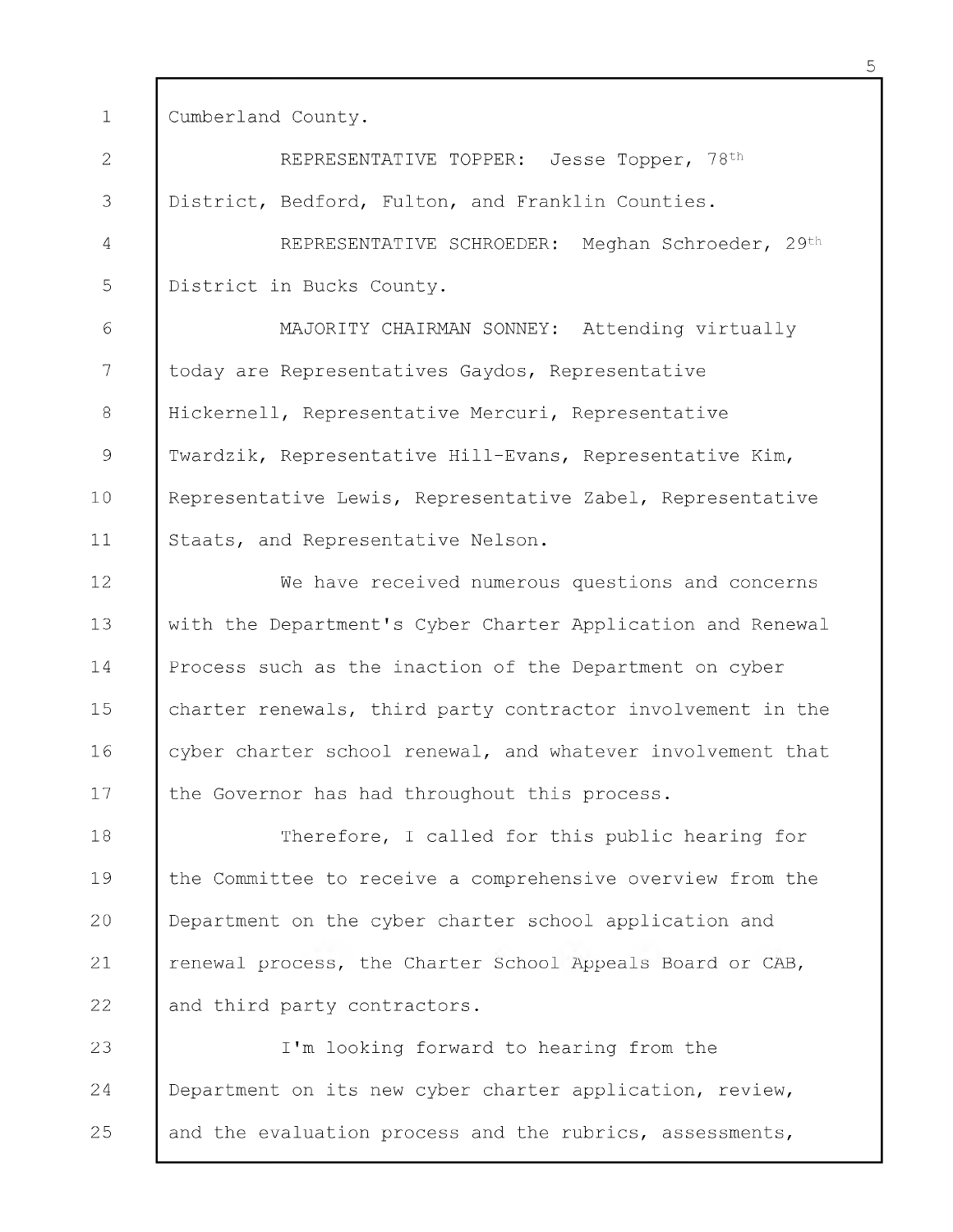Cumberland County.

REPRESENTATIVE TOPPER: Jesse Topper, 78th District, Bedford, Fulton, and Franklin Counties.

REPRESENTATIVE SCHROEDER: Meghan Schroeder, 29th District in Bucks County.

MAJORITY CHAIRMAN SONNEY: Attending virtually today are Representatives Gaydos, Representative Hickernell, Representative Mercuri, Representative Twardzik, Representative Hill-Evans, Representative Kim, Representative Lewis, Representative Zabel, Representative Staats, and Representative Nelson.

We have received numerous questions and concerns with the Department's Cyber Charter Application and Renewal Process such as the inaction of the Department on cyber charter renewals, third party contractor involvement in the cyber charter school renewal, and whatever involvement that the Governor has had throughout this process.

Therefore, I called for this public hearing for the Committee to receive a comprehensive overview from the Department on the cyber charter school application and renewal process, the Charter School Appeals Board or CAB, and third party contractors.

I'm looking forward to hearing from the Department on its new cyber charter application, review, and the evaluation process and the rubrics, assessments,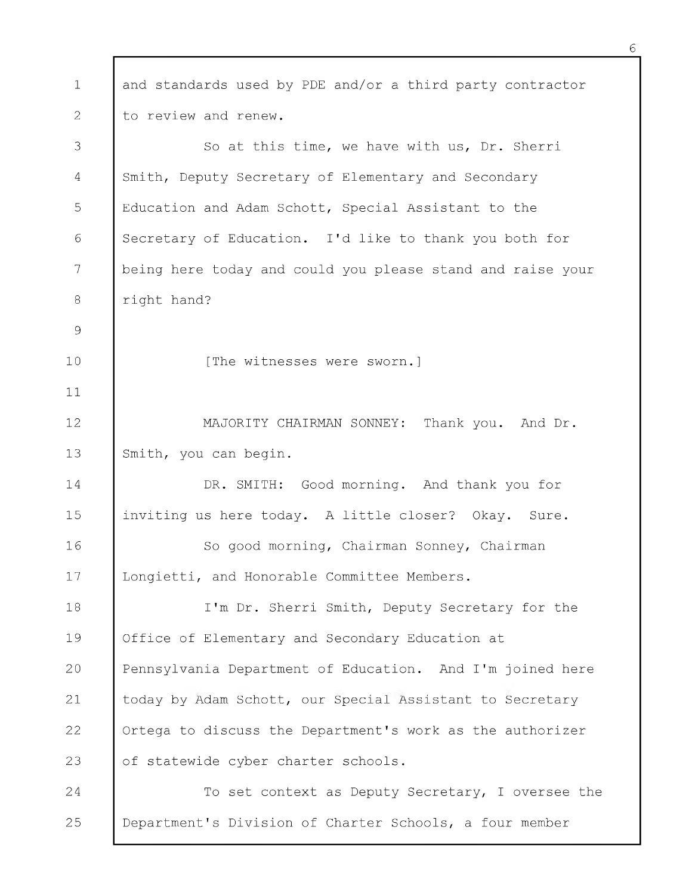and standards used by PDE and/or a third party contractor to review and renew.

So at this time, we have with us, Dr. Sherri Smith, Deputy Secretary of Elementary and Secondary Education and Adam Schott, Special Assistant to the Secretary of Education. I'd like to thank you both for being here today and could you please stand and raise your right hand?

[The witnesses were sworn.]

MAJORITY CHAIRMAN SONNEY: Thank you. And Dr. Smith, you can begin.

DR. SMITH: Good morning. And thank you for inviting us here today. A little closer? Okay. Sure.

So good morning, Chairman Sonney, Chairman Longietti, and Honorable Committee Members.

I'm Dr. Sherri Smith, Deputy Secretary for the Office of Elementary and Secondary Education at Pennsylvania Department of Education. And I'm joined here today by Adam Schott, our Special Assistant to Secretary Ortega to discuss the Department's work as the authorizer of statewide cyber charter schools.

To set context as Deputy Secretary, I oversee the Department's Division of Charter Schools, a four member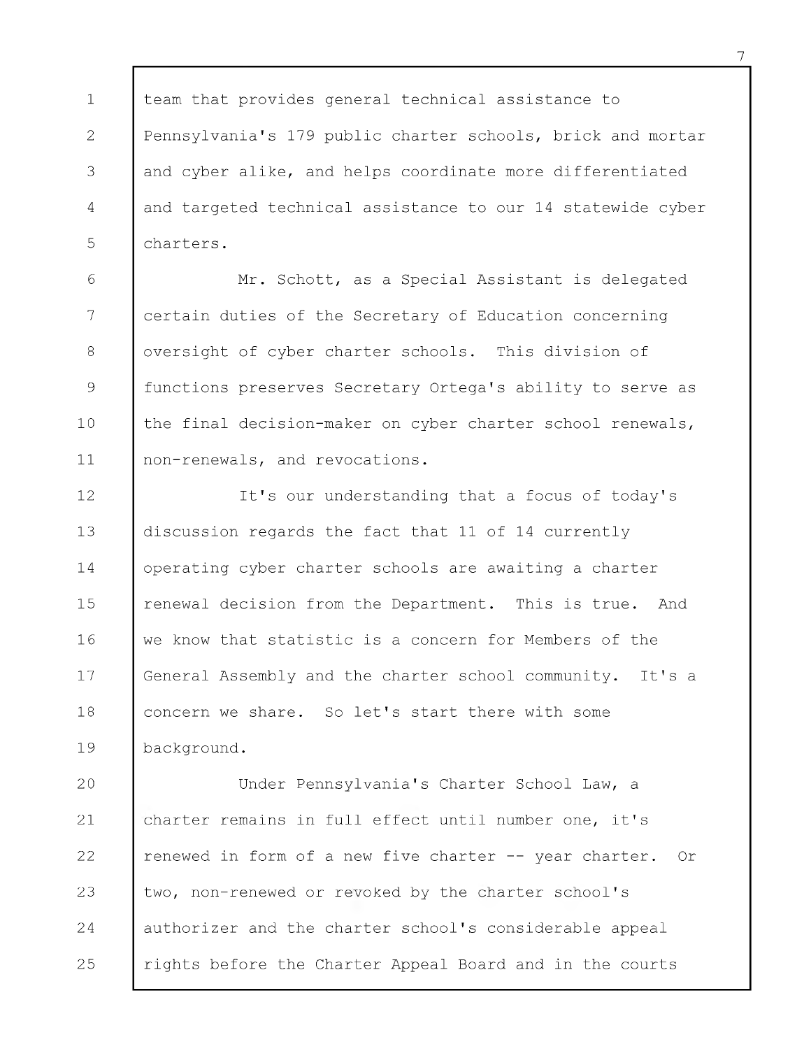team that provides general technical assistance to Pennsylvania's 179 public charter schools, brick and mortar and cyber alike, and helps coordinate more differentiated and targeted technical assistance to our 14 statewide cyber charters.

Mr. Schott, as a Special Assistant is delegated certain duties of the Secretary of Education concerning oversight of cyber charter schools. This division of functions preserves Secretary Ortega's ability to serve as the final decision-maker on cyber charter school renewals, non-renewals, and revocations.

It's our understanding that a focus of today's discussion regards the fact that 11 of 14 currently operating cyber charter schools are awaiting a charter renewal decision from the Department. This is true. And we know that statistic is a concern for Members of the General Assembly and the charter school community. It's a concern we share. So let's start there with some background.

Under Pennsylvania's Charter School Law, a charter remains in full effect until number one, it's renewed in form of a new five charter -- year charter. Or two, non-renewed or revoked by the charter school's authorizer and the charter school's considerable appeal rights before the Charter Appeal Board and in the courts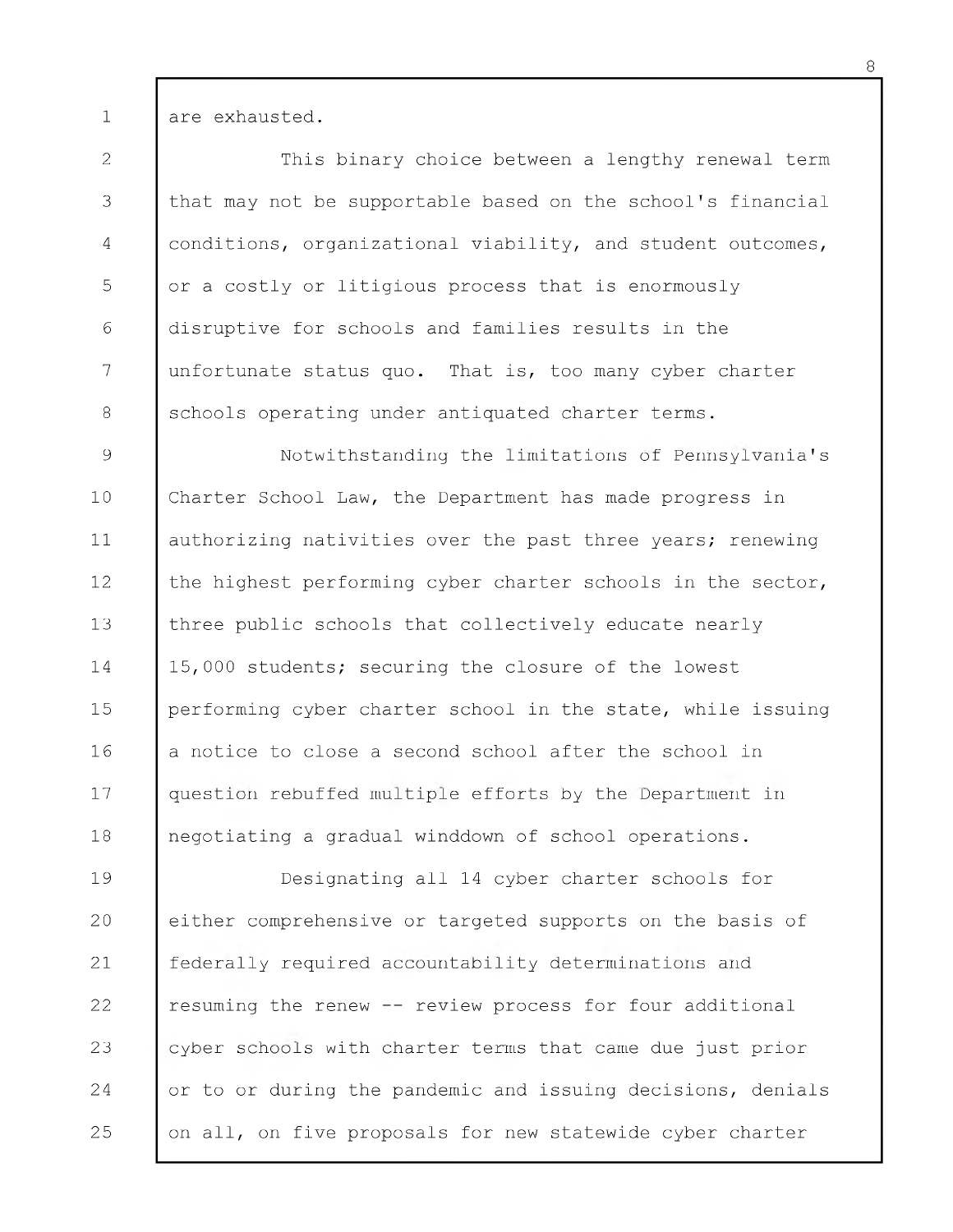are exhausted.

This binary choice between a lengthy renewal term that may not be supportable based on the school's financial conditions, organizational viability, and student outcomes, or a costly or litigious process that is enormously disruptive for schools and families results in the unfortunate status quo. That is, too many cyber charter schools operating under antiquated charter terms.

Notwithstanding the limitations of Pennsylvania's Charter School Law, the Department has made progress in authorizing nativities over the past three years; renewing the highest performing cyber charter schools in the sector, three public schools that collectively educate nearly 15,000 students; securing the closure of the lowest performing cyber charter school in the state, while issuing a notice to close a second school after the school in question rebuffed multiple efforts by the Department in negotiating a gradual winddown of school operations.

Designating all 14 cyber charter schools for either comprehensive or targeted supports on the basis of federally required accountability determinations and resuming the renew -- review process for four additional cyber schools with charter terms that came due just prior or to or during the pandemic and issuing decisions, denials on all, on five proposals for new statewide cyber charter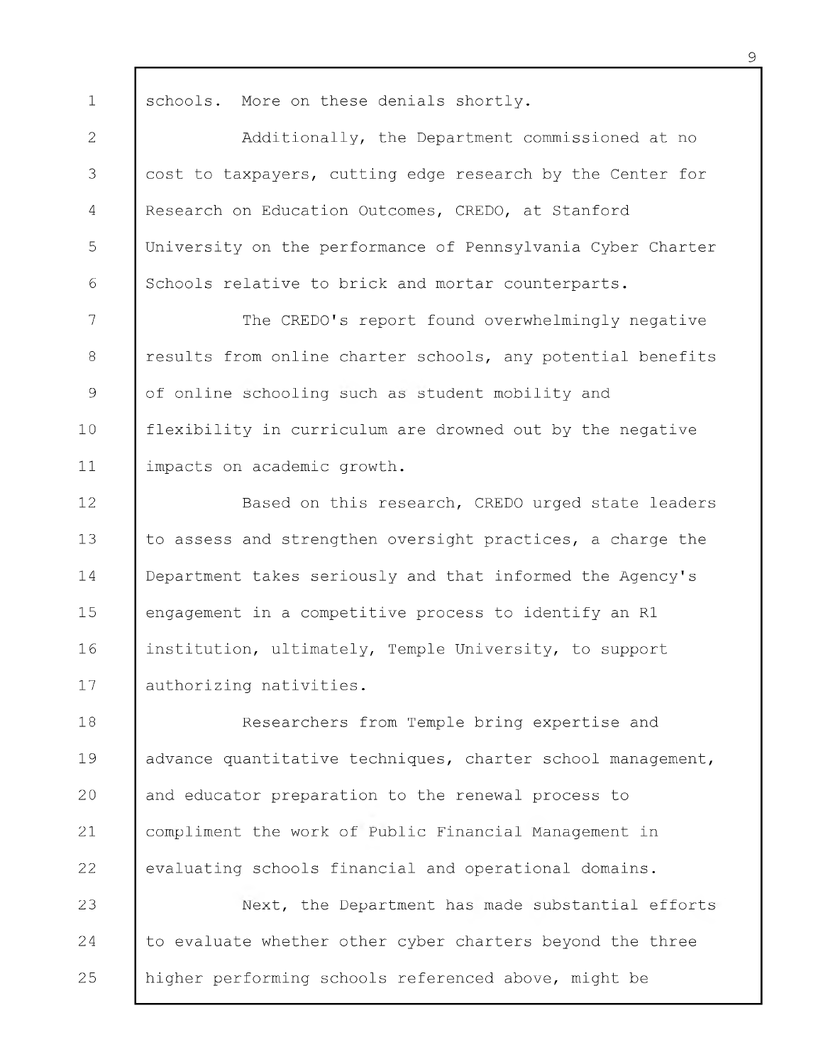schools. More on these denials shortly.

Additionally, the Department commissioned at no cost to taxpayers, cutting edge research by the Center for Research on Education Outcomes, CREDO, at Stanford University on the performance of Pennsylvania Cyber Charter Schools relative to brick and mortar counterparts.

The CREDO's report found overwhelmingly negative results from online charter schools, any potential benefits of online schooling such as student mobility and flexibility in curriculum are drowned out by the negative impacts on academic growth.

Based on this research, CREDO urged state leaders to assess and strengthen oversight practices, a charge the Department takes seriously and that informed the Agency's engagement in a competitive process to identify an R1 institution, ultimately, Temple University, to support authorizing nativities.

Researchers from Temple bring expertise and advance quantitative techniques, charter school management, and educator preparation to the renewal process to compliment the work of Public Financial Management in evaluating schools financial and operational domains.

Next, the Department has made substantial efforts to evaluate whether other cyber charters beyond the three higher performing schools referenced above, might be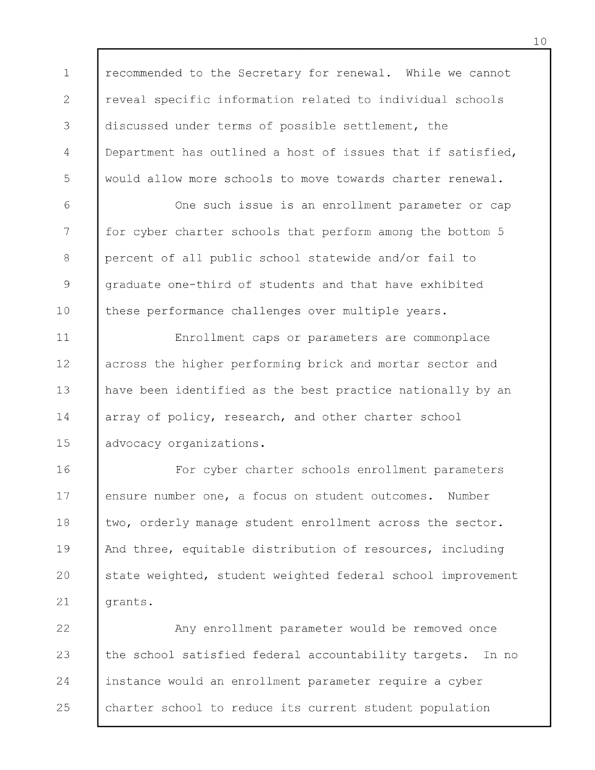recommended to the Secretary for renewal. While we cannot reveal specific information related to individual schools discussed under terms of possible settlement, the Department has outlined a host of issues that if satisfied, would allow more schools to move towards charter renewal.

One such issue is an enrollment parameter or cap for cyber charter schools that perform among the bottom 5 percent of all public school statewide and/or fail to graduate one-third of students and that have exhibited these performance challenges over multiple years.

Enrollment caps or parameters are commonplace across the higher performing brick and mortar sector and have been identified as the best practice nationally by an array of policy, research, and other charter school advocacy organizations.

For cyber charter schools enrollment parameters ensure number one, a focus on student outcomes. Number two, orderly manage student enrollment across the sector. And three, equitable distribution of resources, including state weighted, student weighted federal school improvement grants.

Any enrollment parameter would be removed once the school satisfied federal accountability targets. In no instance would an enrollment parameter require a cyber charter school to reduce its current student population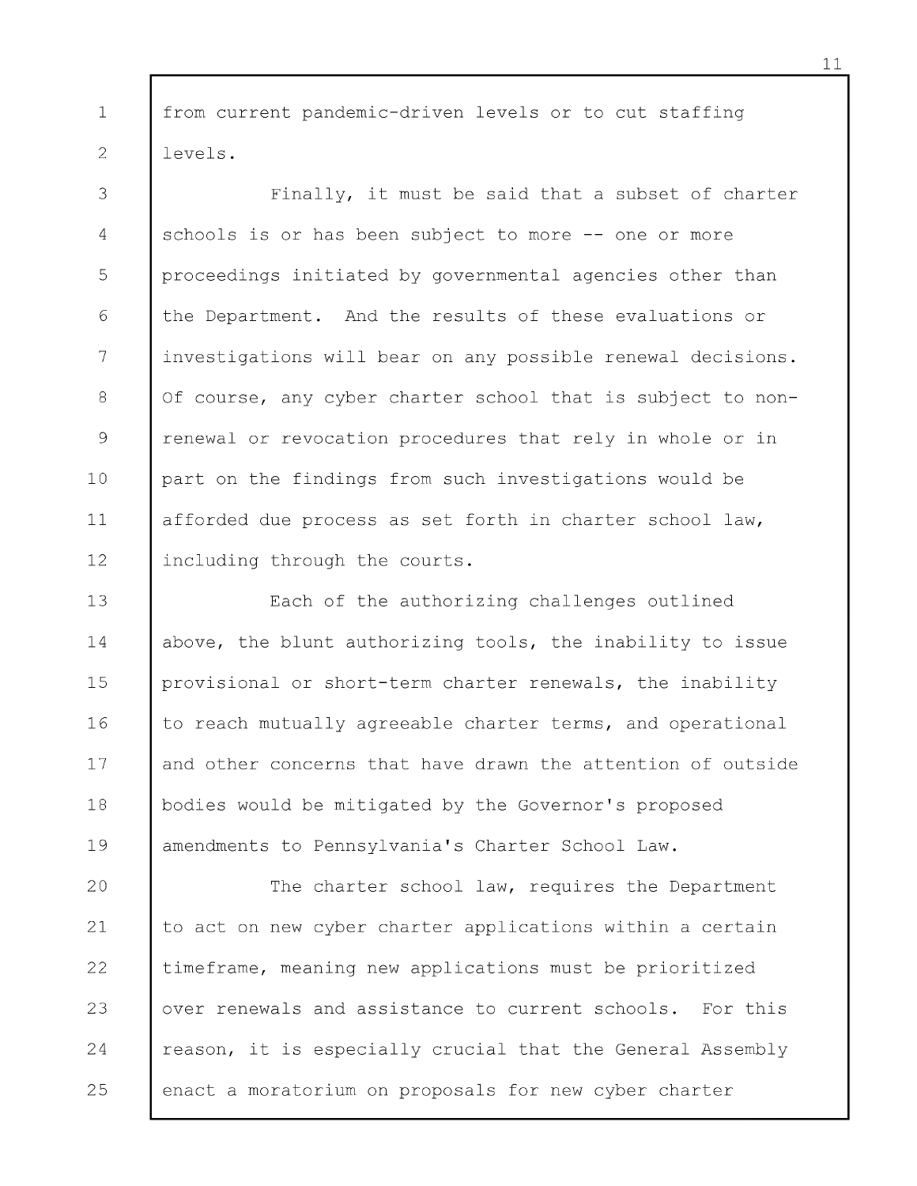from current pandemic-driven levels or to cut staffing levels.

Finally, it must be said that a subset of charter schools is or has been subject to more -- one or more proceedings initiated by governmental agencies other than the Department. And the results of these evaluations or investigations will bear on any possible renewal decisions. Of course, any cyber charter school that is subject to non-renewal or revocation procedures that rely in whole or in part on the findings from such investigations would be afforded due process as set forth in charter school law, including through the courts.

Each of the authorizing challenges outlined above, the blunt authorizing tools, the inability to issue provisional or short-term charter renewals, the inability to reach mutually agreeable charter terms, and operational and other concerns that have drawn the attention of outside bodies would be mitigated by the Governor's proposed amendments to Pennsylvania's Charter School Law.

The charter school law, requires the Department to act on new cyber charter applications within a certain timeframe, meaning new applications must be prioritized over renewals and assistance to current schools. For this reason, it is especially crucial that the General Assembly enact a moratorium on proposals for new cyber charter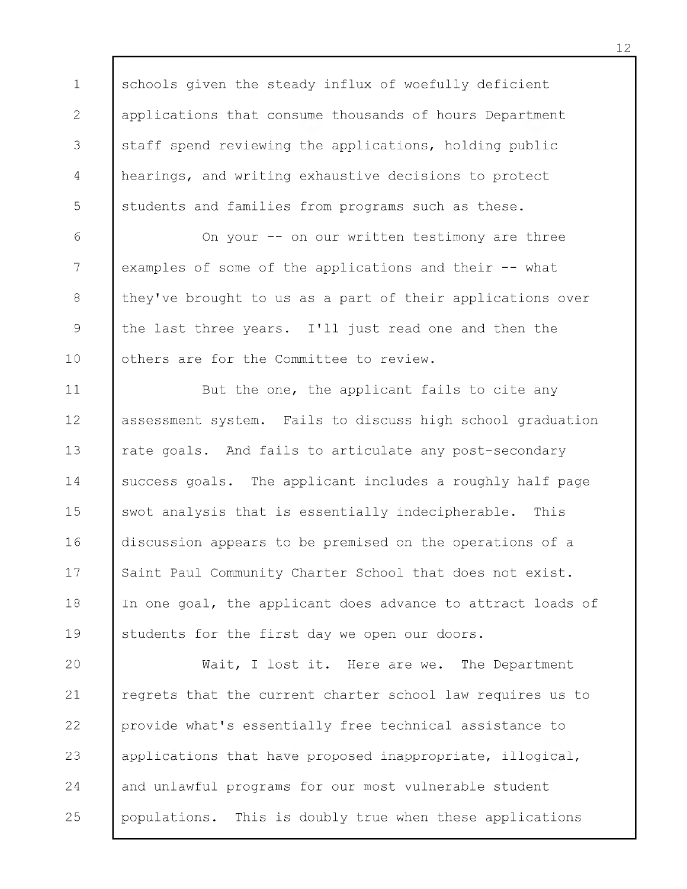schools given the steady influx of woefully deficient applications that consume thousands of hours Department staff spend reviewing the applications, holding public hearings, and writing exhaustive decisions to protect students and families from programs such as these.

On your -- on our written testimony are three examples of some of the applications and their -- what they've brought to us as a part of their applications over the last three years. I'll just read one and then the others are for the Committee to review.

But the one, the applicant fails to cite any assessment system. Fails to discuss high school graduation rate goals. And fails to articulate any post-secondary success goals. The applicant includes a roughly half page swot analysis that is essentially indecipherable. This discussion appears to be premised on the operations of a Saint Paul Community Charter School that does not exist. In one goal, the applicant does advance to attract loads of students for the first day we open our doors.

Wait, I lost it. Here are we. The Department regrets that the current charter school law requires us to provide what's essentially free technical assistance to applications that have proposed inappropriate, illogical, and unlawful programs for our most vulnerable student populations. This is doubly true when these applications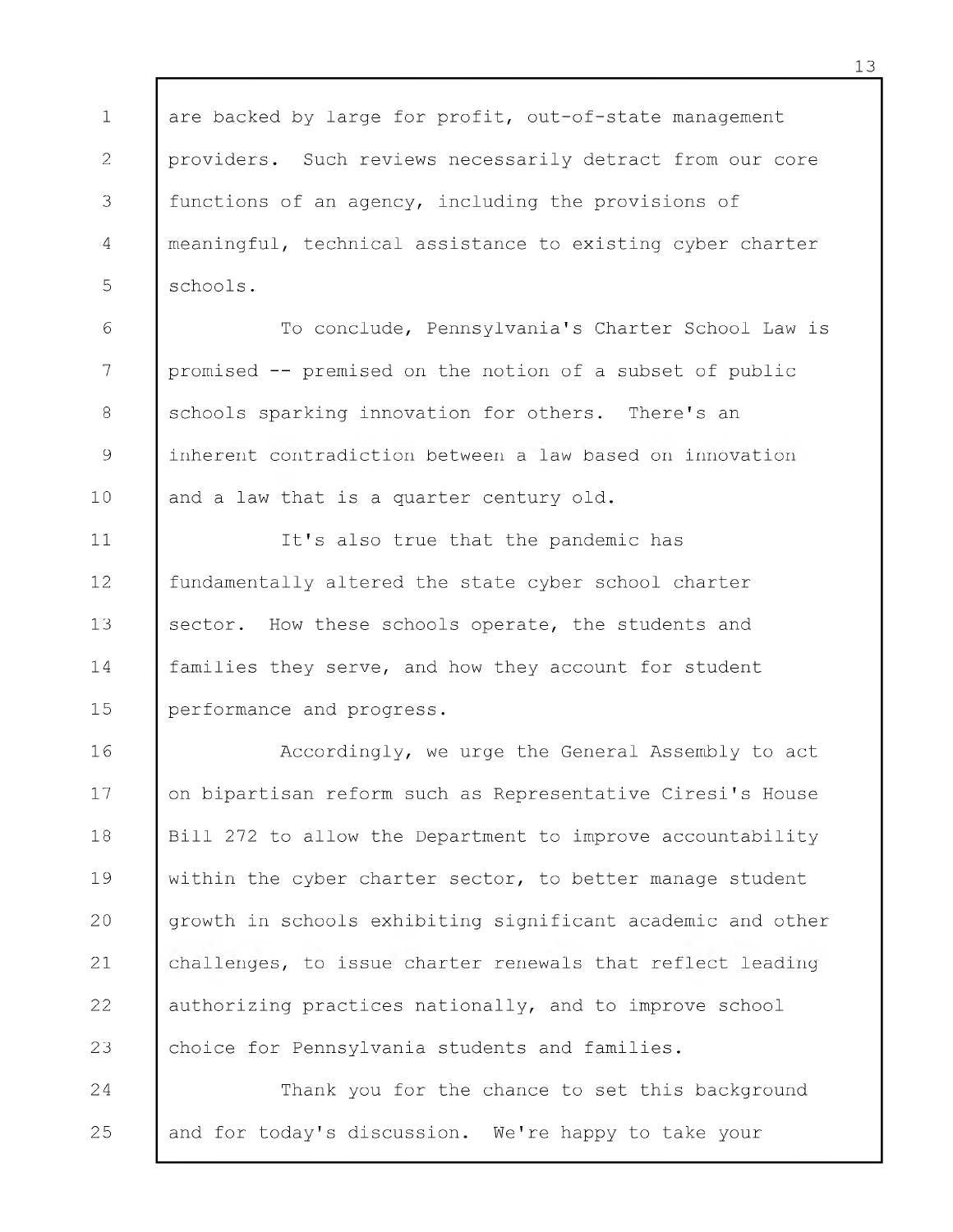are backed by large for profit, out-of-state management providers. Such reviews necessarily detract from our core functions of an agency, including the provisions of meaningful, technical assistance to existing cyber charter schools.

To conclude, Pennsylvania's Charter School Law is promised -- premised on the notion of a subset of public schools sparking innovation for others. There's an inherent contradiction between a law based on innovation and a law that is a quarter century old.

It's also true that the pandemic has fundamentally altered the state cyber school charter sector. How these schools operate, the students and families they serve, and how they account for student performance and progress.

Accordingly, we urge the General Assembly to act on bipartisan reform such as Representative Ciresi's House Bill 272 to allow the Department to improve accountability within the cyber charter sector, to better manage student growth in schools exhibiting significant academic and other challenges, to issue charter renewals that reflect leading authorizing practices nationally, and to improve school choice for Pennsylvania students and families.

Thank you for the chance to set this background and for today's discussion. We're happy to take your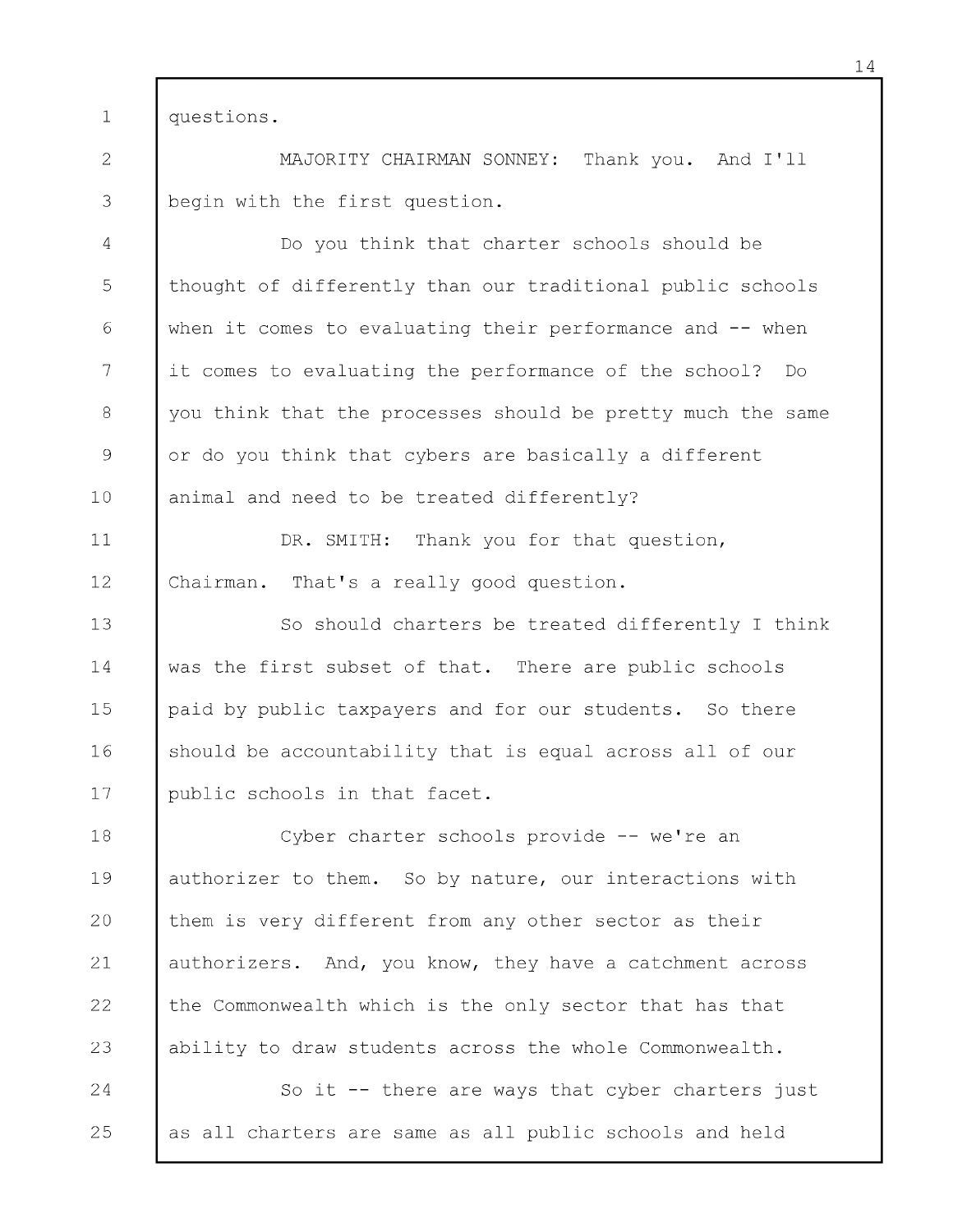questions.

MAJORITY CHAIRMAN SONNEY: Thank you. And I'll begin with the first question.

Do you think that charter schools should be thought of differently than our traditional public schools when it comes to evaluating their performance and -- when it comes to evaluating the performance of the school? Do you think that the processes should be pretty much the same or do you think that cybers are basically a different animal and need to be treated differently?

DR. SMITH: Thank you for that question, Chairman. That's a really good question.

So should charters be treated differently I think was the first subset of that. There are public schools paid by public taxpayers and for our students. So there should be accountability that is equal across all of our public schools in that facet.

Cyber charter schools provide -- we're an authorizer to them. So by nature, our interactions with them is very different from any other sector as their authorizers. And, you know, they have a catchment across the Commonwealth which is the only sector that has that ability to draw students across the whole Commonwealth.

So it -- there are ways that cyber charters just as all charters are same as all public schools and held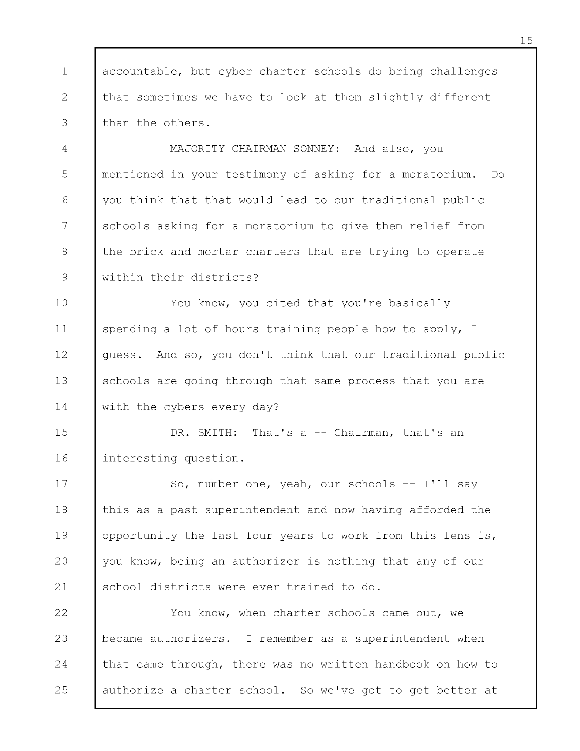accountable, but cyber charter schools do bring challenges that sometimes we have to look at them slightly different than the others.

MAJORITY CHAIRMAN SONNEY: And also, you mentioned in your testimony of asking for a moratorium. Do you think that that would lead to our traditional public schools asking for a moratorium to give them relief from the brick and mortar charters that are trying to operate within their districts?

You know, you cited that you're basically spending a lot of hours training people how to apply, I guess. And so, you don't think that our traditional public schools are going through that same process that you are with the cybers every day?

DR. SMITH: That's a -- Chairman, that's an interesting question.

So, number one, yeah, our schools -- I'll say this as a past superintendent and now having afforded the opportunity the last four years to work from this lens is, you know, being an authorizer is nothing that any of our school districts were ever trained to do.

You know, when charter schools came out, we became authorizers. I remember as a superintendent when that came through, there was no written handbook on how to authorize a charter school. So we've got to get better at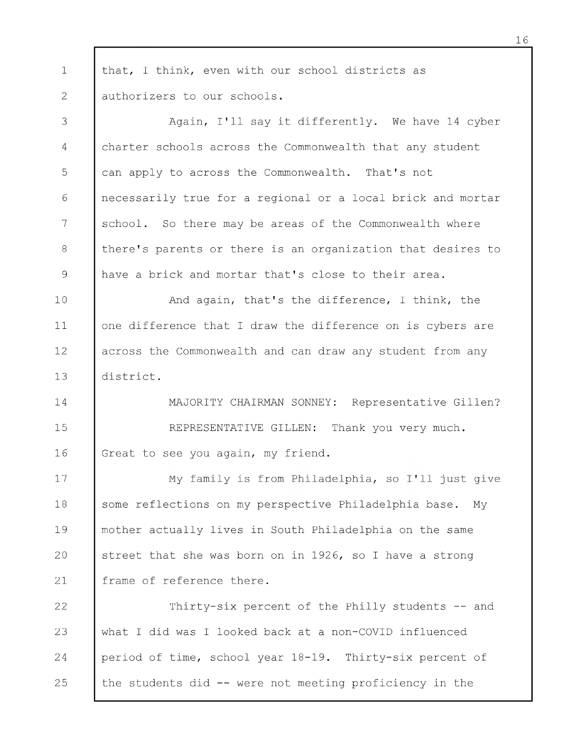that, I think, even with our school districts as authorizers to our schools.

Again, I'll say it differently. We have 14 cyber charter schools across the Commonwealth that any student can apply to across the Commonwealth. That's not necessarily true for a regional or a local brick and mortar school. So there may be areas of the Commonwealth where there's parents or there is an organization that desires to have a brick and mortar that's close to their area.

And again, that's the difference, I think, the one difference that I draw the difference on is cybers are across the Commonwealth and can draw any student from any district.

MAJORITY CHAIRMAN SONNEY: Representative Gillen?

REPRESENTATIVE GILLEN: Thank you very much. Great to see you again, my friend.

My family is from Philadelphia, so I'll just give some reflections on my perspective Philadelphia base. My mother actually lives in South Philadelphia on the same street that she was born on in 1926, so I have a strong frame of reference there.

Thirty-six percent of the Philly students -- and what I did was I looked back at a non-COVID influenced period of time, school year 18-19. Thirty-six percent of the students did -- were not meeting proficiency in the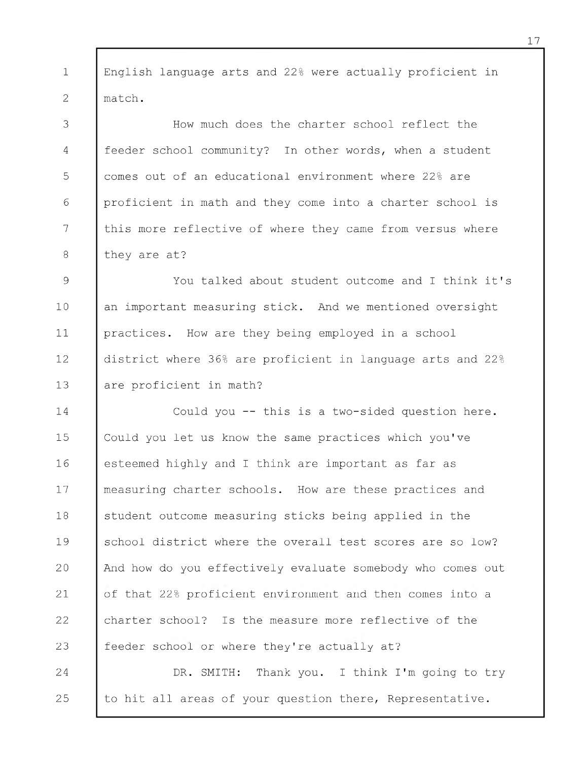English language arts and 22% were actually proficient in match.

How much does the charter school reflect the feeder school community? In other words, when a student comes out of an educational environment where 22% are proficient in math and they come into a charter school is this more reflective of where they came from versus where they are at?

You talked about student outcome and I think it's an important measuring stick. And we mentioned oversight practices. How are they being employed in a school district where 36% are proficient in language arts and 22% are proficient in math?

Could you -- this is a two-sided question here. Could you let us know the same practices which you've esteemed highly and I think are important as far as measuring charter schools. How are these practices and student outcome measuring sticks being applied in the school district where the overall test scores are so low? And how do you effectively evaluate somebody who comes out of that 22% proficient environment and then comes into a charter school? Is the measure more reflective of the feeder school or where they're actually at?

DR. SMITH: Thank you. I think I'm going to try to hit all areas of your question there, Representative.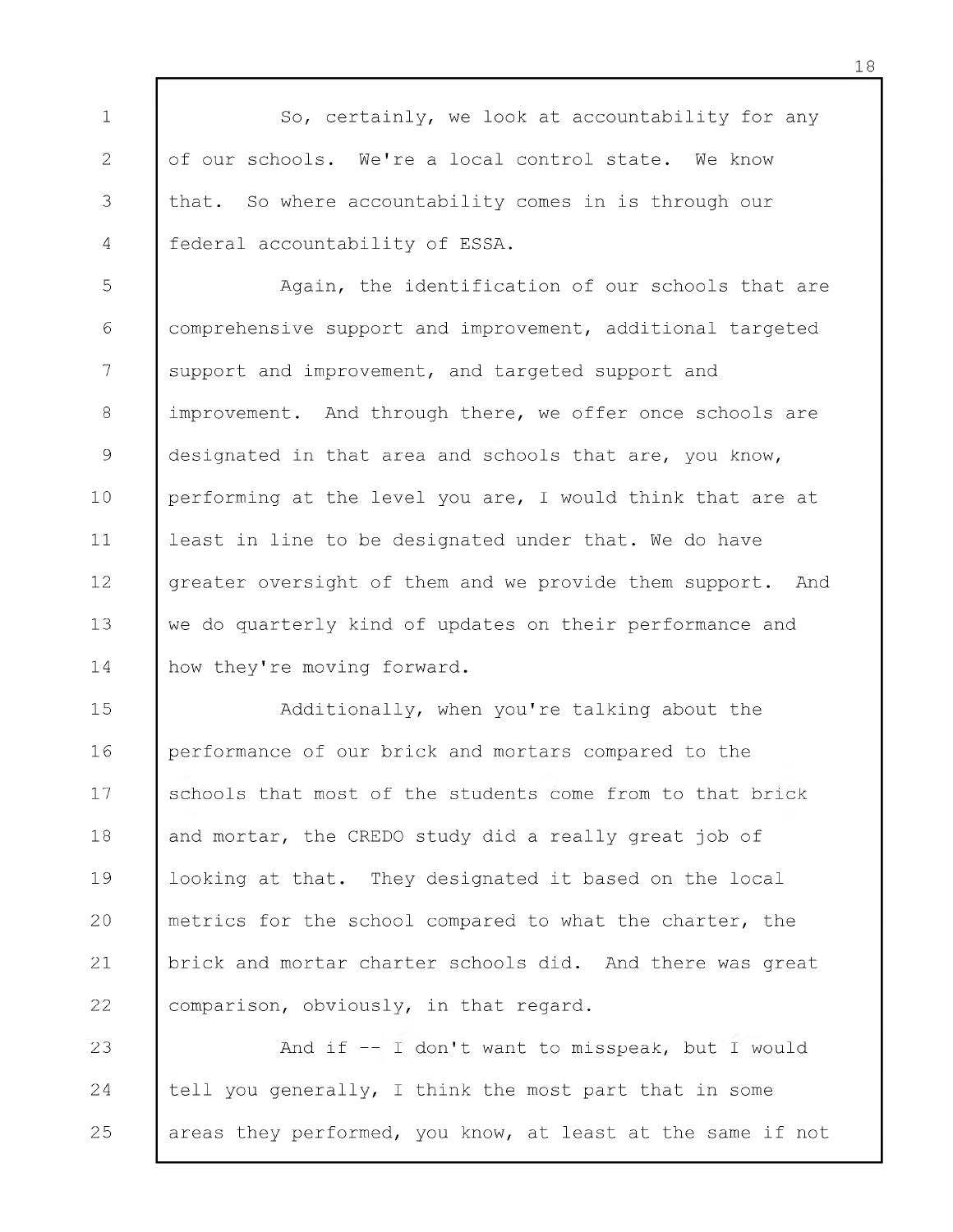So, certainly, we look at accountability for any of our schools. We're a local control state. We know that. So where accountability comes in is through our federal accountability of ESSA.

Again, the identification of our schools that are comprehensive support and improvement, additional targeted support and improvement, and targeted support and improvement. And through there, we offer once schools are designated in that area and schools that are, you know, performing at the level you are, I would think that are at least in line to be designated under that. We do have greater oversight of them and we provide them support. And we do quarterly kind of updates on their performance and how they're moving forward.

Additionally, when you're talking about the performance of our brick and mortars compared to the schools that most of the students come from to that brick and mortar, the CREDO study did a really great job of looking at that. They designated it based on the local metrics for the school compared to what the charter, the brick and mortar charter schools did. And there was great comparison, obviously, in that regard.

And if -- I don't want to misspeak, but I would tell you generally, I think the most part that in some areas they performed, you know, at least at the same if not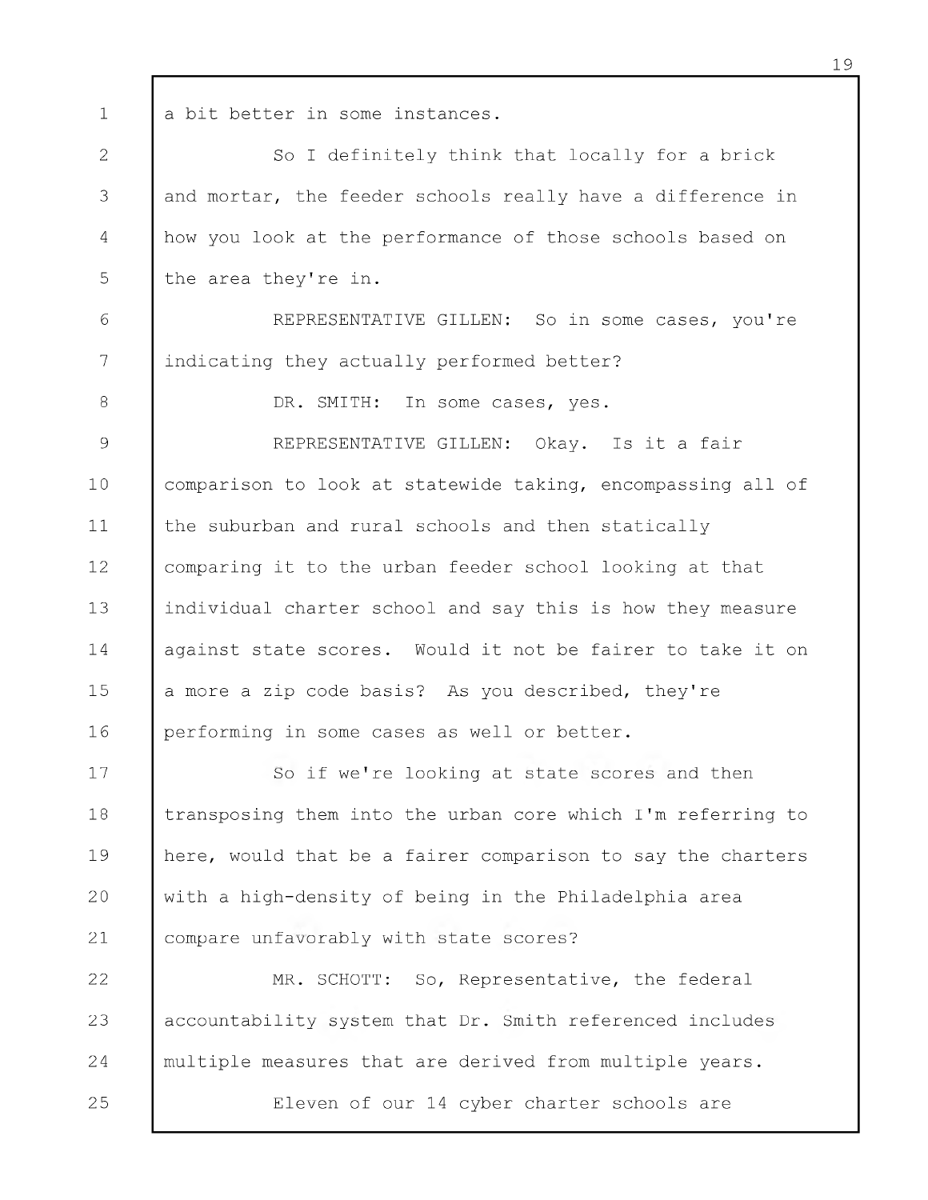a bit better in some instances.

So I definitely think that locally for a brick and mortar, the feeder schools really have a difference in how you look at the performance of those schools based on the area they're in.

REPRESENTATIVE GILLEN: So in some cases, you're indicating they actually performed better?

DR. SMITH: In some cases, yes.

REPRESENTATIVE GILLEN: Okay. Is it a fair comparison to look at statewide taking, encompassing all of the suburban and rural schools and then statically comparing it to the urban feeder school looking at that individual charter school and say this is how they measure against state scores. Would it not be fairer to take it on a more a zip code basis? As you described, they're performing in some cases as well or better.

So if we're looking at state scores and then transposing them into the urban core which I'm referring to here, would that be a fairer comparison to say the charters with a high-density of being in the Philadelphia area compare unfavorably with state scores?

MR. SCHOTT: So, Representative, the federal accountability system that Dr. Smith referenced includes multiple measures that are derived from multiple years.

Eleven of our 14 cyber charter schools are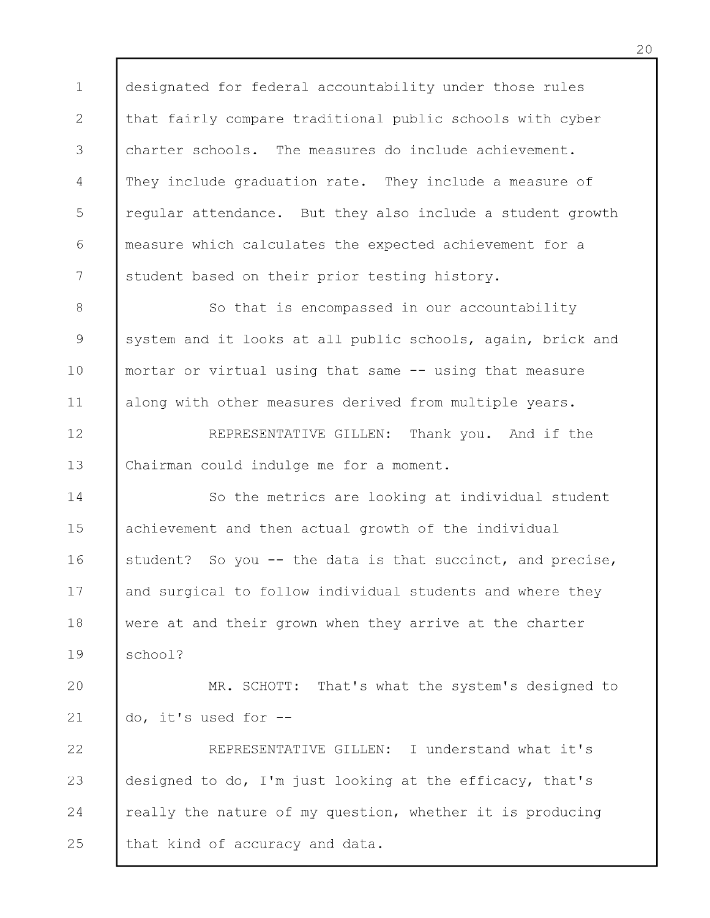designated for federal accountability under those rules that fairly compare traditional public schools with cyber charter schools. The measures do include achievement. They include graduation rate. They include a measure of regular attendance. But they also include a student growth measure which calculates the expected achievement for a student based on their prior testing history.

So that is encompassed in our accountability system and it looks at all public schools, again, brick and mortar or virtual using that same -- using that measure along with other measures derived from multiple years.

REPRESENTATIVE GILLEN: Thank you. And if the Chairman could indulge me for a moment.

So the metrics are looking at individual student achievement and then actual growth of the individual student? So you -- the data is that succinct, and precise, and surgical to follow individual students and where they were at and their grown when they arrive at the charter school?

MR. SCHOTT: That's what the system's designed to do, it's used for --

REPRESENTATIVE GILLEN: I understand what it's designed to do, I'm just looking at the efficacy, that's really the nature of my question, whether it is producing that kind of accuracy and data.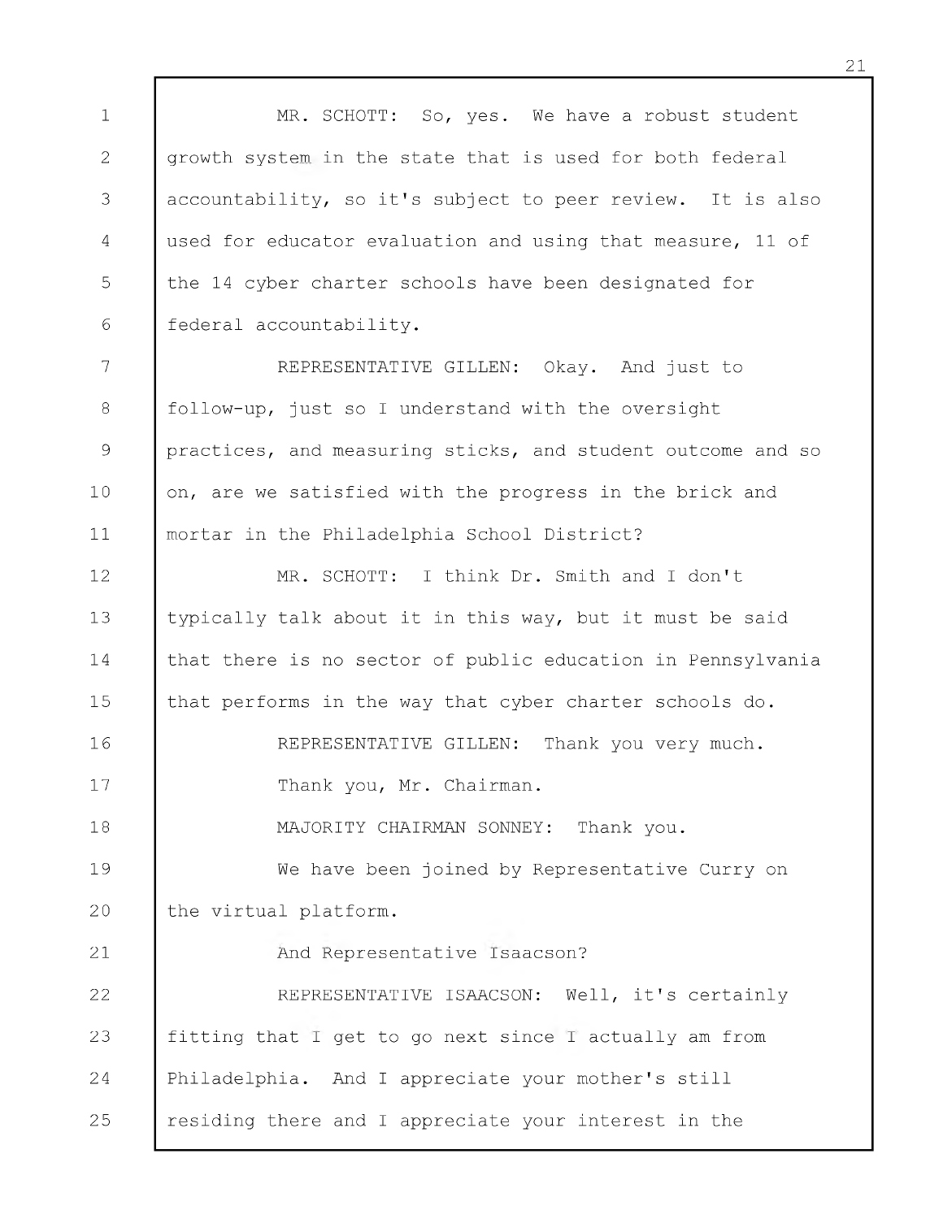MR. SCHOTT: So, yes. We have a robust student growth system in the state that is used for both federal accountability, so it's subject to peer review. It is also used for educator evaluation and using that measure, 11 of the 14 cyber charter schools have been designated for federal accountability.

REPRESENTATIVE GILLEN: Okay. And just to follow-up, just so I understand with the oversight practices, and measuring sticks, and student outcome and so on, are we satisfied with the progress in the brick and mortar in the Philadelphia School District?

MR. SCHOTT: I think Dr. Smith and I don't typically talk about it in this way, but it must be said that there is no sector of public education in Pennsylvania that performs in the way that cyber charter schools do.

REPRESENTATIVE GILLEN: Thank you very much.

Thank you, Mr. Chairman.

MAJORITY CHAIRMAN SONNEY: Thank you.

We have been joined by Representative Curry on the virtual platform.

And Representative Isaacson?

REPRESENTATIVE ISAACSON: Well, it's certainly fitting that I get to go next since I actually am from Philadelphia. And I appreciate your mother's still residing there and I appreciate your interest in the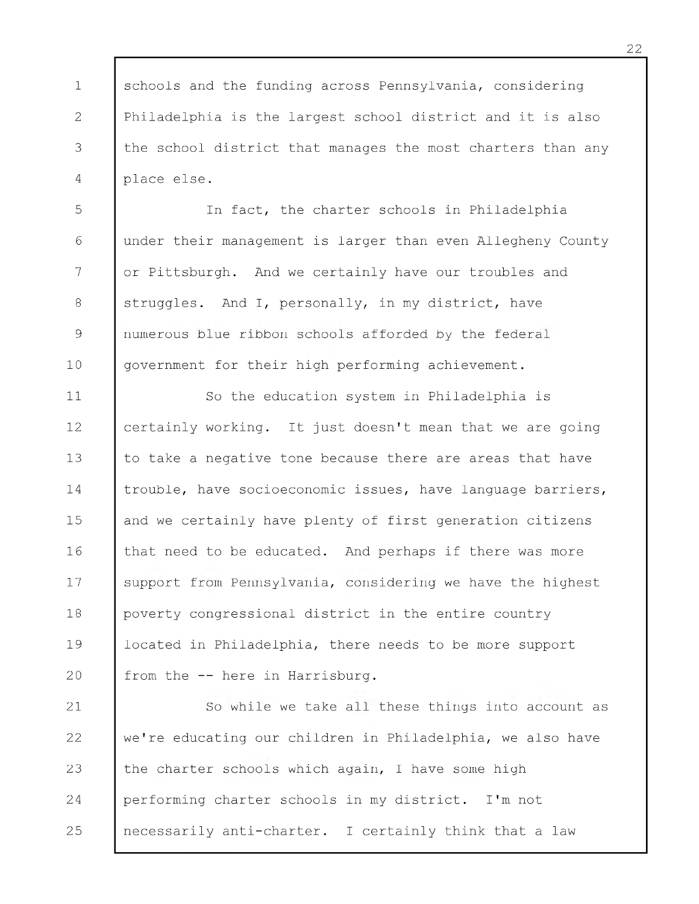schools and the funding across Pennsylvania, considering Philadelphia is the largest school district and it is also the school district that manages the most charters than any place else.

In fact, the charter schools in Philadelphia under their management is larger than even Allegheny County or Pittsburgh. And we certainly have our troubles and struggles. And I, personally, in my district, have numerous blue ribbon schools afforded by the federal government for their high performing achievement.

So the education system in Philadelphia is certainly working. It just doesn't mean that we are going to take a negative tone because there are areas that have trouble, have socioeconomic issues, have language barriers, and we certainly have plenty of first generation citizens that need to be educated. And perhaps if there was more support from Pennsylvania, considering we have the highest poverty congressional district in the entire country located in Philadelphia, there needs to be more support from the -- here in Harrisburg.

So while we take all these things into account as we're educating our children in Philadelphia, we also have the charter schools which again, I have some high performing charter schools in my district. I'm not necessarily anti-charter. I certainly think that a law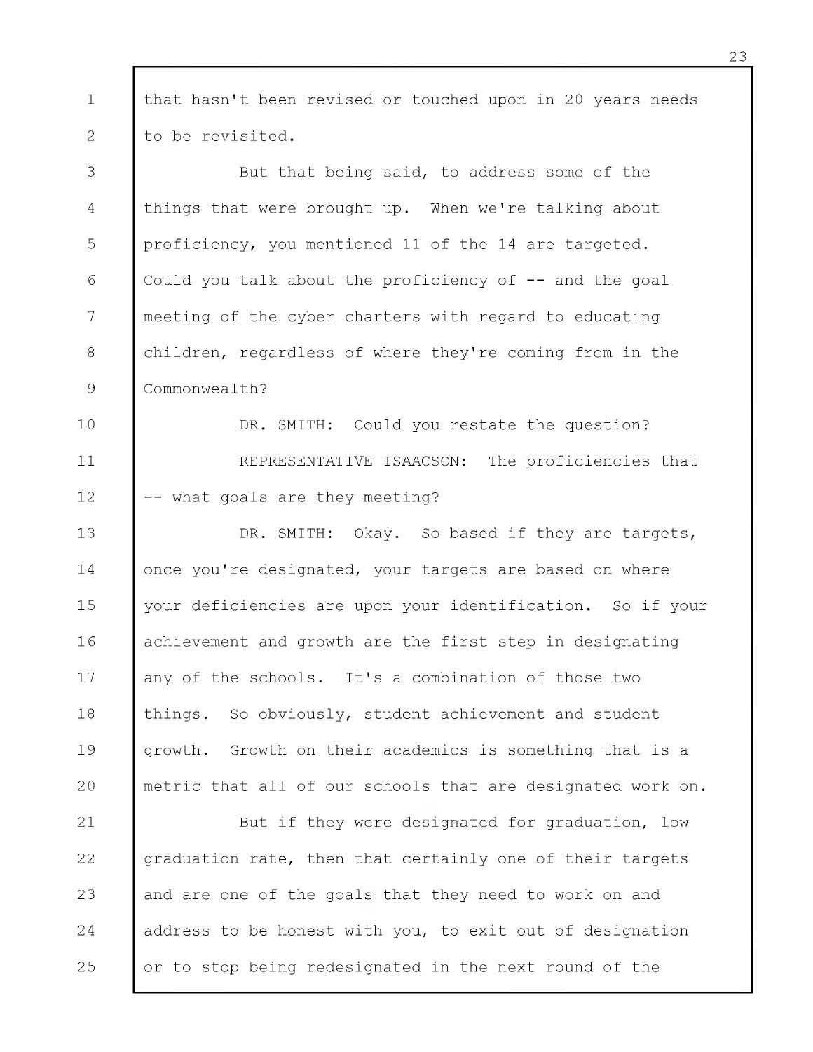that hasn't been revised or touched upon in 20 years needs to be revisited.

But that being said, to address some of the things that were brought up. When we're talking about proficiency, you mentioned 11 of the 14 are targeted. Could you talk about the proficiency of -- and the goal meeting of the cyber charters with regard to educating children, regardless of where they're coming from in the Commonwealth?

DR. SMITH: Could you restate the question?

REPRESENTATIVE ISAACSON: The proficiencies that -- what goals are they meeting?

DR. SMITH: Okay. So based if they are targets, once you're designated, your targets are based on where your deficiencies are upon your identification. So if your achievement and growth are the first step in designating any of the schools. It's a combination of those two things. So obviously, student achievement and student growth. Growth on their academics is something that is a metric that all of our schools that are designated work on.

But if they were designated for graduation, low graduation rate, then that certainly one of their targets and are one of the goals that they need to work on and address to be honest with you, to exit out of designation or to stop being redesignated in the next round of the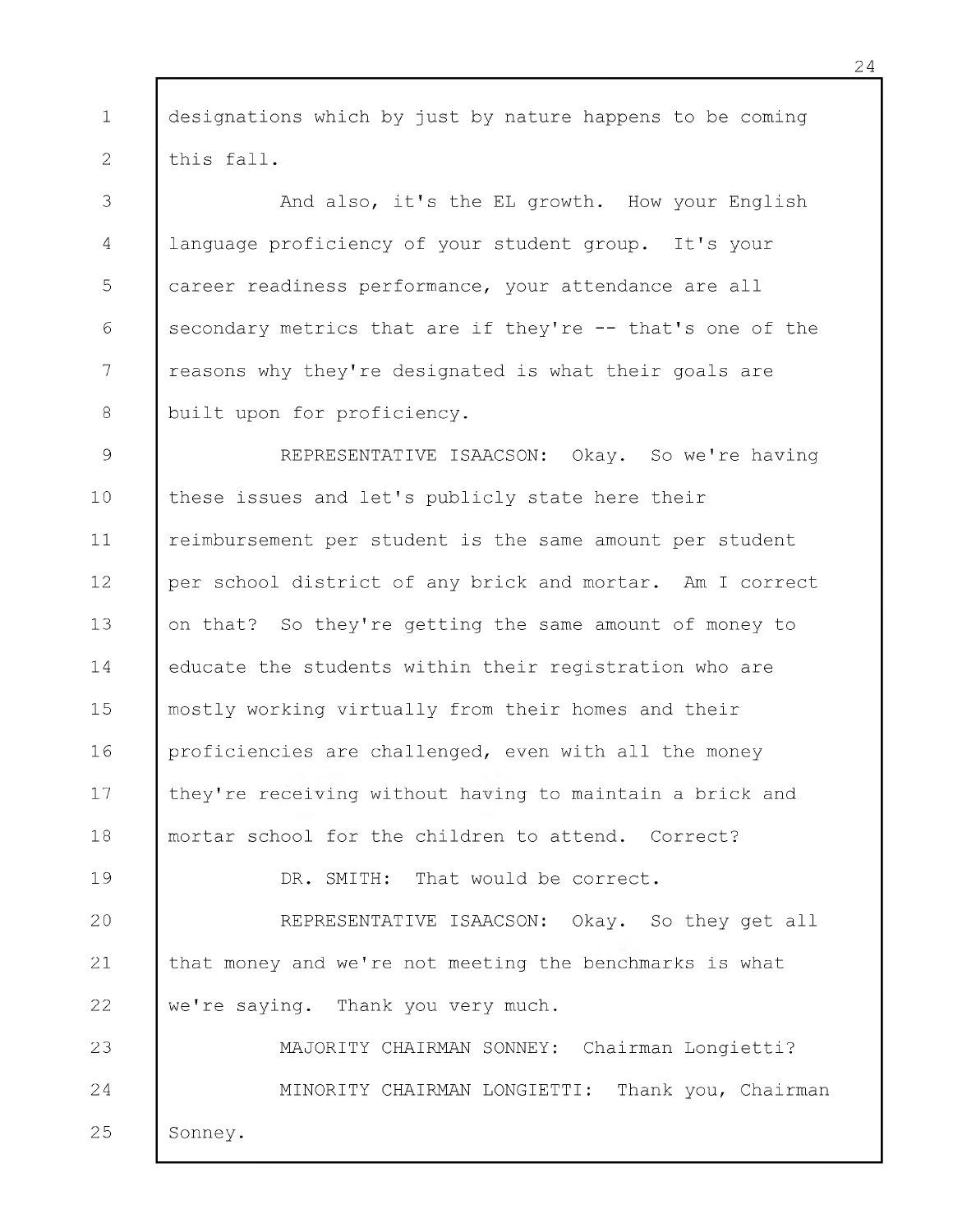designations which by just by nature happens to be coming this fall.

And also, it's the EL growth. How your English language proficiency of your student group. It's your career readiness performance, your attendance are all secondary metrics that are if they're -- that's one of the reasons why they're designated is what their goals are built upon for proficiency.

REPRESENTATIVE ISAACSON: Okay. So we're having these issues and let's publicly state here their reimbursement per student is the same amount per student per school district of any brick and mortar. Am I correct on that? So they're getting the same amount of money to educate the students within their registration who are mostly working virtually from their homes and their proficiencies are challenged, even with all the money they're receiving without having to maintain a brick and mortar school for the children to attend. Correct?

DR. SMITH: That would be correct.

REPRESENTATIVE ISAACSON: Okay. So they get all that money and we're not meeting the benchmarks is what we're saying. Thank you very much.

MAJORITY CHAIRMAN SONNEY: Chairman Longietti?

MINORITY CHAIRMAN LONGIETTI: Thank you, Chairman Sonney.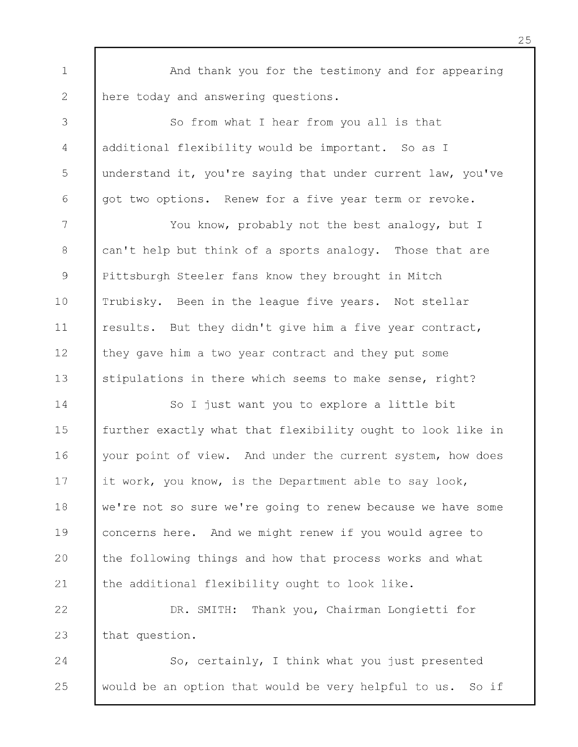And thank you for the testimony and for appearing here today and answering questions.

So from what I hear from you all is that additional flexibility would be important. So as I understand it, you're saying that under current law, you've got two options. Renew for a five year term or revoke.

You know, probably not the best analogy, but I can't help but think of a sports analogy. Those that are Pittsburgh Steeler fans know they brought in Mitch Trubisky. Been in the league five years. Not stellar results. But they didn't give him a five year contract, they gave him a two year contract and they put some stipulations in there which seems to make sense, right?

So I just want you to explore a little bit further exactly what that flexibility ought to look like in your point of view. And under the current system, how does it work, you know, is the Department able to say look, we're not so sure we're going to renew because we have some concerns here. And we might renew if you would agree to the following things and how that process works and what the additional flexibility ought to look like.

DR. SMITH: Thank you, Chairman Longietti for that question.

So, certainly, I think what you just presented would be an option that would be very helpful to us. So if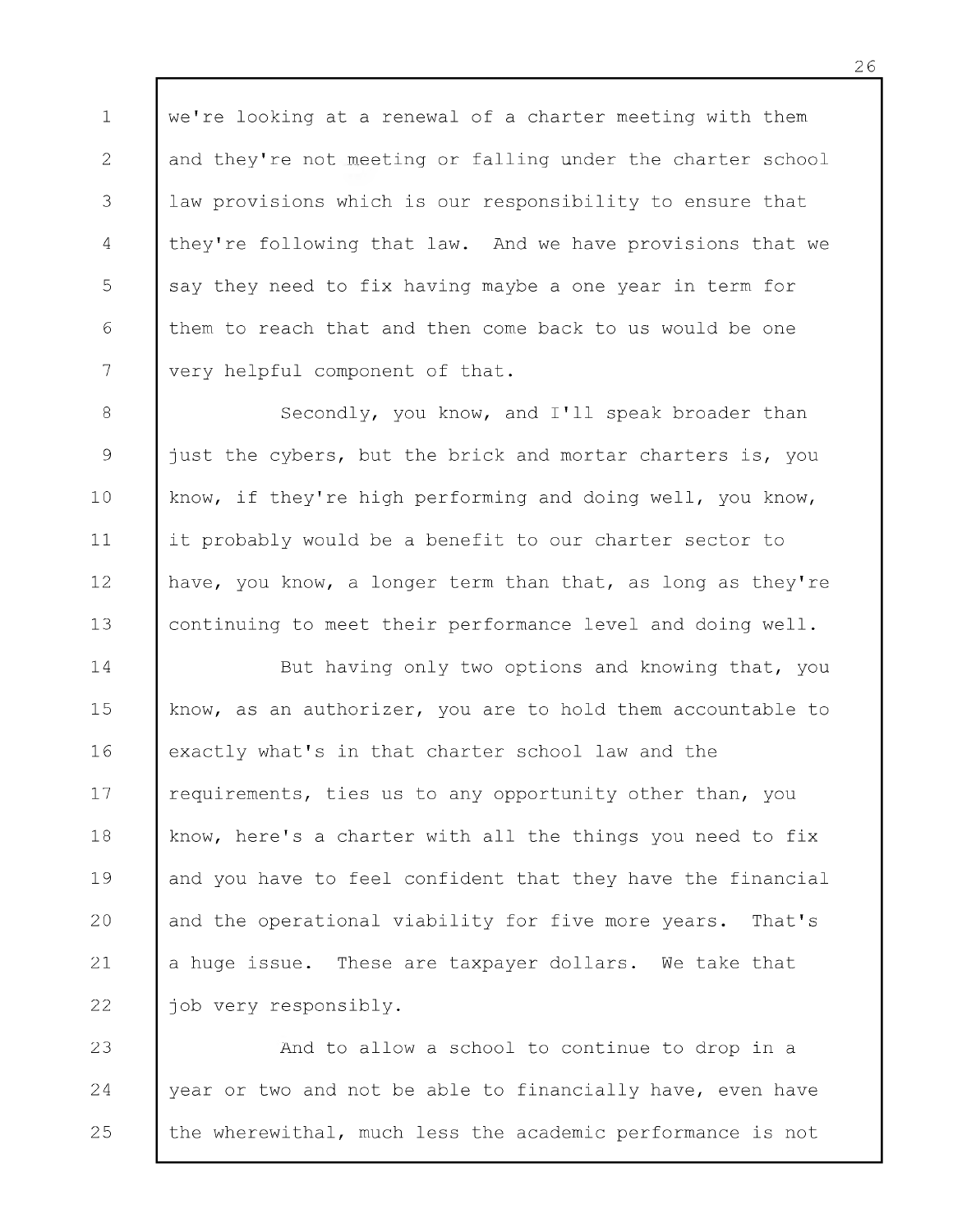we're looking at a renewal of a charter meeting with them and they're not meeting or falling under the charter school law provisions which is our responsibility to ensure that they're following that law. And we have provisions that we say they need to fix having maybe a one year in term for them to reach that and then come back to us would be one very helpful component of that.

Secondly, you know, and I'll speak broader than just the cybers, but the brick and mortar charters is, you know, if they're high performing and doing well, you know, it probably would be a benefit to our charter sector to have, you know, a longer term than that, as long as they're continuing to meet their performance level and doing well.

But having only two options and knowing that, you know, as an authorizer, you are to hold them accountable to exactly what's in that charter school law and the requirements, ties us to any opportunity other than, you know, here's a charter with all the things you need to fix and you have to feel confident that they have the financial and the operational viability for five more years. That's a huge issue. These are taxpayer dollars. We take that job very responsibly.

And to allow a school to continue to drop in a year or two and not be able to financially have, even have the wherewithal, much less the academic performance is not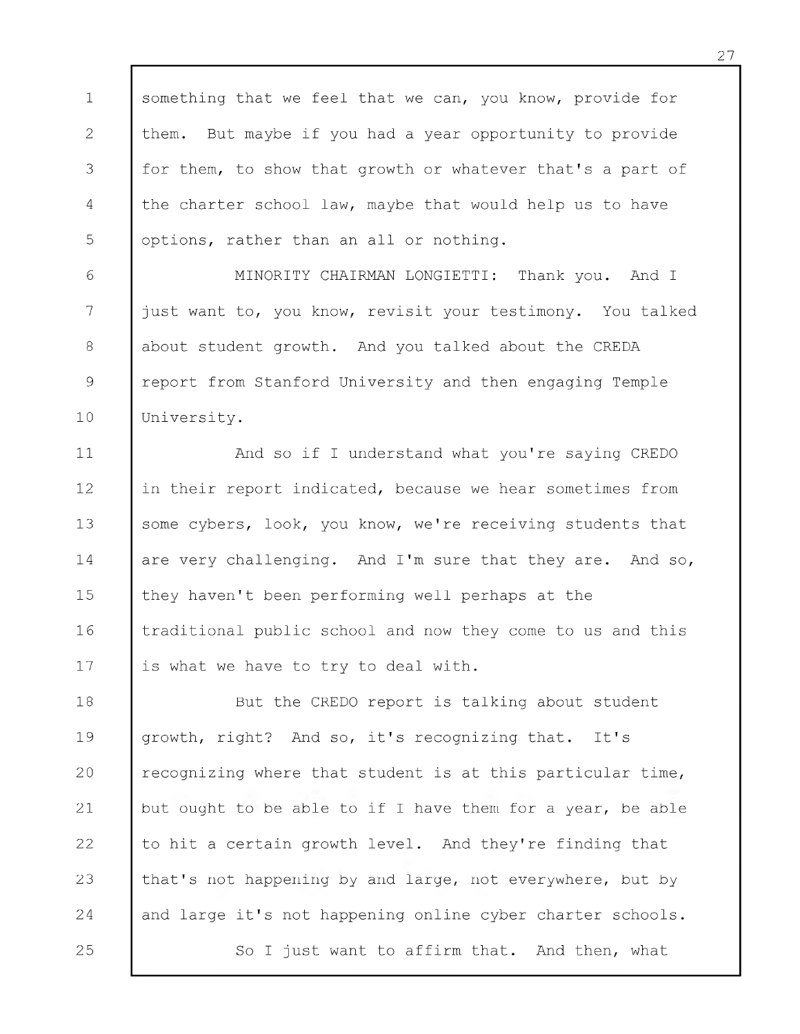something that we feel that we can, you know, provide for them. But maybe if you had a year opportunity to provide for them, to show that growth or whatever that's a part of the charter school law, maybe that would help us to have options, rather than an all or nothing.

MINORITY CHAIRMAN LONGIETTI: Thank you. And I just want to, you know, revisit your testimony. You talked about student growth. And you talked about the CREDA report from Stanford University and then engaging Temple University.

And so if I understand what you're saying CREDO in their report indicated, because we hear sometimes from some cybers, look, you know, we're receiving students that are very challenging. And I'm sure that they are. And so, they haven't been performing well perhaps at the traditional public school and now they come to us and this is what we have to try to deal with.

But the CREDO report is talking about student growth, right? And so, it's recognizing that. It's recognizing where that student is at this particular time, but ought to be able to if I have them for a year, be able to hit a certain growth level. And they're finding that that's not happening by and large, not everywhere, but by and large it's not happening online cyber charter schools.

So I just want to affirm that. And then, what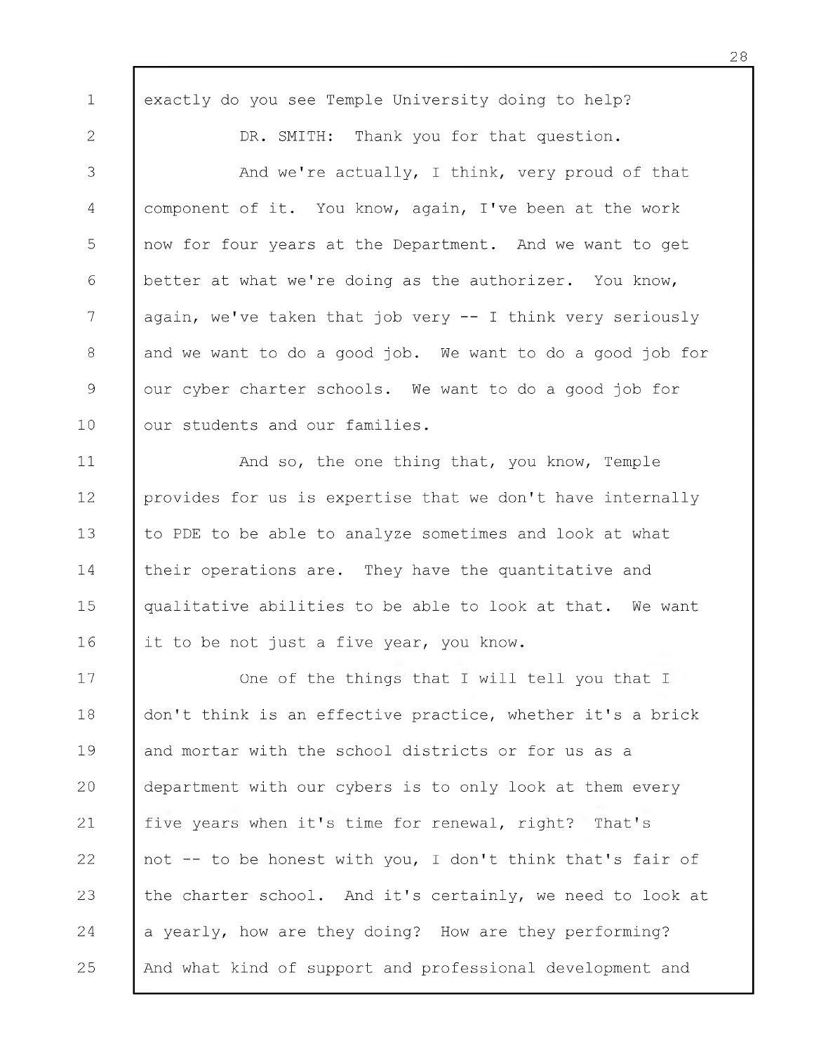exactly do you see Temple University doing to help?

DR. SMITH: Thank you for that question.

And we're actually, I think, very proud of that component of it. You know, again, I've been at the work now for four years at the Department. And we want to get better at what we're doing as the authorizer. You know, again, we've taken that job very -- I think very seriously and we want to do a good job. We want to do a good job for our cyber charter schools. We want to do a good job for our students and our families.

And so, the one thing that, you know, Temple provides for us is expertise that we don't have internally to PDE to be able to analyze sometimes and look at what their operations are. They have the quantitative and qualitative abilities to be able to look at that. We want it to be not just a five year, you know.

One of the things that I will tell you that I don't think is an effective practice, whether it's a brick and mortar with the school districts or for us as a department with our cybers is to only look at them every five years when it's time for renewal, right? That's not -- to be honest with you, I don't think that's fair of the charter school. And it's certainly, we need to look at a yearly, how are they doing? How are they performing? And what kind of support and professional development and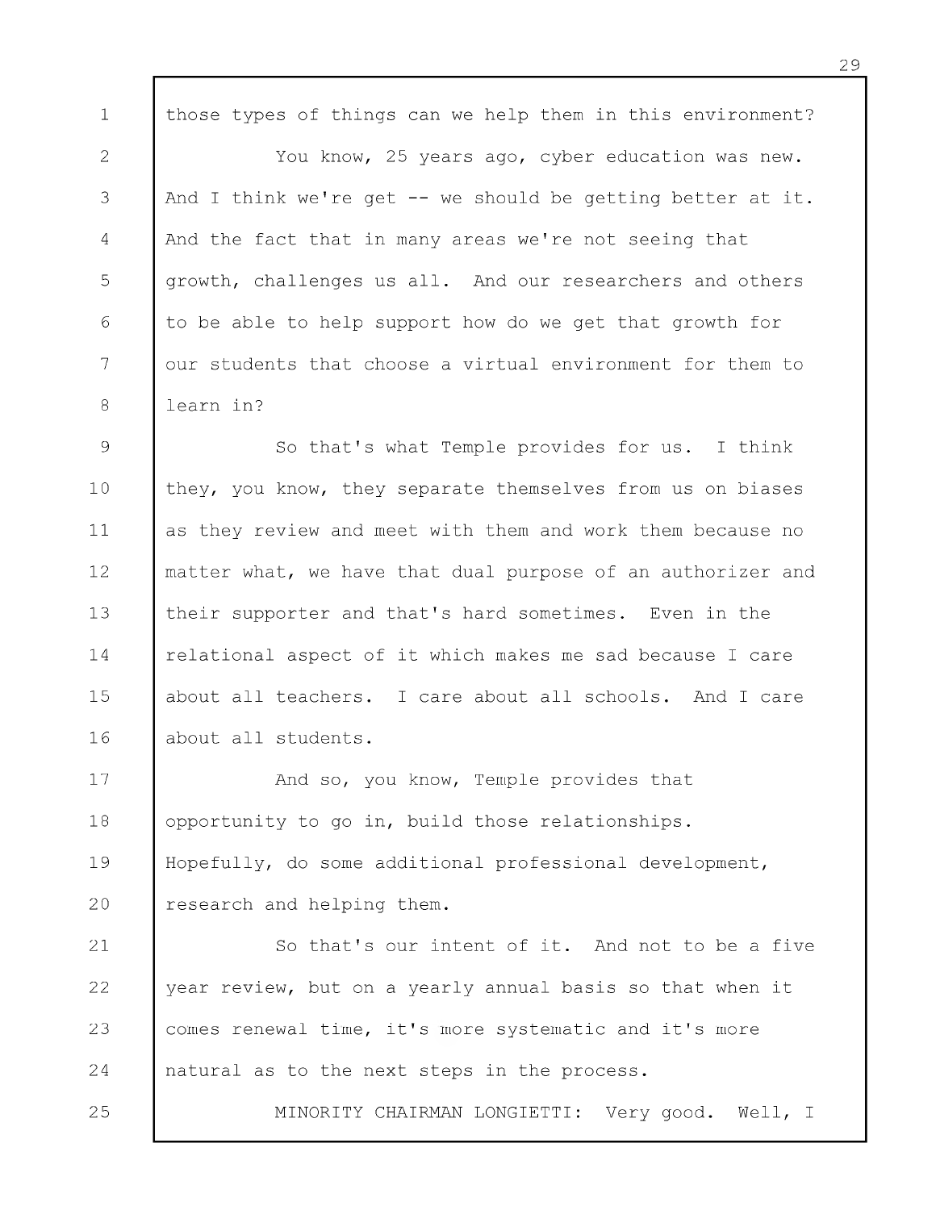those types of things can we help them in this environment?

You know, 25 years ago, cyber education was new. And I think we're get -- we should be getting better at it. And the fact that in many areas we're not seeing that growth, challenges us all. And our researchers and others to be able to help support how do we get that growth for our students that choose a virtual environment for them to learn in?

So that's what Temple provides for us. I think they, you know, they separate themselves from us on biases as they review and meet with them and work them because no matter what, we have that dual purpose of an authorizer and their supporter and that's hard sometimes. Even in the relational aspect of it which makes me sad because I care about all teachers. I care about all schools. And I care about all students.

And so, you know, Temple provides that opportunity to go in, build those relationships. Hopefully, do some additional professional development, research and helping them.

So that's our intent of it. And not to be a five year review, but on a yearly annual basis so that when it comes renewal time, it's more systematic and it's more natural as to the next steps in the process.

MINORITY CHAIRMAN LONGIETTI: Very good. Well, I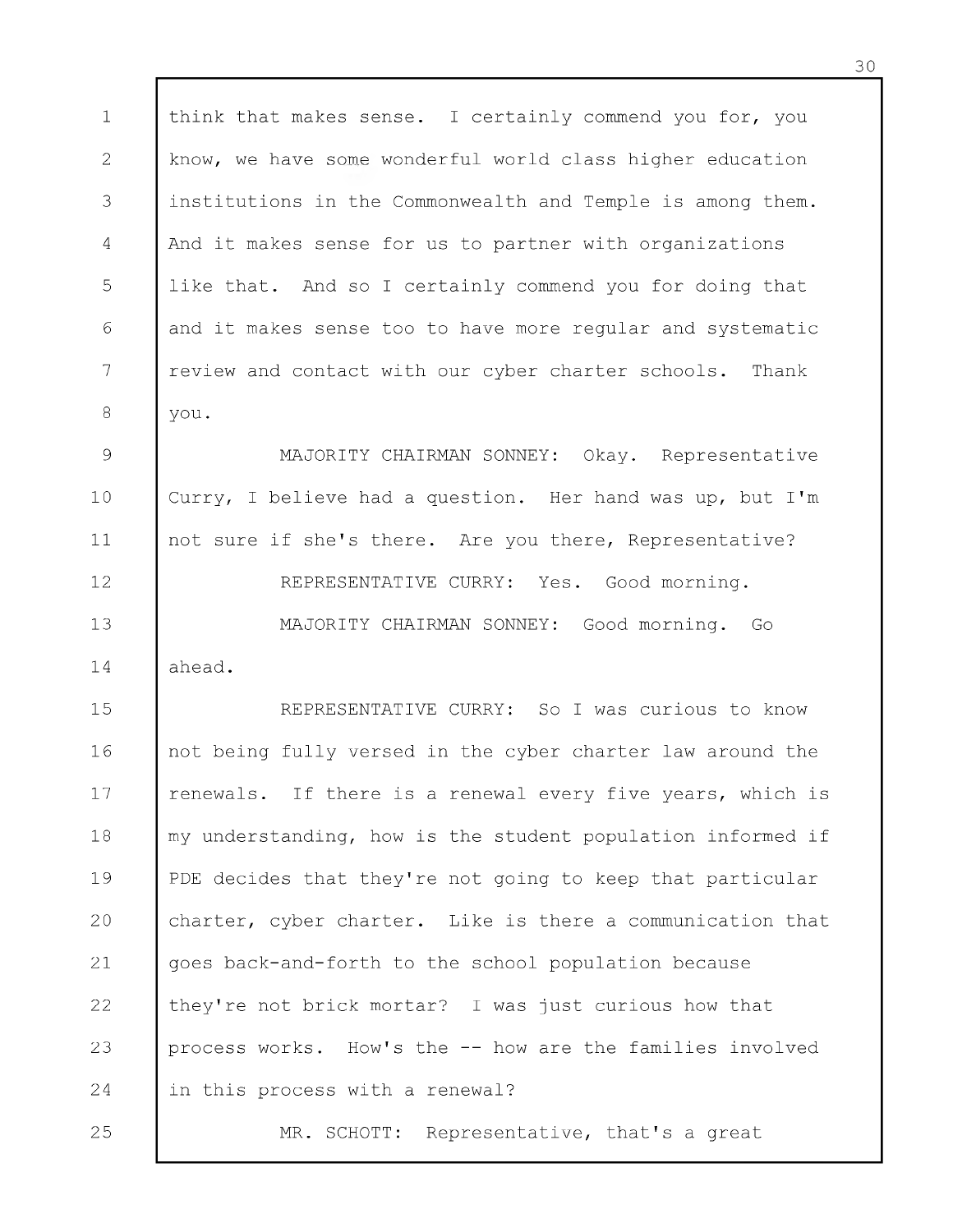think that makes sense. I certainly commend you for, you know, we have some wonderful world class higher education institutions in the Commonwealth and Temple is among them. And it makes sense for us to partner with organizations like that. And so I certainly commend you for doing that and it makes sense too to have more regular and systematic review and contact with our cyber charter schools. Thank you.

MAJORITY CHAIRMAN SONNEY: Okay. Representative Curry, I believe had a question. Her hand was up, but I'm not sure if she's there. Are you there, Representative?

REPRESENTATIVE CURRY: Yes. Good morning.

MAJORITY CHAIRMAN SONNEY: Good morning. Go ahead.

REPRESENTATIVE CURRY: So I was curious to know not being fully versed in the cyber charter law around the renewals. If there is a renewal every five years, which is my understanding, how is the student population informed if PDE decides that they're not going to keep that particular charter, cyber charter. Like is there a communication that goes back-and-forth to the school population because they're not brick mortar? I was just curious how that process works. How's the -- how are the families involved in this process with a renewal?

MR. SCHOTT: Representative, that's a great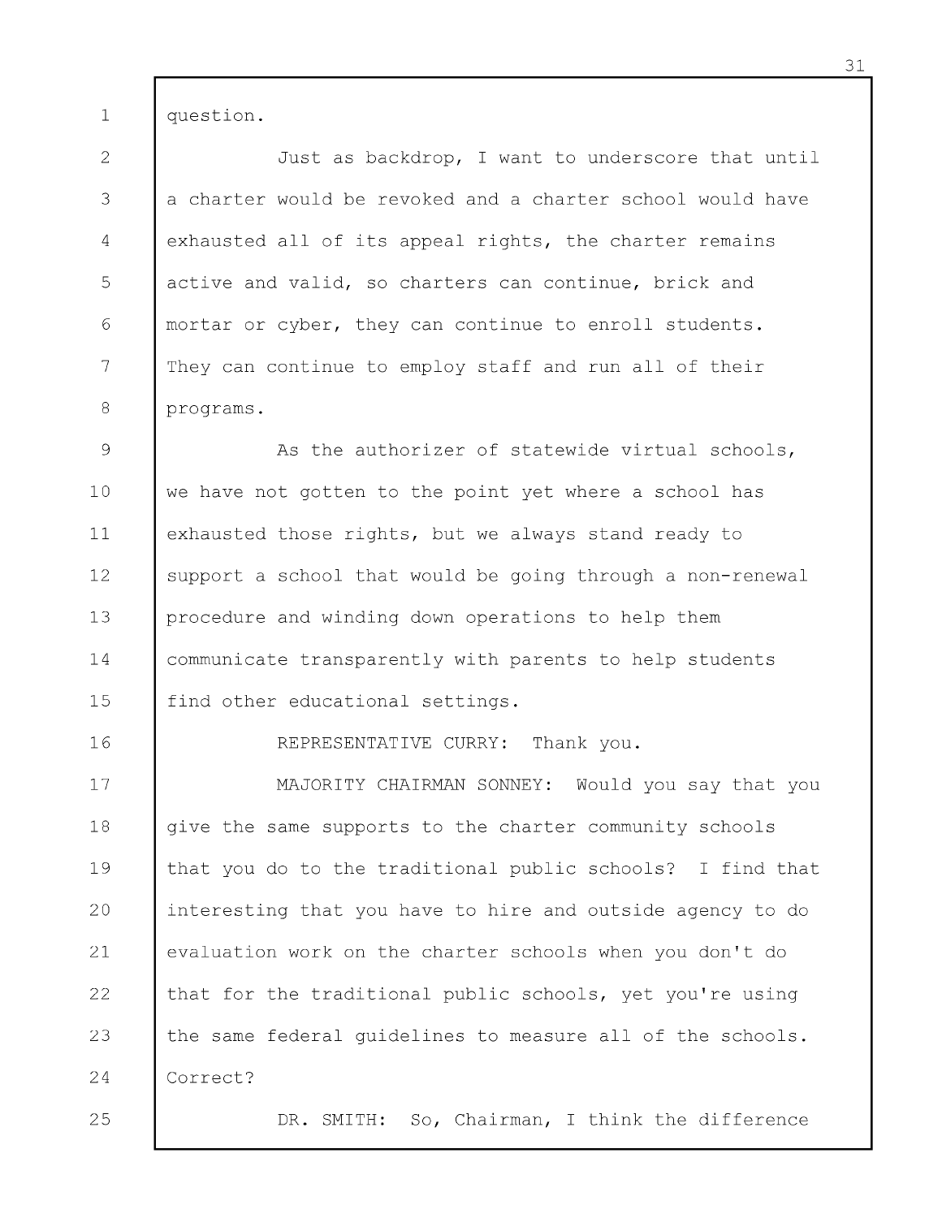question.

Just as backdrop, I want to underscore that until a charter would be revoked and a charter school would have exhausted all of its appeal rights, the charter remains active and valid, so charters can continue, brick and mortar or cyber, they can continue to enroll students. They can continue to employ staff and run all of their programs.

As the authorizer of statewide virtual schools, we have not gotten to the point yet where a school has exhausted those rights, but we always stand ready to support a school that would be going through a non-renewal procedure and winding down operations to help them communicate transparently with parents to help students find other educational settings.

REPRESENTATIVE CURRY: Thank you.

MAJORITY CHAIRMAN SONNEY: Would you say that you give the same supports to the charter community schools that you do to the traditional public schools? I find that interesting that you have to hire and outside agency to do evaluation work on the charter schools when you don't do that for the traditional public schools, yet you're using the same federal guidelines to measure all of the schools. Correct?

DR. SMITH: So, Chairman, I think the difference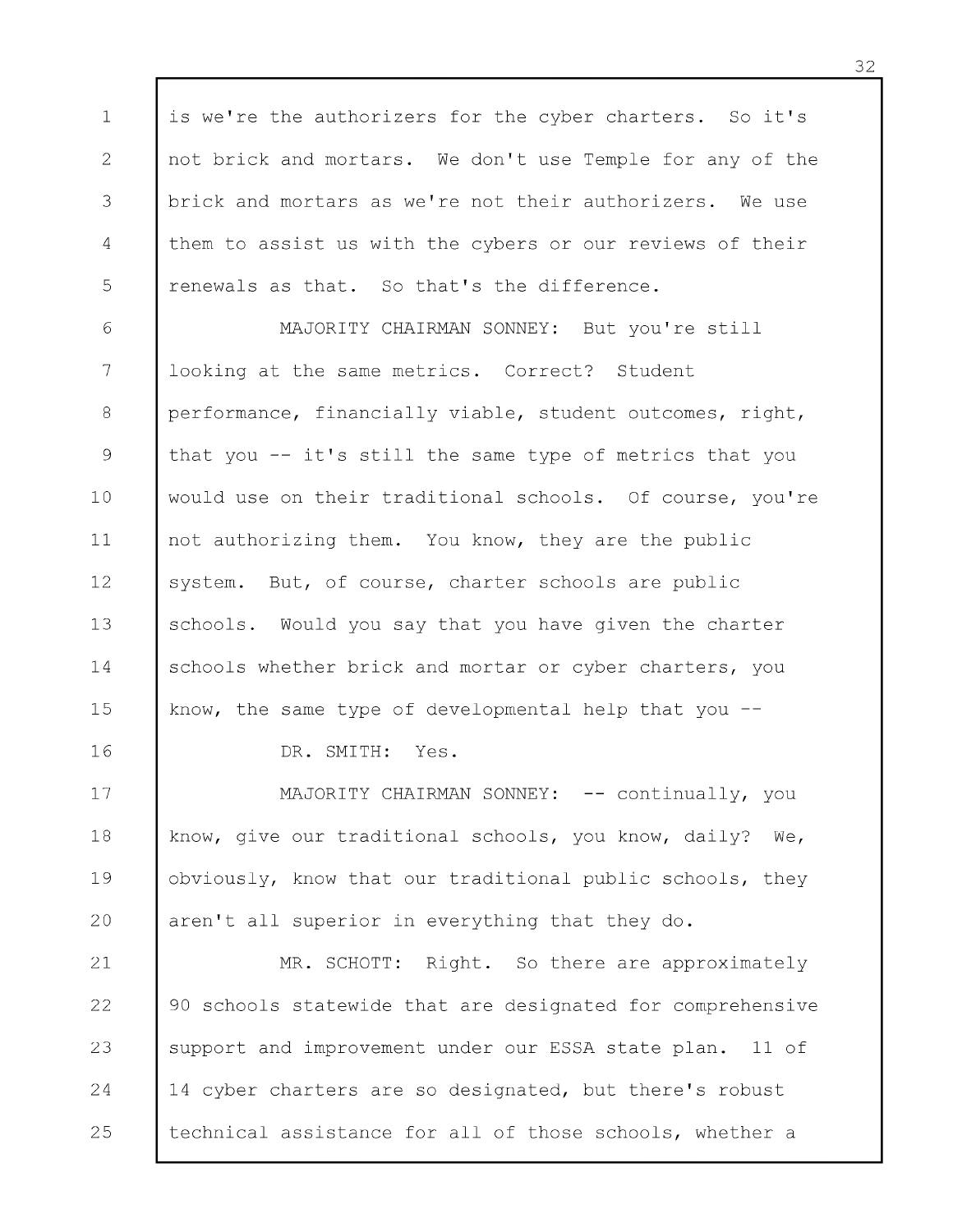is we're the authorizers for the cyber charters. So it's not brick and mortars. We don't use Temple for any of the brick and mortars as we're not their authorizers. We use them to assist us with the cybers or our reviews of their renewals as that. So that's the difference.

MAJORITY CHAIRMAN SONNEY: But you're still looking at the same metrics. Correct? Student performance, financially viable, student outcomes, right, that you -- it's still the same type of metrics that you would use on their traditional schools. Of course, you're not authorizing them. You know, they are the public system. But, of course, charter schools are public schools. Would you say that you have given the charter schools whether brick and mortar or cyber charters, you know, the same type of developmental help that you --

DR. SMITH: Yes.

MAJORITY CHAIRMAN SONNEY: -- continually, you know, give our traditional schools, you know, daily? We, obviously, know that our traditional public schools, they aren't all superior in everything that they do.

MR. SCHOTT: Right. So there are approximately 90 schools statewide that are designated for comprehensive support and improvement under our ESSA state plan. 11 of 14 cyber charters are so designated, but there's robust technical assistance for all of those schools, whether a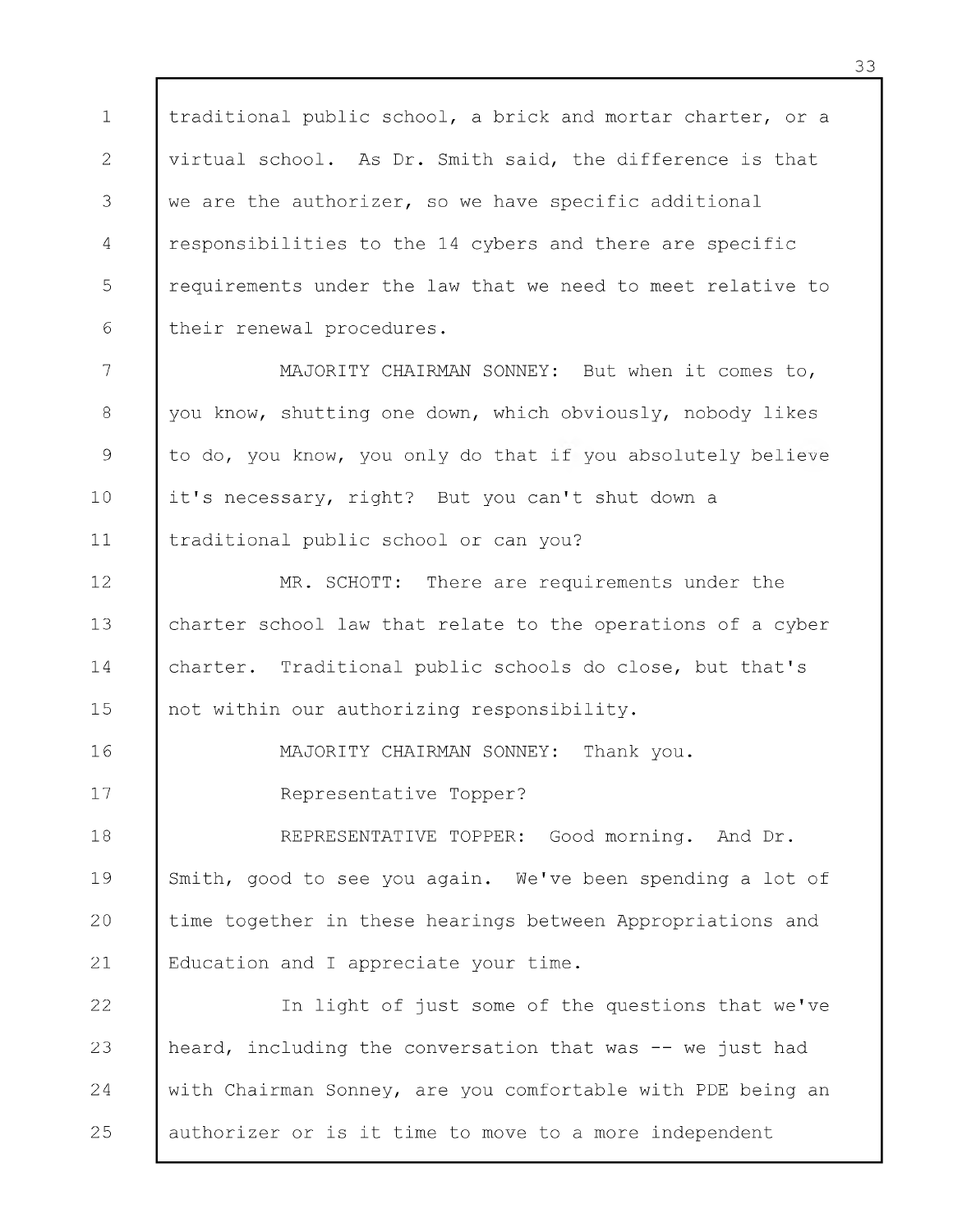traditional public school, a brick and mortar charter, or a virtual school. As Dr. Smith said, the difference is that we are the authorizer, so we have specific additional responsibilities to the 14 cybers and there are specific requirements under the law that we need to meet relative to their renewal procedures.

MAJORITY CHAIRMAN SONNEY: But when it comes to, you know, shutting one down, which obviously, nobody likes to do, you know, you only do that if you absolutely believe it's necessary, right? But you can't shut down a traditional public school or can you?

MR. SCHOTT: There are requirements under the charter school law that relate to the operations of a cyber charter. Traditional public schools do close, but that's not within our authorizing responsibility.

MAJORITY CHAIRMAN SONNEY: Thank you.

Representative Topper?

REPRESENTATIVE TOPPER: Good morning. And Dr. Smith, good to see you again. We've been spending a lot of time together in these hearings between Appropriations and Education and I appreciate your time.

In light of just some of the questions that we've heard, including the conversation that was -- we just had with Chairman Sonney, are you comfortable with PDE being an authorizer or is it time to move to a more independent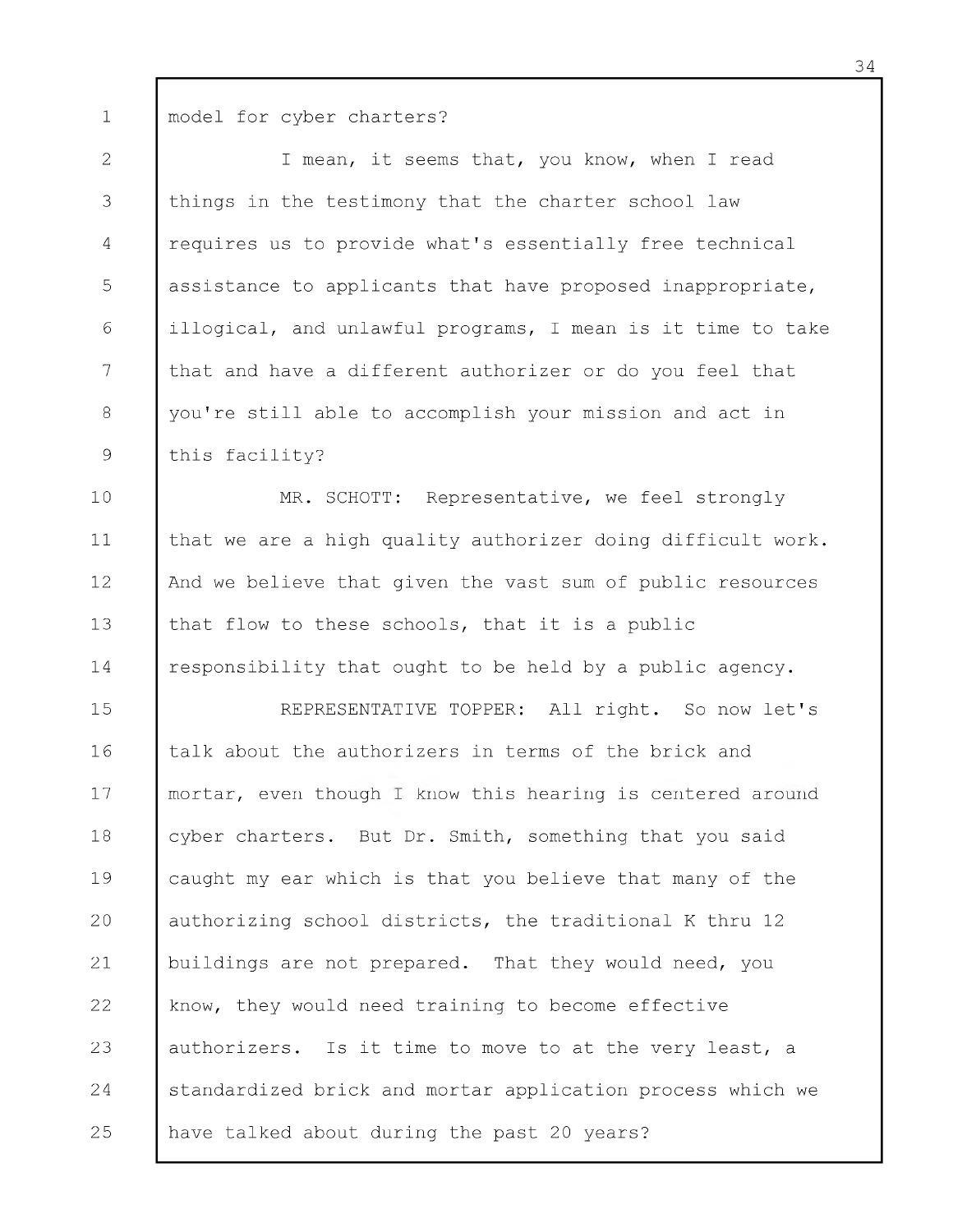model for cyber charters?

I mean, it seems that, you know, when I read things in the testimony that the charter school law requires us to provide what's essentially free technical assistance to applicants that have proposed inappropriate, illogical, and unlawful programs, I mean is it time to take that and have a different authorizer or do you feel that you're still able to accomplish your mission and act in this facility?

MR. SCHOTT: Representative, we feel strongly that we are a high quality authorizer doing difficult work. And we believe that given the vast sum of public resources that flow to these schools, that it is a public responsibility that ought to be held by a public agency.

REPRESENTATIVE TOPPER: All right. So now let's talk about the authorizers in terms of the brick and mortar, even though I know this hearing is centered around cyber charters. But Dr. Smith, something that you said caught my ear which is that you believe that many of the authorizing school districts, the traditional K thru 12 buildings are not prepared. That they would need, you know, they would need training to become effective authorizers. Is it time to move to at the very least, a standardized brick and mortar application process which we have talked about during the past 20 years?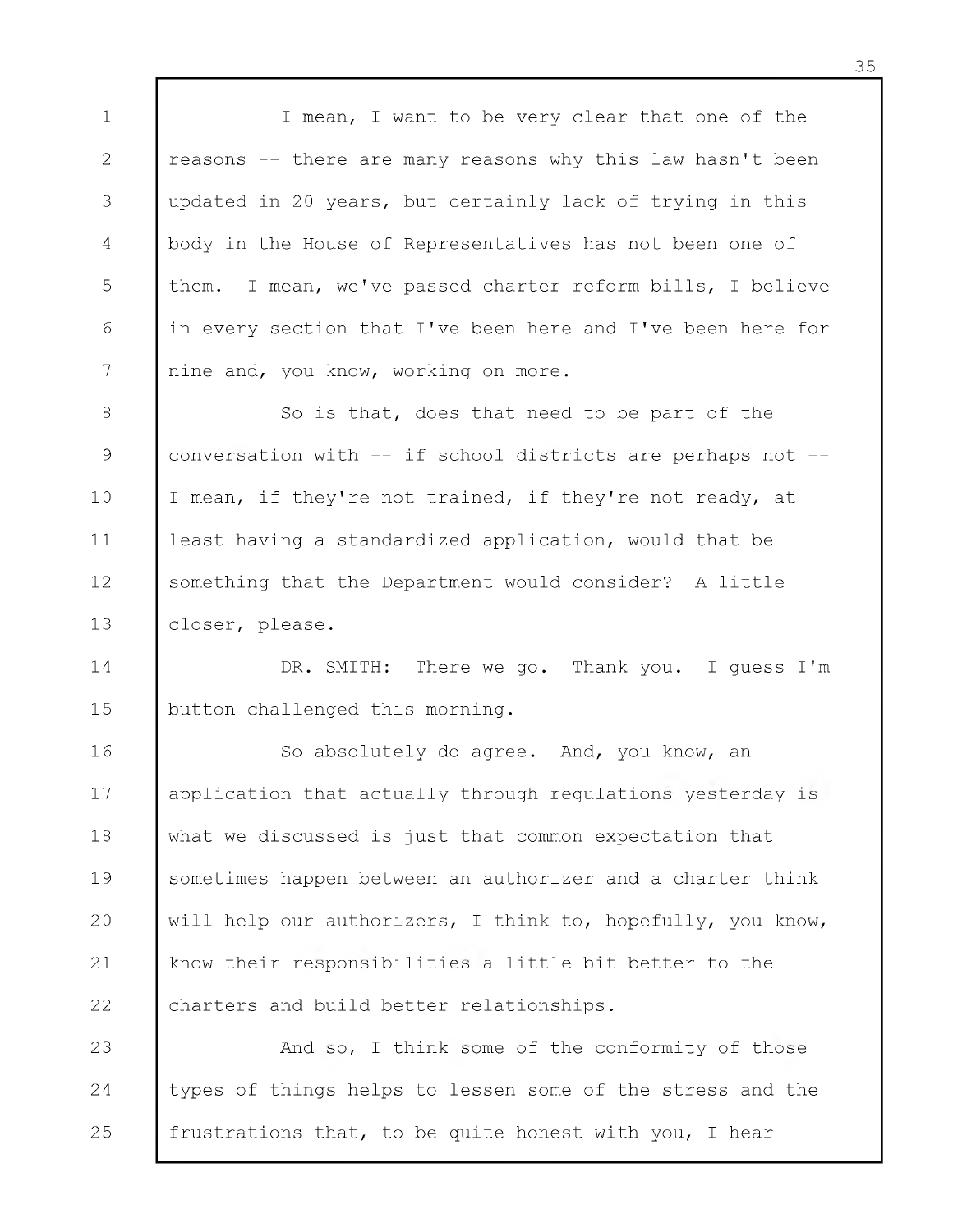I mean, I want to be very clear that one of the reasons -- there are many reasons why this law hasn't been updated in 20 years, but certainly lack of trying in this body in the House of Representatives has not been one of them. I mean, we've passed charter reform bills, I believe in every section that I've been here and I've been here for nine and, you know, working on more.

So is that, does that need to be part of the conversation with -- if school districts are perhaps not -- I mean, if they're not trained, if they're not ready, at least having a standardized application, would that be something that the Department would consider? A little closer, please.

DR. SMITH: There we go. Thank you. I guess I'm button challenged this morning.

So absolutely do agree. And, you know, an application that actually through regulations yesterday is what we discussed is just that common expectation that sometimes happen between an authorizer and a charter think will help our authorizers, I think to, hopefully, you know, know their responsibilities a little bit better to the charters and build better relationships.

And so, I think some of the conformity of those types of things helps to lessen some of the stress and the frustrations that, to be quite honest with you, I hear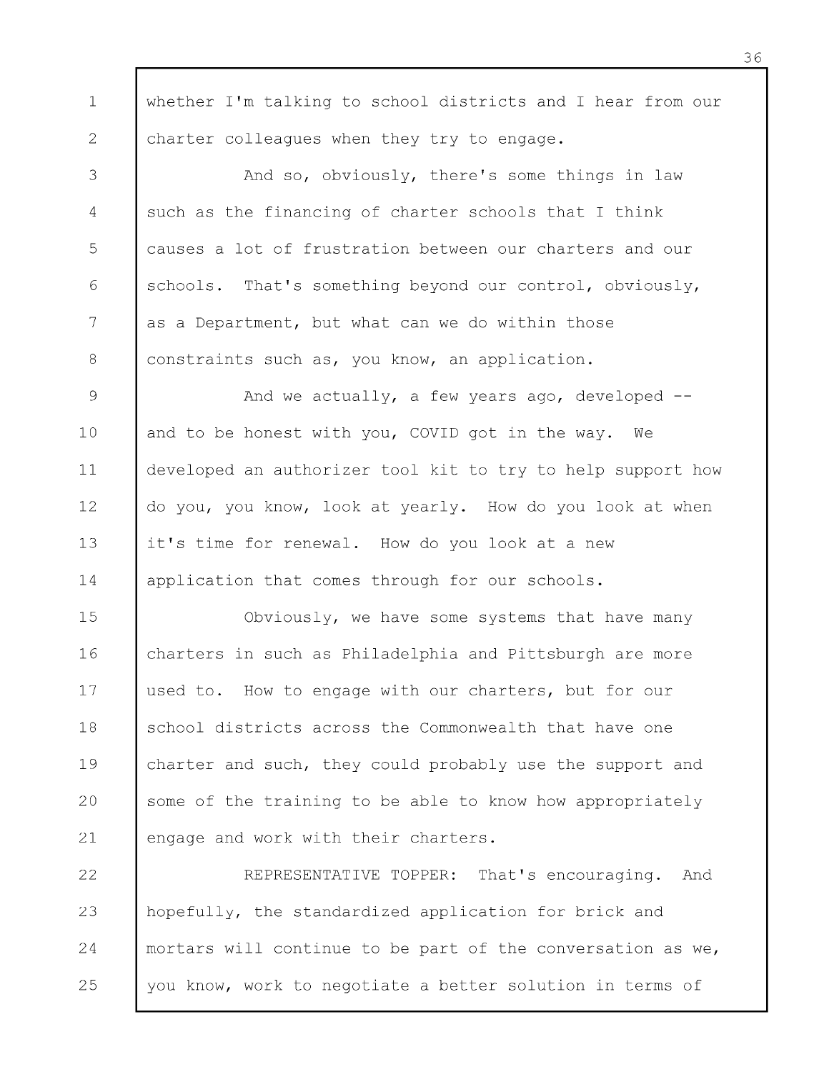whether I'm talking to school districts and I hear from our charter colleagues when they try to engage.

And so, obviously, there's some things in law such as the financing of charter schools that I think causes a lot of frustration between our charters and our schools. That's something beyond our control, obviously, as a Department, but what can we do within those constraints such as, you know, an application.

And we actually, a few years ago, developed -- and to be honest with you, COVID got in the way. We developed an authorizer tool kit to try to help support how do you, you know, look at yearly. How do you look at when it's time for renewal. How do you look at a new application that comes through for our schools.

Obviously, we have some systems that have many charters in such as Philadelphia and Pittsburgh are more used to. How to engage with our charters, but for our school districts across the Commonwealth that have one charter and such, they could probably use the support and some of the training to be able to know how appropriately engage and work with their charters.

REPRESENTATIVE TOPPER: That's encouraging. And hopefully, the standardized application for brick and mortars will continue to be part of the conversation as we, you know, work to negotiate a better solution in terms of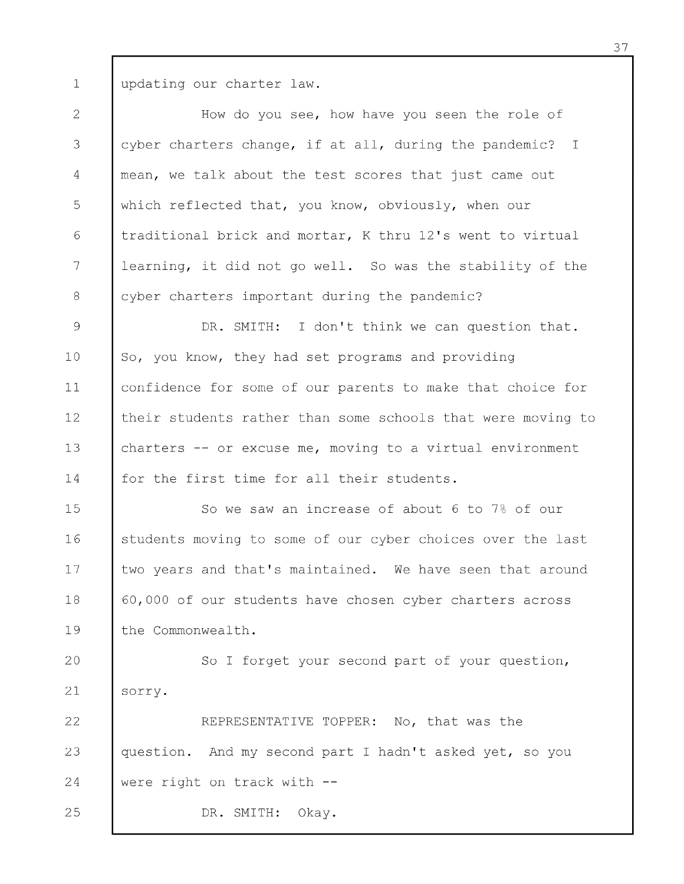updating our charter law.

How do you see, how have you seen the role of cyber charters change, if at all, during the pandemic? I mean, we talk about the test scores that just came out which reflected that, you know, obviously, when our traditional brick and mortar, K thru 12's went to virtual learning, it did not go well. So was the stability of the cyber charters important during the pandemic?

DR. SMITH: I don't think we can question that. So, you know, they had set programs and providing confidence for some of our parents to make that choice for their students rather than some schools that were moving to charters -- or excuse me, moving to a virtual environment for the first time for all their students.

So we saw an increase of about 6 to 7% of our students moving to some of our cyber choices over the last two years and that's maintained. We have seen that around 60,000 of our students have chosen cyber charters across the Commonwealth.

So I forget your second part of your question, sorry.

REPRESENTATIVE TOPPER: No, that was the question. And my second part I hadn't asked yet, so you were right on track with --

DR. SMITH: Okay.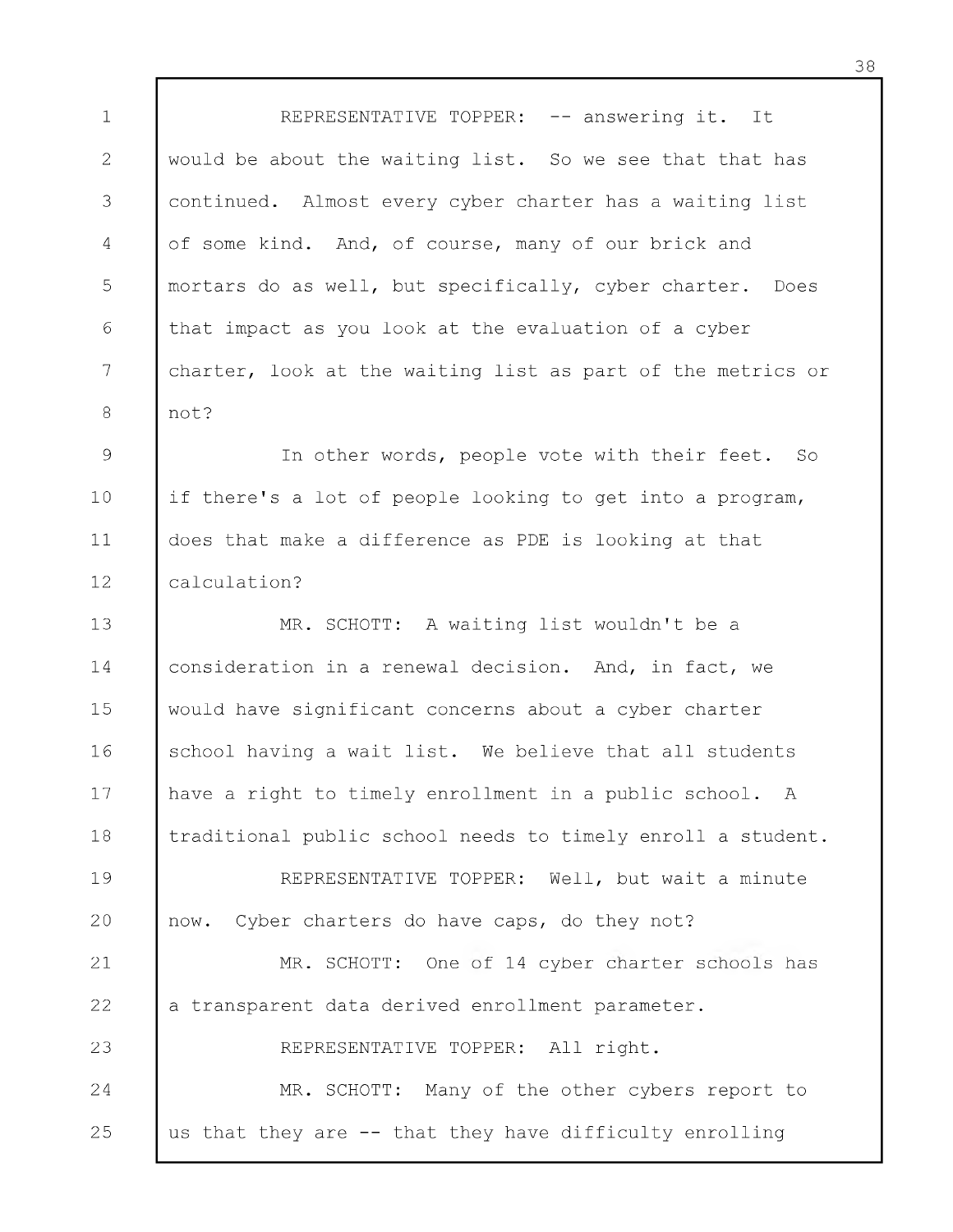REPRESENTATIVE TOPPER: -- answering it. It would be about the waiting list. So we see that that has continued. Almost every cyber charter has a waiting list of some kind. And, of course, many of our brick and mortars do as well, but specifically, cyber charter. Does that impact as you look at the evaluation of a cyber charter, look at the waiting list as part of the metrics or not?

In other words, people vote with their feet. So if there's a lot of people looking to get into a program, does that make a difference as PDE is looking at that calculation?

MR. SCHOTT: A waiting list wouldn't be a consideration in a renewal decision. And, in fact, we would have significant concerns about a cyber charter school having a wait list. We believe that all students have a right to timely enrollment in a public school. A traditional public school needs to timely enroll a student.

REPRESENTATIVE TOPPER: Well, but wait a minute now. Cyber charters do have caps, do they not?

MR. SCHOTT: One of 14 cyber charter schools has a transparent data derived enrollment parameter.

REPRESENTATIVE TOPPER: All right.

MR. SCHOTT: Many of the other cybers report to us that they are -- that they have difficulty enrolling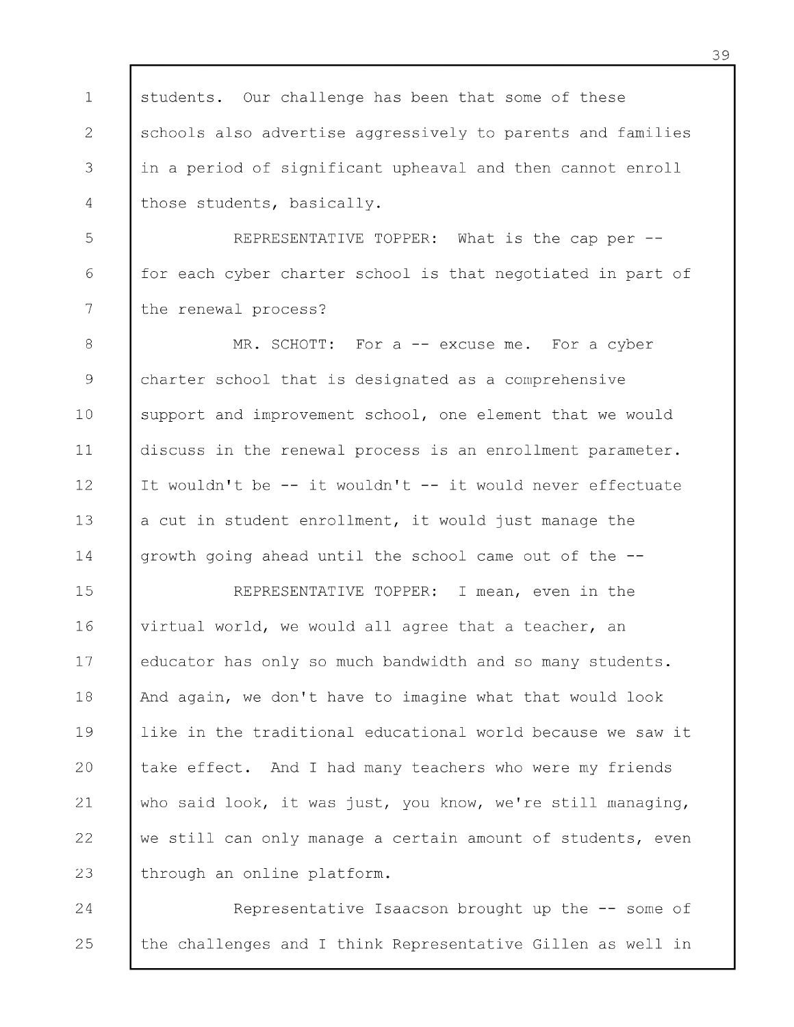students. Our challenge has been that some of these schools also advertise aggressively to parents and families in a period of significant upheaval and then cannot enroll those students, basically.

REPRESENTATIVE TOPPER: What is the cap per -- for each cyber charter school is that negotiated in part of the renewal process?

MR. SCHOTT: For a -- excuse me. For a cyber charter school that is designated as a comprehensive support and improvement school, one element that we would discuss in the renewal process is an enrollment parameter. It wouldn't be -- it wouldn't -- it would never effectuate a cut in student enrollment, it would just manage the growth going ahead until the school came out of the --

REPRESENTATIVE TOPPER: I mean, even in the virtual world, we would all agree that a teacher, an educator has only so much bandwidth and so many students. And again, we don't have to imagine what that would look like in the traditional educational world because we saw it take effect. And I had many teachers who were my friends who said look, it was just, you know, we're still managing, we still can only manage a certain amount of students, even through an online platform.

Representative Isaacson brought up the -- some of the challenges and I think Representative Gillen as well in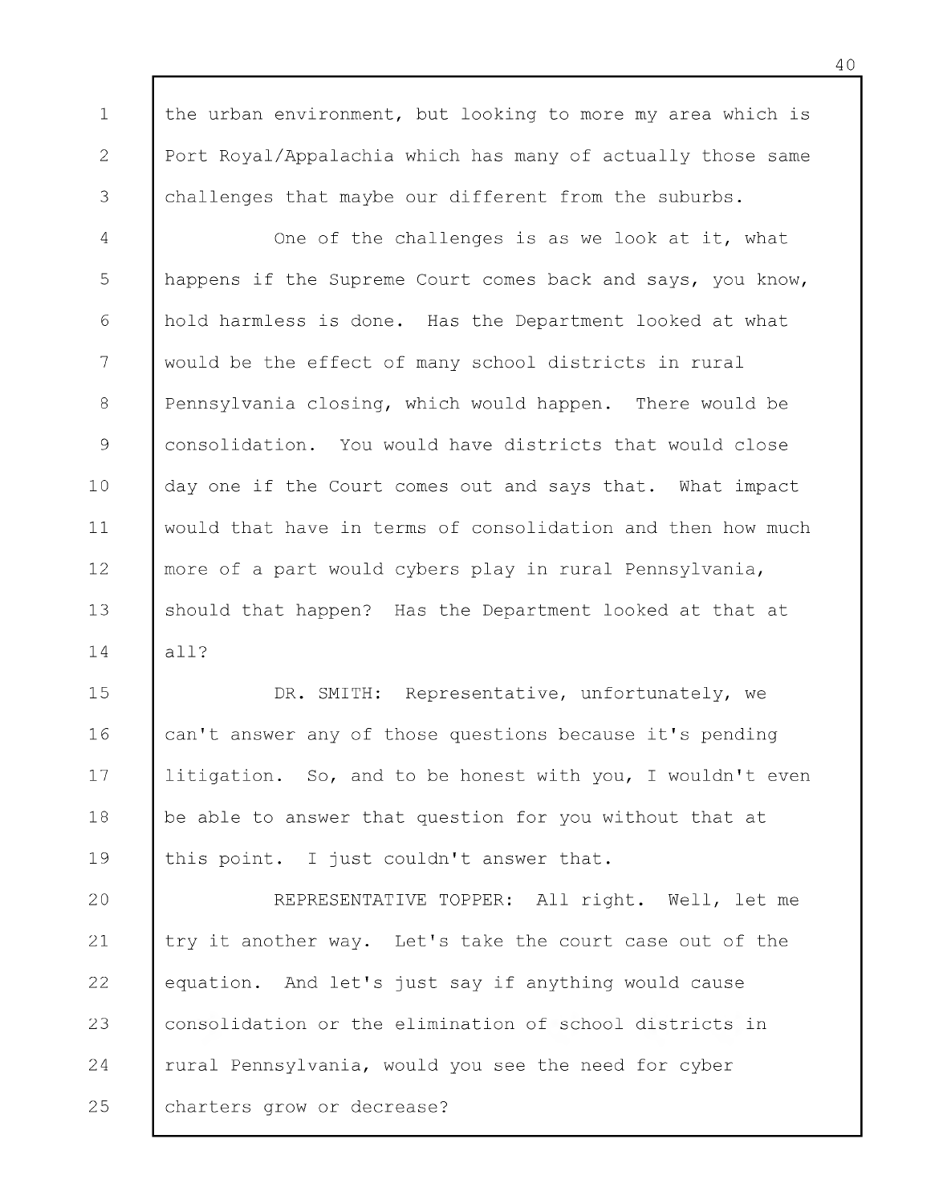the urban environment, but looking to more my area which is Port Royal/Appalachia which has many of actually those same challenges that maybe our different from the suburbs.

One of the challenges is as we look at it, what happens if the Supreme Court comes back and says, you know, hold harmless is done. Has the Department looked at what would be the effect of many school districts in rural Pennsylvania closing, which would happen. There would be consolidation. You would have districts that would close day one if the Court comes out and says that. What impact would that have in terms of consolidation and then how much more of a part would cybers play in rural Pennsylvania, should that happen? Has the Department looked at that at all?

DR. SMITH: Representative, unfortunately, we can't answer any of those questions because it's pending litigation. So, and to be honest with you, I wouldn't even be able to answer that question for you without that at this point. I just couldn't answer that.

REPRESENTATIVE TOPPER: All right. Well, let me try it another way. Let's take the court case out of the equation. And let's just say if anything would cause consolidation or the elimination of school districts in rural Pennsylvania, would you see the need for cyber charters grow or decrease?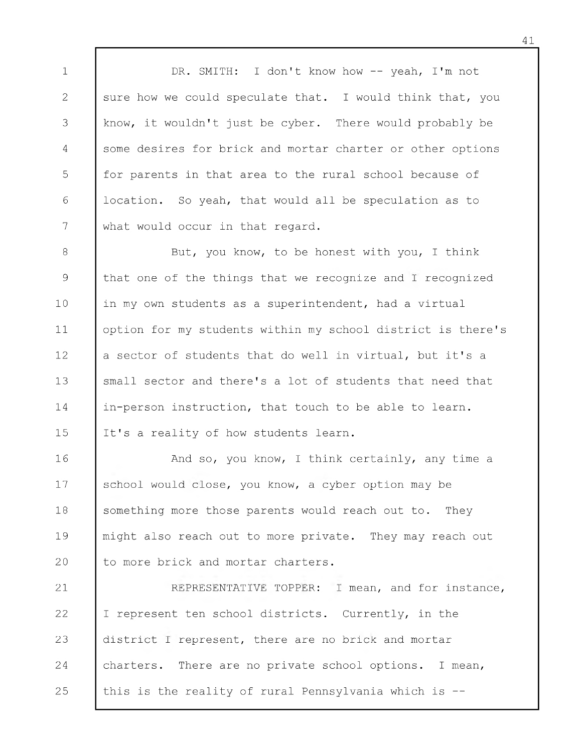DR. SMITH: I don't know how -- yeah, I'm not sure how we could speculate that. I would think that, you know, it wouldn't just be cyber. There would probably be some desires for brick and mortar charter or other options for parents in that area to the rural school because of location. So yeah, that would all be speculation as to what would occur in that regard.

But, you know, to be honest with you, I think that one of the things that we recognize and I recognized in my own students as a superintendent, had a virtual option for my students within my school district is there's a sector of students that do well in virtual, but it's a small sector and there's a lot of students that need that in-person instruction, that touch to be able to learn. It's a reality of how students learn.

And so, you know, I think certainly, any time a school would close, you know, a cyber option may be something more those parents would reach out to. They might also reach out to more private. They may reach out to more brick and mortar charters.

REPRESENTATIVE TOPPER: I mean, and for instance, I represent ten school districts. Currently, in the district I represent, there are no brick and mortar charters. There are no private school options. I mean, this is the reality of rural Pennsylvania which is --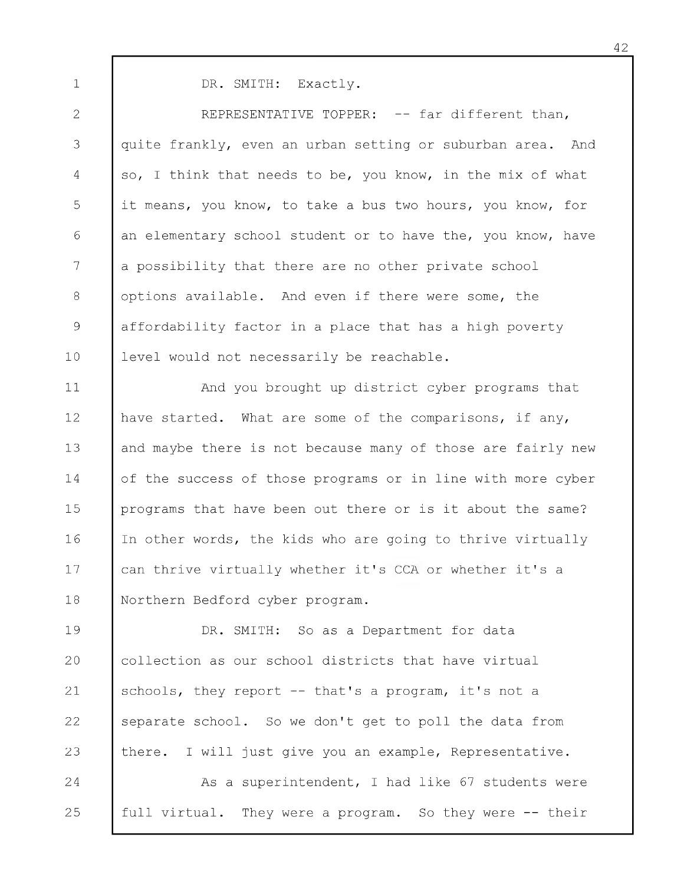DR. SMITH: Exactly.

REPRESENTATIVE TOPPER: -- far different than, quite frankly, even an urban setting or suburban area. And so, I think that needs to be, you know, in the mix of what it means, you know, to take a bus two hours, you know, for an elementary school student or to have the, you know, have a possibility that there are no other private school options available. And even if there were some, the affordability factor in a place that has a high poverty level would not necessarily be reachable.

And you brought up district cyber programs that have started. What are some of the comparisons, if any, and maybe there is not because many of those are fairly new of the success of those programs or in line with more cyber programs that have been out there or is it about the same? In other words, the kids who are going to thrive virtually can thrive virtually whether it's CCA or whether it's a Northern Bedford cyber program.

DR. SMITH: So as a Department for data collection as our school districts that have virtual schools, they report -- that's a program, it's not a separate school. So we don't get to poll the data from there. I will just give you an example, Representative.

As a superintendent, I had like 67 students were full virtual. They were a program. So they were -- their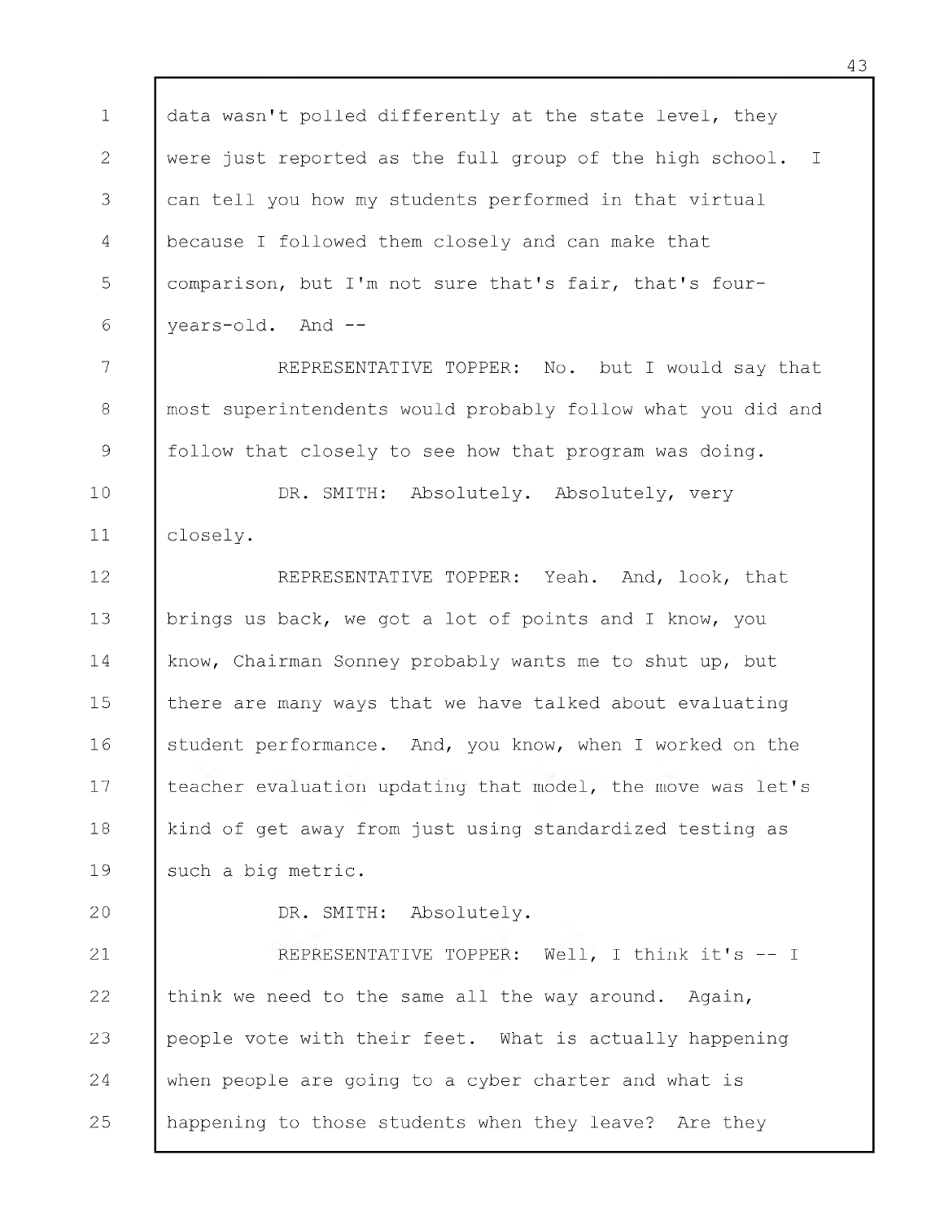data wasn't polled differently at the state level, they were just reported as the full group of the high school. I can tell you how my students performed in that virtual because I followed them closely and can make that comparison, but I'm not sure that's fair, that's four-years-old. And --

REPRESENTATIVE TOPPER: No. but I would say that most superintendents would probably follow what you did and follow that closely to see how that program was doing.

DR. SMITH: Absolutely. Absolutely, very closely.

REPRESENTATIVE TOPPER: Yeah. And, look, that brings us back, we got a lot of points and I know, you know, Chairman Sonney probably wants me to shut up, but there are many ways that we have talked about evaluating student performance. And, you know, when I worked on the teacher evaluation updating that model, the move was let's kind of get away from just using standardized testing as such a big metric.

DR. SMITH: Absolutely.

REPRESENTATIVE TOPPER: Well, I think it's -- I think we need to the same all the way around. Again, people vote with their feet. What is actually happening when people are going to a cyber charter and what is happening to those students when they leave? Are they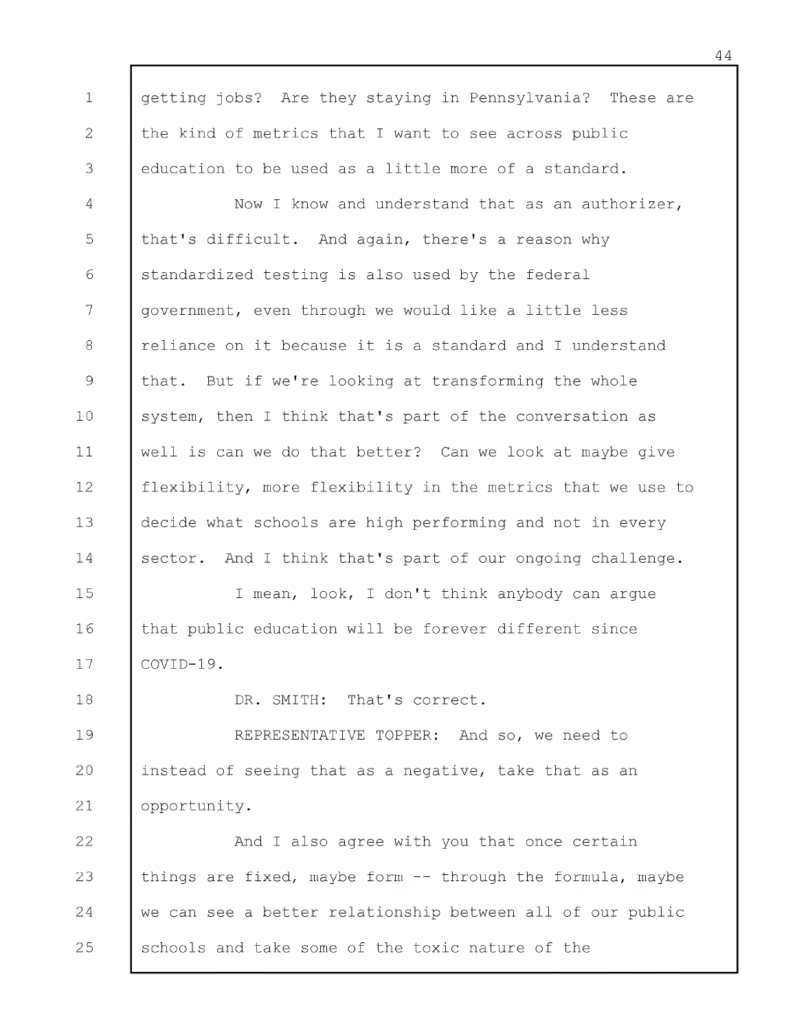getting jobs? Are they staying in Pennsylvania? These are the kind of metrics that I want to see across public education to be used as a little more of a standard.

Now I know and understand that as an authorizer, that's difficult. And again, there's a reason why standardized testing is also used by the federal government, even through we would like a little less reliance on it because it is a standard and I understand that. But if we're looking at transforming the whole system, then I think that's part of the conversation as well is can we do that better? Can we look at maybe give flexibility, more flexibility in the metrics that we use to decide what schools are high performing and not in every sector. And I think that's part of our ongoing challenge.

I mean, look, I don't think anybody can argue that public education will be forever different since COVID-19.

DR. SMITH: That's correct.

REPRESENTATIVE TOPPER: And so, we need to instead of seeing that as a negative, take that as an opportunity.

And I also agree with you that once certain things are fixed, maybe form -- through the formula, maybe we can see a better relationship between all of our public schools and take some of the toxic nature of the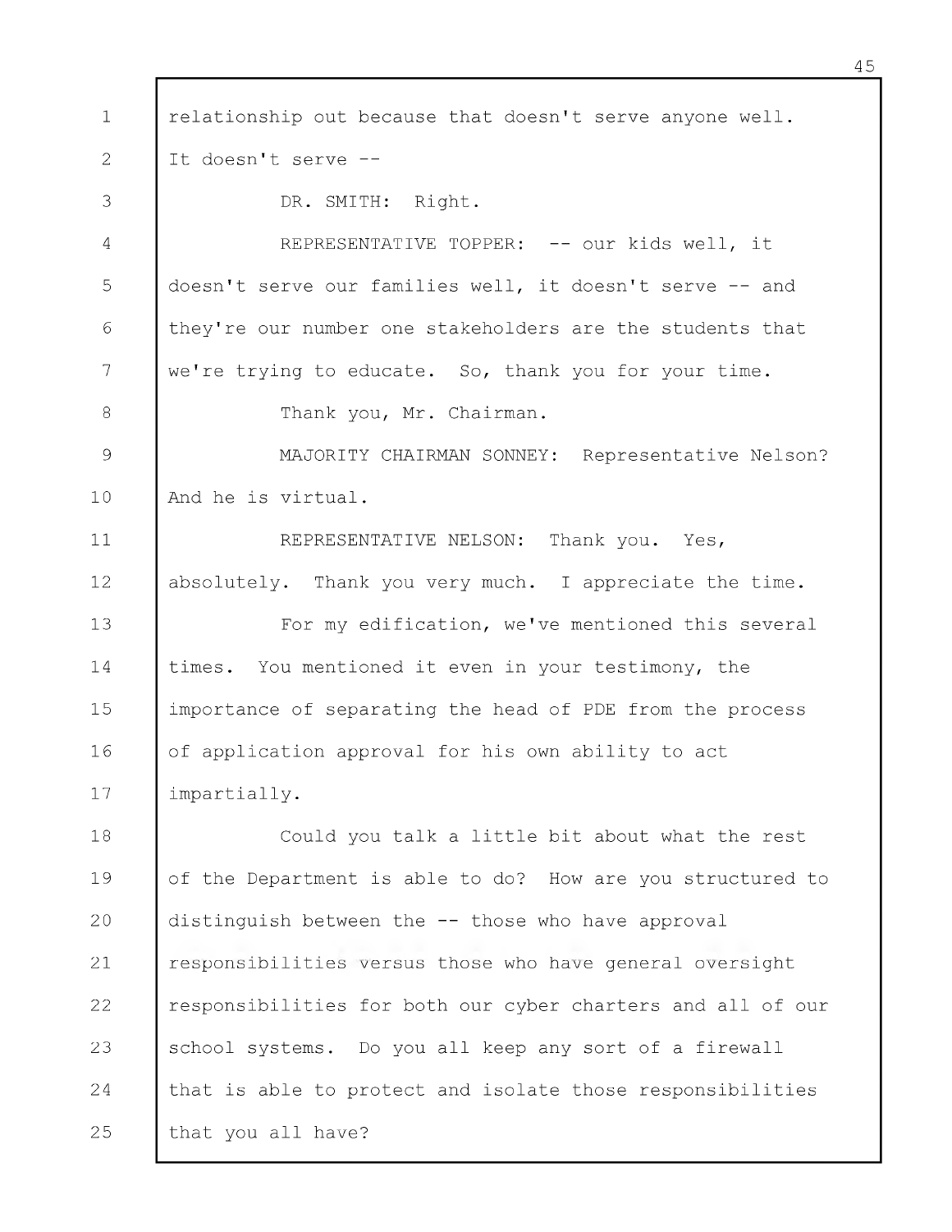relationship out because that doesn't serve anyone well. It doesn't serve --

DR. SMITH: Right.

REPRESENTATIVE TOPPER: -- our kids well, it doesn't serve our families well, it doesn't serve -- and they're our number one stakeholders are the students that we're trying to educate. So, thank you for your time.

Thank you, Mr. Chairman.

MAJORITY CHAIRMAN SONNEY: Representative Nelson? And he is virtual.

REPRESENTATIVE NELSON: Thank you. Yes, absolutely. Thank you very much. I appreciate the time.

For my edification, we've mentioned this several times. You mentioned it even in your testimony, the importance of separating the head of PDE from the process of application approval for his own ability to act impartially.

Could you talk a little bit about what the rest of the Department is able to do? How are you structured to distinguish between the -- those who have approval responsibilities versus those who have general oversight responsibilities for both our cyber charters and all of our school systems. Do you all keep any sort of a firewall that is able to protect and isolate those responsibilities that you all have?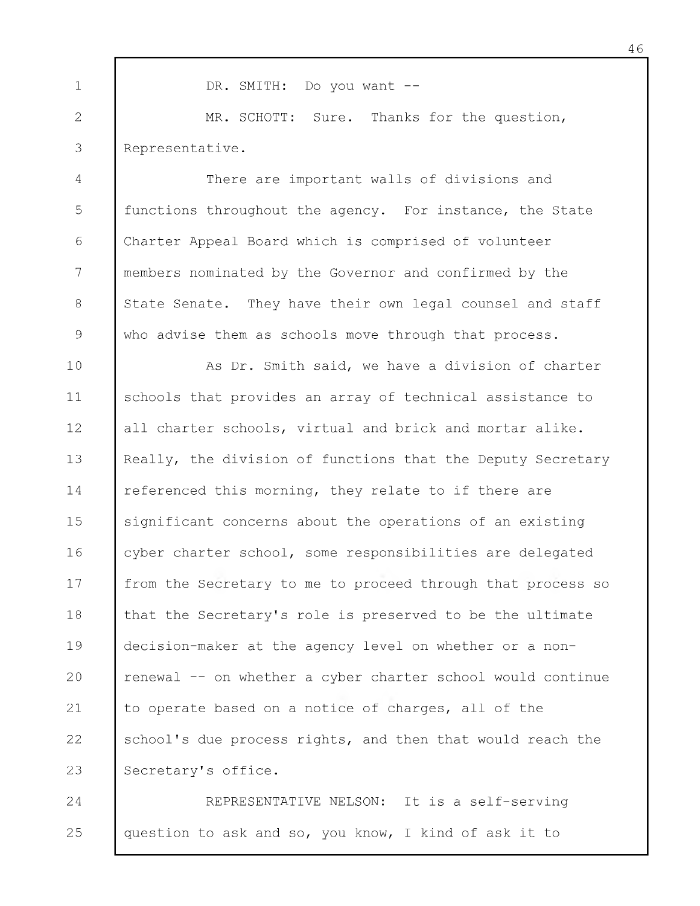DR. SMITH: Do you want --

MR. SCHOTT: Sure. Thanks for the question, Representative.

There are important walls of divisions and functions throughout the agency. For instance, the State Charter Appeal Board which is comprised of volunteer members nominated by the Governor and confirmed by the State Senate. They have their own legal counsel and staff who advise them as schools move through that process.

As Dr. Smith said, we have a division of charter schools that provides an array of technical assistance to all charter schools, virtual and brick and mortar alike. Really, the division of functions that the Deputy Secretary referenced this morning, they relate to if there are significant concerns about the operations of an existing cyber charter school, some responsibilities are delegated from the Secretary to me to proceed through that process so that the Secretary's role is preserved to be the ultimate decision-maker at the agency level on whether or a non-renewal -- on whether a cyber charter school would continue to operate based on a notice of charges, all of the school's due process rights, and then that would reach the Secretary's office.

REPRESENTATIVE NELSON: It is a self-serving question to ask and so, you know, I kind of ask it to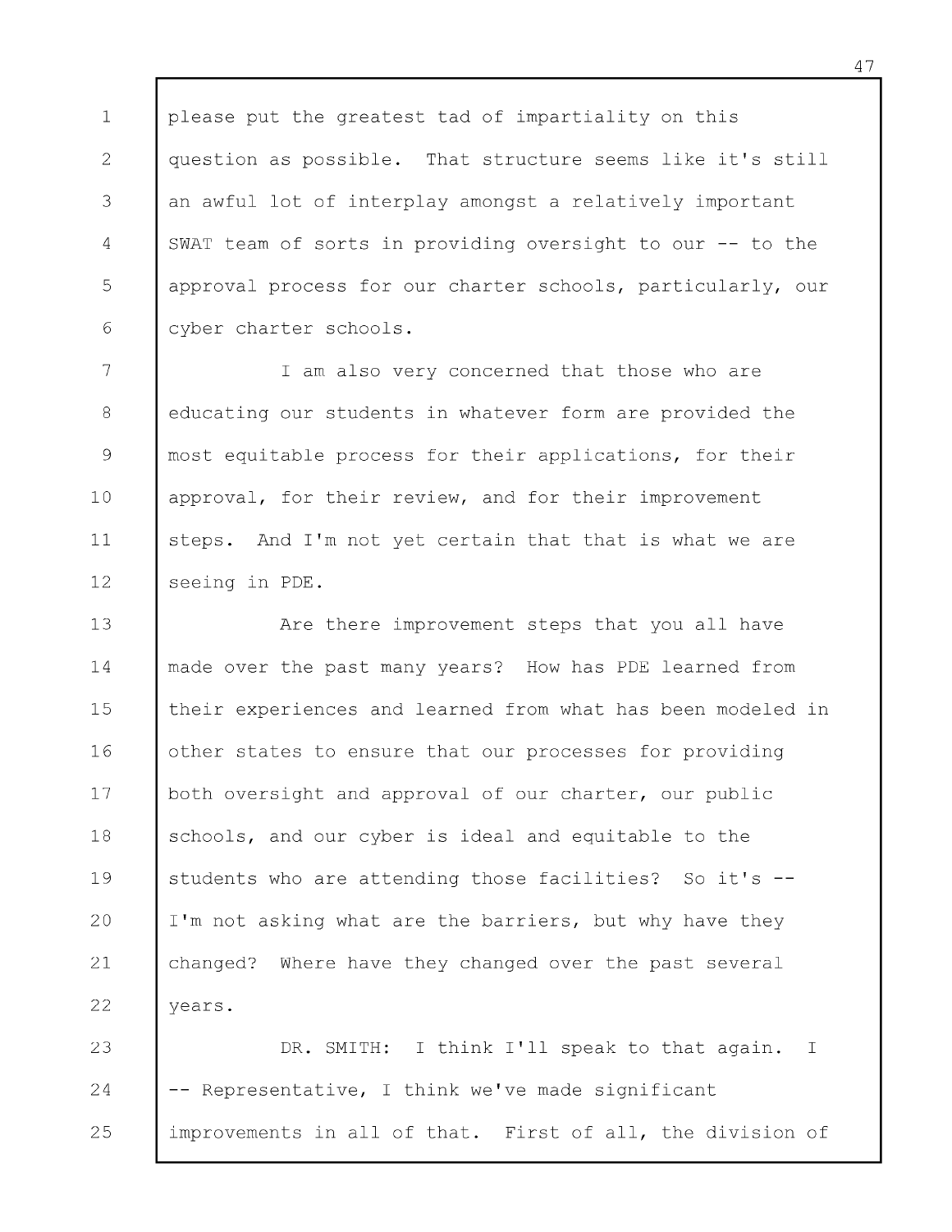please put the greatest tad of impartiality on this question as possible. That structure seems like it's still an awful lot of interplay amongst a relatively important SWAT team of sorts in providing oversight to our -- to the approval process for our charter schools, particularly, our cyber charter schools.

I am also very concerned that those who are educating our students in whatever form are provided the most equitable process for their applications, for their approval, for their review, and for their improvement steps. And I'm not yet certain that that is what we are seeing in PDE.

Are there improvement steps that you all have made over the past many years? How has PDE learned from their experiences and learned from what has been modeled in other states to ensure that our processes for providing both oversight and approval of our charter, our public schools, and our cyber is ideal and equitable to the students who are attending those facilities? So it's -- I'm not asking what are the barriers, but why have they changed? Where have they changed over the past several years.

DR. SMITH: I think I'll speak to that again. I -- Representative, I think we've made significant improvements in all of that. First of all, the division of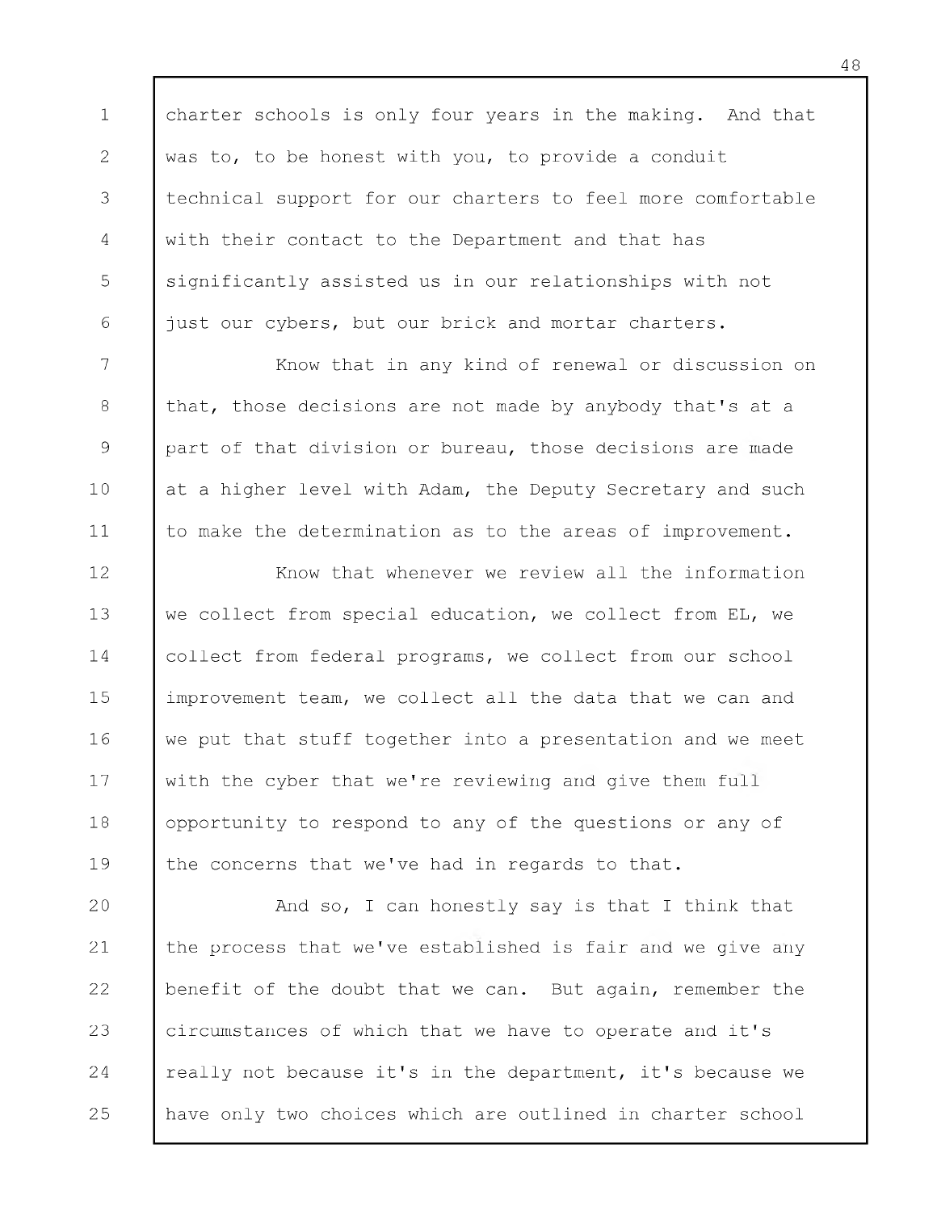charter schools is only four years in the making. And that was to, to be honest with you, to provide a conduit technical support for our charters to feel more comfortable with their contact to the Department and that has significantly assisted us in our relationships with not just our cybers, but our brick and mortar charters.

Know that in any kind of renewal or discussion on that, those decisions are not made by anybody that's at a part of that division or bureau, those decisions are made at a higher level with Adam, the Deputy Secretary and such to make the determination as to the areas of improvement.

Know that whenever we review all the information we collect from special education, we collect from EL, we collect from federal programs, we collect from our school improvement team, we collect all the data that we can and we put that stuff together into a presentation and we meet with the cyber that we're reviewing and give them full opportunity to respond to any of the questions or any of the concerns that we've had in regards to that.

And so, I can honestly say is that I think that the process that we've established is fair and we give any benefit of the doubt that we can. But again, remember the circumstances of which that we have to operate and it's really not because it's in the department, it's because we have only two choices which are outlined in charter school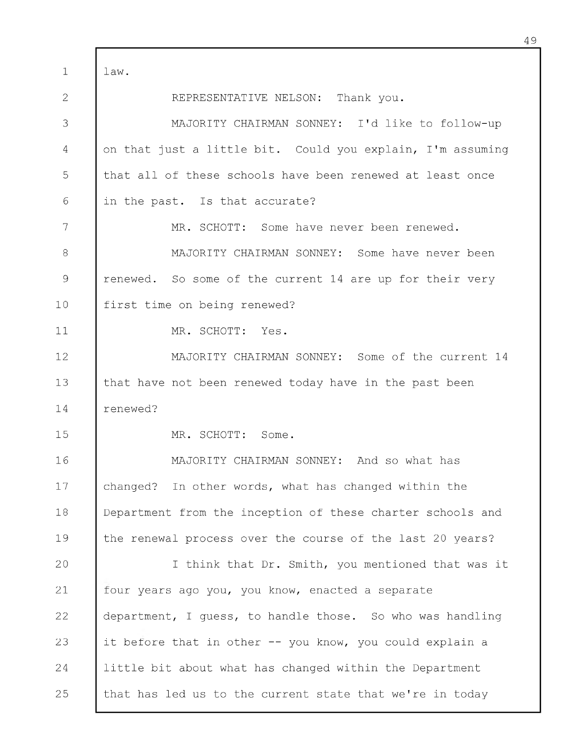law.

REPRESENTATIVE NELSON: Thank you.

MAJORITY CHAIRMAN SONNEY: I'd like to follow-up on that just a little bit. Could you explain, I'm assuming that all of these schools have been renewed at least once in the past. Is that accurate?

MR. SCHOTT: Some have never been renewed.

MAJORITY CHAIRMAN SONNEY: Some have never been renewed. So some of the current 14 are up for their very first time on being renewed?

MR. SCHOTT: Yes.

MAJORITY CHAIRMAN SONNEY: Some of the current 14 that have not been renewed today have in the past been renewed?

MR. SCHOTT: Some.

MAJORITY CHAIRMAN SONNEY: And so what has changed? In other words, what has changed within the Department from the inception of these charter schools and the renewal process over the course of the last 20 years?

I think that Dr. Smith, you mentioned that was it four years ago you, you know, enacted a separate department, I guess, to handle those. So who was handling it before that in other -- you know, you could explain a little bit about what has changed within the Department that has led us to the current state that we're in today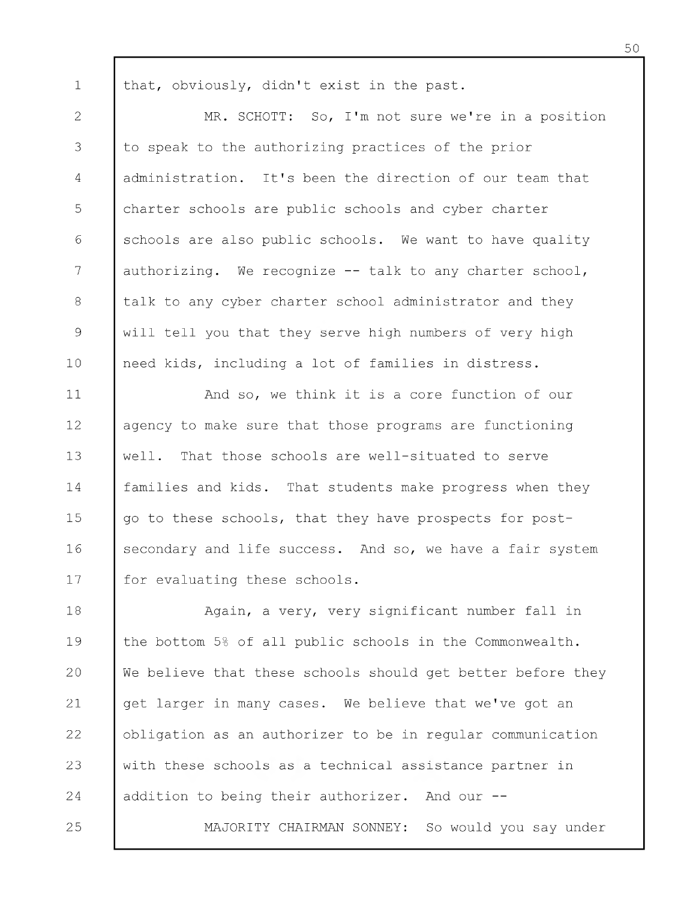that, obviously, didn't exist in the past.

MR. SCHOTT: So, I'm not sure we're in a position to speak to the authorizing practices of the prior administration. It's been the direction of our team that charter schools are public schools and cyber charter schools are also public schools. We want to have quality authorizing. We recognize -- talk to any charter school, talk to any cyber charter school administrator and they will tell you that they serve high numbers of very high need kids, including a lot of families in distress.

And so, we think it is a core function of our agency to make sure that those programs are functioning well. That those schools are well-situated to serve families and kids. That students make progress when they go to these schools, that they have prospects for post-secondary and life success. And so, we have a fair system for evaluating these schools.

Again, a very, very significant number fall in the bottom 5% of all public schools in the Commonwealth. We believe that these schools should get better before they get larger in many cases. We believe that we've got an obligation as an authorizer to be in regular communication with these schools as a technical assistance partner in addition to being their authorizer. And our --

MAJORITY CHAIRMAN SONNEY: So would you say under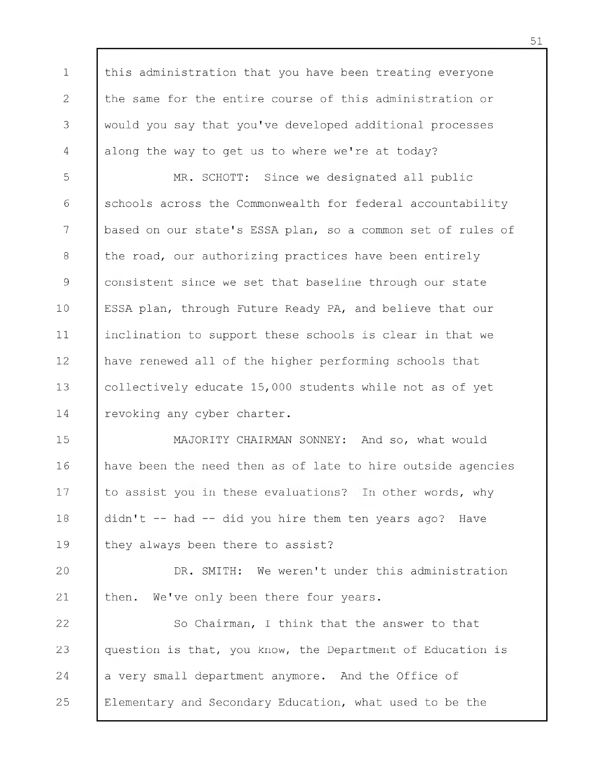this administration that you have been treating everyone the same for the entire course of this administration or would you say that you've developed additional processes along the way to get us to where we're at today?

MR. SCHOTT: Since we designated all public schools across the Commonwealth for federal accountability based on our state's ESSA plan, so a common set of rules of the road, our authorizing practices have been entirely consistent since we set that baseline through our state ESSA plan, through Future Ready PA, and believe that our inclination to support these schools is clear in that we have renewed all of the higher performing schools that collectively educate 15,000 students while not as of yet revoking any cyber charter.

MAJORITY CHAIRMAN SONNEY: And so, what would have been the need then as of late to hire outside agencies to assist you in these evaluations? In other words, why didn't -- had -- did you hire them ten years ago? Have they always been there to assist?

DR. SMITH: We weren't under this administration then. We've only been there four years.

So Chairman, I think that the answer to that question is that, you know, the Department of Education is a very small department anymore. And the Office of Elementary and Secondary Education, what used to be the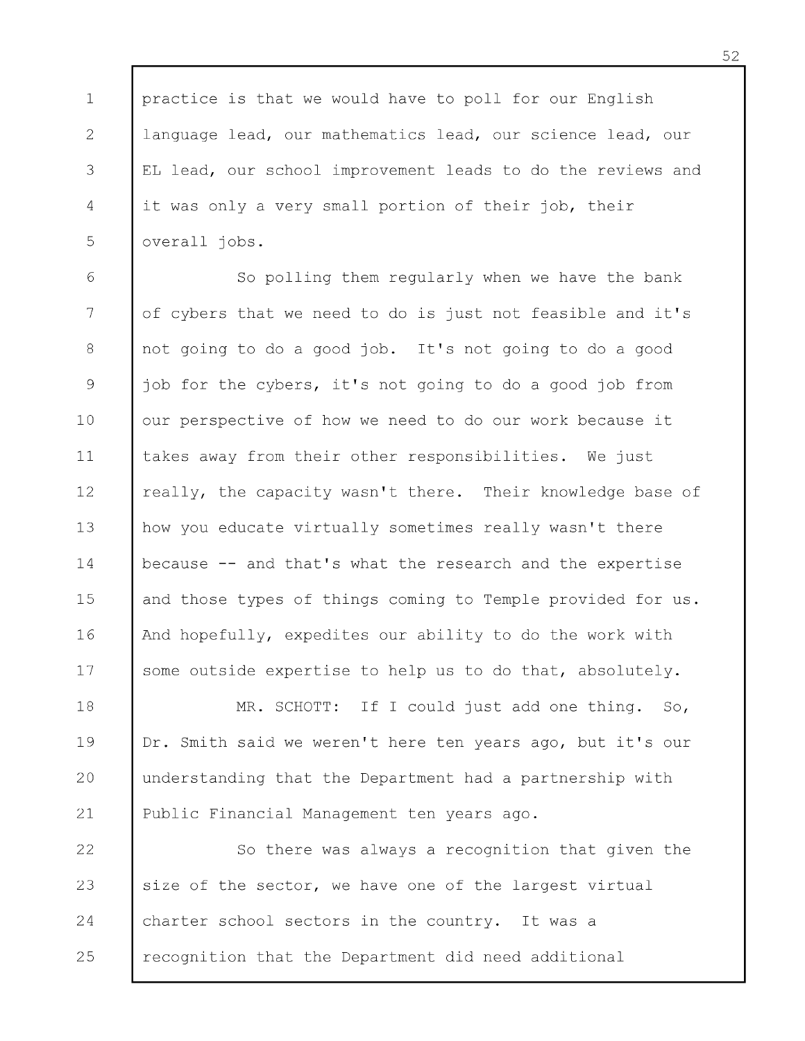practice is that we would have to poll for our English language lead, our mathematics lead, our science lead, our EL lead, our school improvement leads to do the reviews and it was only a very small portion of their job, their overall jobs.

So polling them regularly when we have the bank of cybers that we need to do is just not feasible and it's not going to do a good job. It's not going to do a good job for the cybers, it's not going to do a good job from our perspective of how we need to do our work because it takes away from their other responsibilities. We just really, the capacity wasn't there. Their knowledge base of how you educate virtually sometimes really wasn't there because -- and that's what the research and the expertise and those types of things coming to Temple provided for us. And hopefully, expedites our ability to do the work with some outside expertise to help us to do that, absolutely.

MR. SCHOTT: If I could just add one thing. So, Dr. Smith said we weren't here ten years ago, but it's our understanding that the Department had a partnership with Public Financial Management ten years ago.

So there was always a recognition that given the size of the sector, we have one of the largest virtual charter school sectors in the country. It was a recognition that the Department did need additional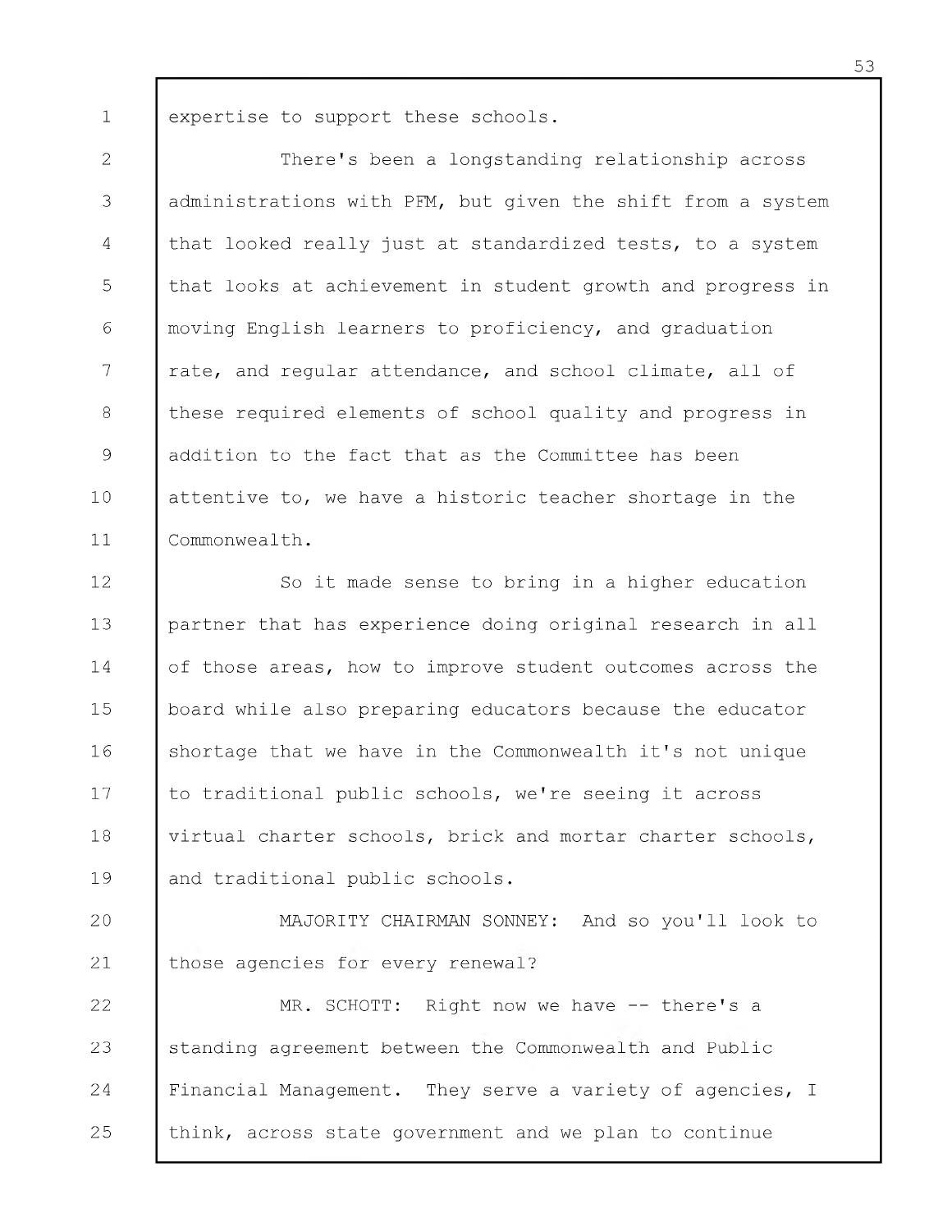expertise to support these schools.

There's been a longstanding relationship across administrations with PFM, but given the shift from a system that looked really just at standardized tests, to a system that looks at achievement in student growth and progress in moving English learners to proficiency, and graduation rate, and regular attendance, and school climate, all of these required elements of school quality and progress in addition to the fact that as the Committee has been attentive to, we have a historic teacher shortage in the Commonwealth.

So it made sense to bring in a higher education partner that has experience doing original research in all of those areas, how to improve student outcomes across the board while also preparing educators because the educator shortage that we have in the Commonwealth it's not unique to traditional public schools, we're seeing it across virtual charter schools, brick and mortar charter schools, and traditional public schools.

MAJORITY CHAIRMAN SONNEY: And so you'll look to those agencies for every renewal?

MR. SCHOTT: Right now we have -- there's a standing agreement between the Commonwealth and Public Financial Management. They serve a variety of agencies, I think, across state government and we plan to continue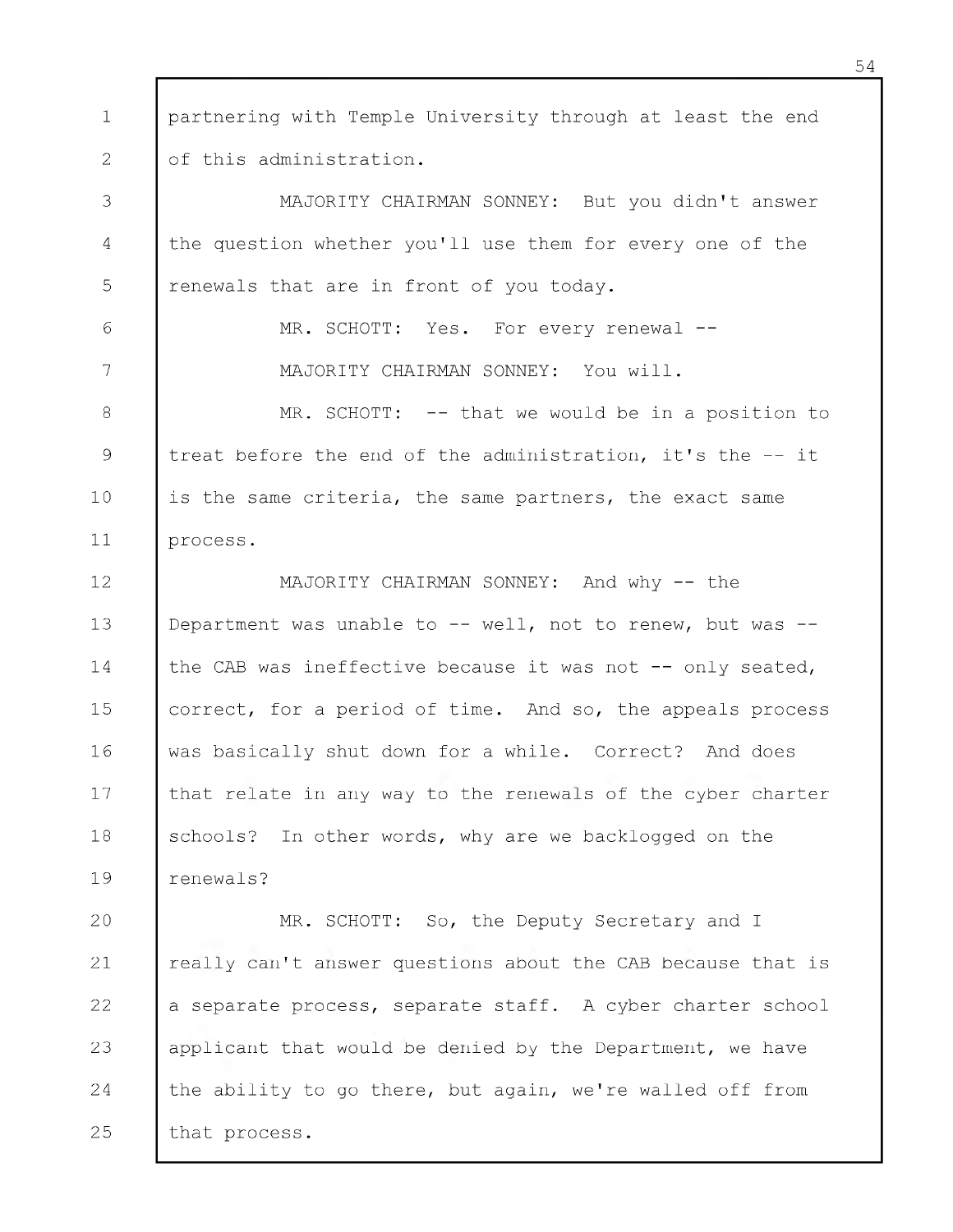partnering with Temple University through at least the end of this administration.

MAJORITY CHAIRMAN SONNEY: But you didn't answer the question whether you'll use them for every one of the renewals that are in front of you today.

MR. SCHOTT: Yes. For every renewal --

MAJORITY CHAIRMAN SONNEY: You will.

MR. SCHOTT: -- that we would be in a position to treat before the end of the administration, it's the -- it is the same criteria, the same partners, the exact same process.

MAJORITY CHAIRMAN SONNEY: And why -- the Department was unable to -- well, not to renew, but was -- the CAB was ineffective because it was not -- only seated, correct, for a period of time. And so, the appeals process was basically shut down for a while. Correct? And does that relate in any way to the renewals of the cyber charter schools? In other words, why are we backlogged on the renewals?

MR. SCHOTT: So, the Deputy Secretary and I really can't answer questions about the CAB because that is a separate process, separate staff. A cyber charter school applicant that would be denied by the Department, we have the ability to go there, but again, we're walled off from that process.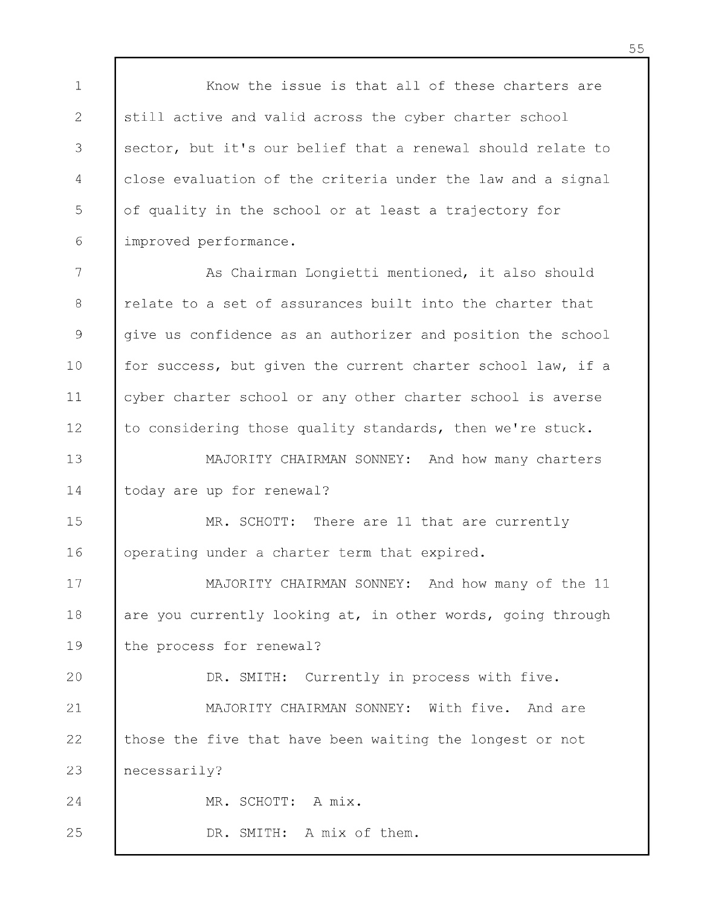Know the issue is that all of these charters are still active and valid across the cyber charter school sector, but it's our belief that a renewal should relate to close evaluation of the criteria under the law and a signal of quality in the school or at least a trajectory for improved performance.

As Chairman Longietti mentioned, it also should relate to a set of assurances built into the charter that give us confidence as an authorizer and position the school for success, but given the current charter school law, if a cyber charter school or any other charter school is averse to considering those quality standards, then we're stuck.

MAJORITY CHAIRMAN SONNEY: And how many charters today are up for renewal?

MR. SCHOTT: There are 11 that are currently operating under a charter term that expired.

MAJORITY CHAIRMAN SONNEY: And how many of the 11 are you currently looking at, in other words, going through the process for renewal?

DR. SMITH: Currently in process with five.

MAJORITY CHAIRMAN SONNEY: With five. And are those the five that have been waiting the longest or not necessarily?

MR. SCHOTT: A mix.

DR. SMITH: A mix of them.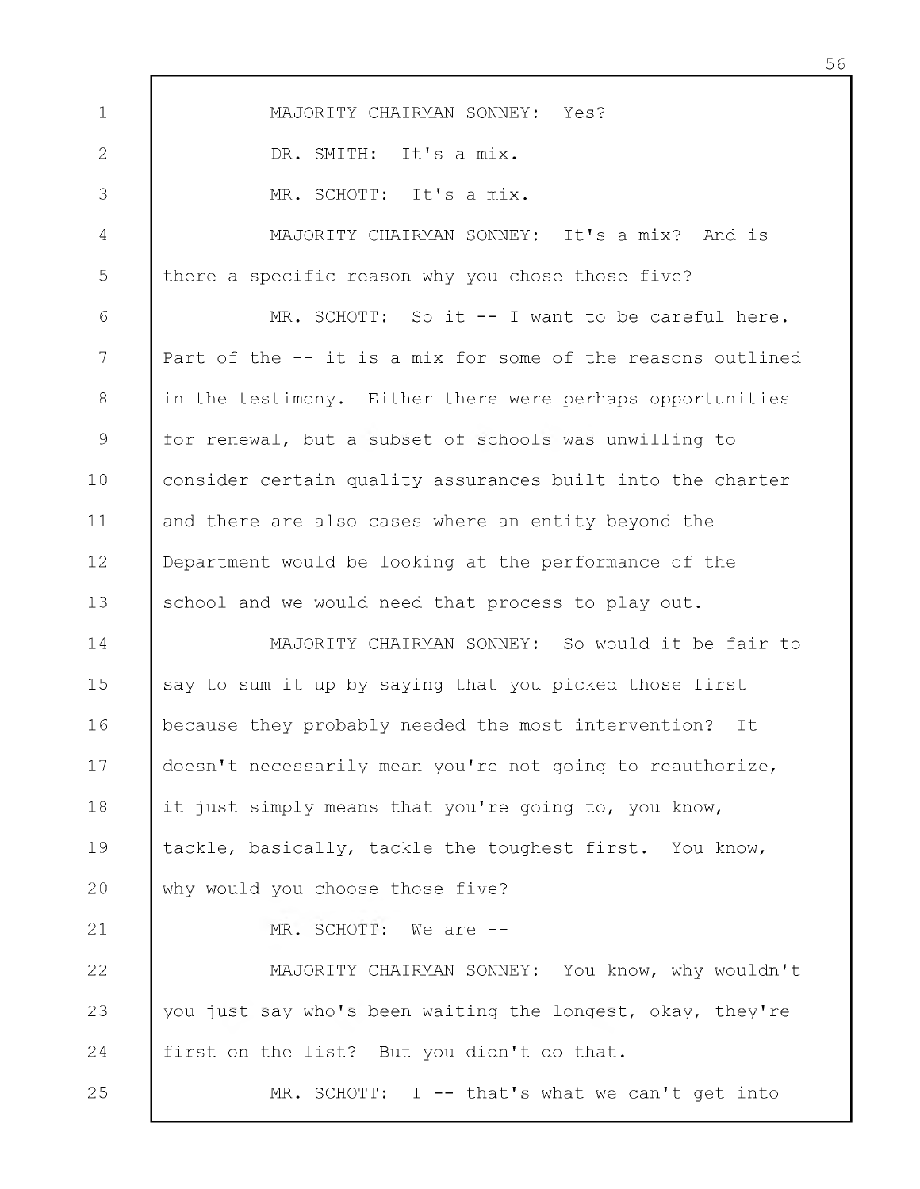MAJORITY CHAIRMAN SONNEY: Yes?

DR. SMITH: It's a mix.

MR. SCHOTT: It's a mix.

MAJORITY CHAIRMAN SONNEY: It's a mix? And is there a specific reason why you chose those five?

MR. SCHOTT: So it -- I want to be careful here. Part of the -- it is a mix for some of the reasons outlined in the testimony. Either there were perhaps opportunities for renewal, but a subset of schools was unwilling to consider certain quality assurances built into the charter and there are also cases where an entity beyond the Department would be looking at the performance of the school and we would need that process to play out.

MAJORITY CHAIRMAN SONNEY: So would it be fair to say to sum it up by saying that you picked those first because they probably needed the most intervention? It doesn't necessarily mean you're not going to reauthorize, it just simply means that you're going to, you know, tackle, basically, tackle the toughest first. You know, why would you choose those five?

MR. SCHOTT: We are --

MAJORITY CHAIRMAN SONNEY: You know, why wouldn't you just say who's been waiting the longest, okay, they're first on the list? But you didn't do that.

MR. SCHOTT: I -- that's what we can't get into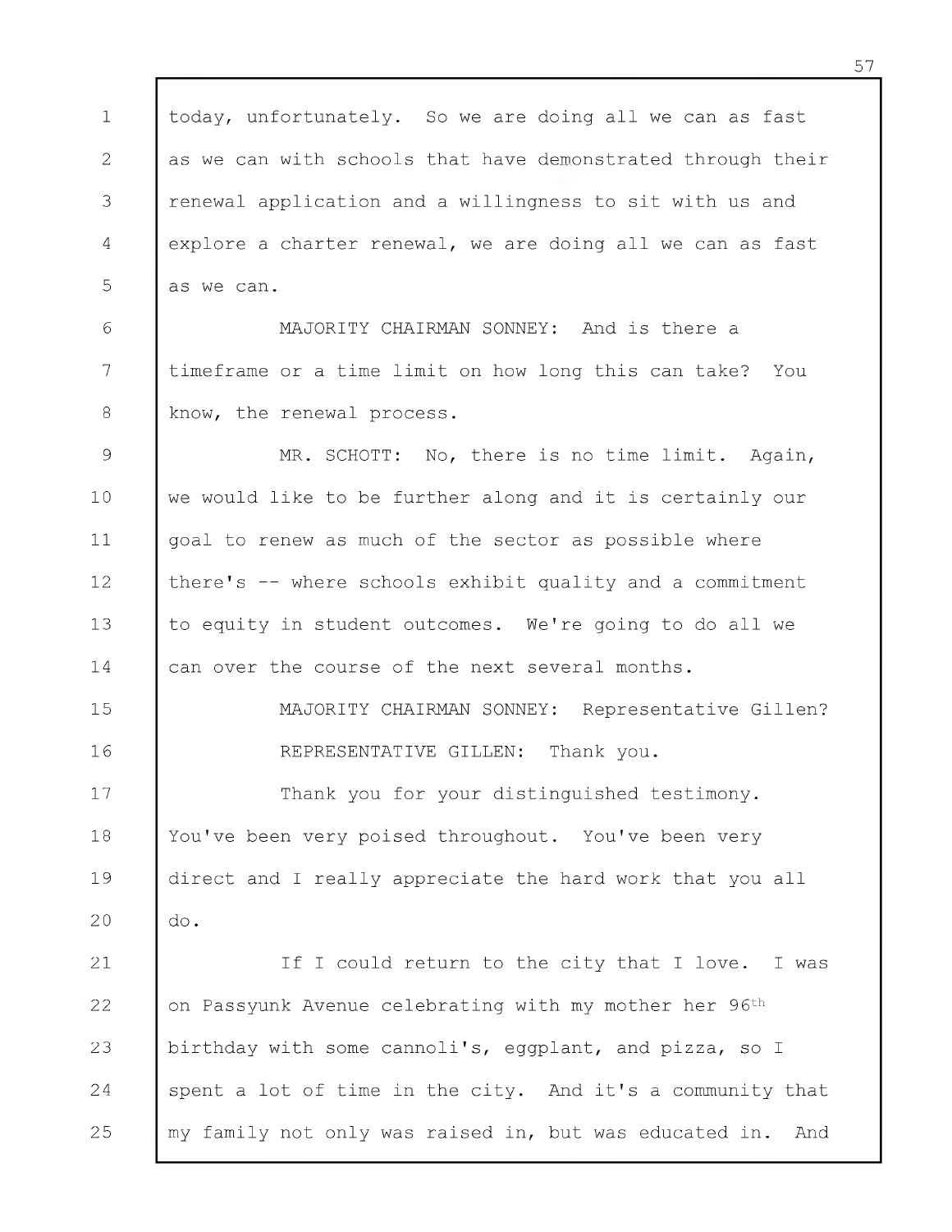today, unfortunately. So we are doing all we can as fast as we can with schools that have demonstrated through their renewal application and a willingness to sit with us and explore a charter renewal, we are doing all we can as fast as we can.

MAJORITY CHAIRMAN SONNEY: And is there a timeframe or a time limit on how long this can take? You know, the renewal process.

MR. SCHOTT: No, there is no time limit. Again, we would like to be further along and it is certainly our goal to renew as much of the sector as possible where there's -- where schools exhibit quality and a commitment to equity in student outcomes. We're going to do all we can over the course of the next several months.

MAJORITY CHAIRMAN SONNEY: Representative Gillen?

REPRESENTATIVE GILLEN: Thank you.

Thank you for your distinguished testimony. You've been very poised throughout. You've been very direct and I really appreciate the hard work that you all do.

If I could return to the city that I love. I was on Passyunk Avenue celebrating with my mother her 96th birthday with some cannoli's, eggplant, and pizza, so I spent a lot of time in the city. And it's a community that my family not only was raised in, but was educated in. And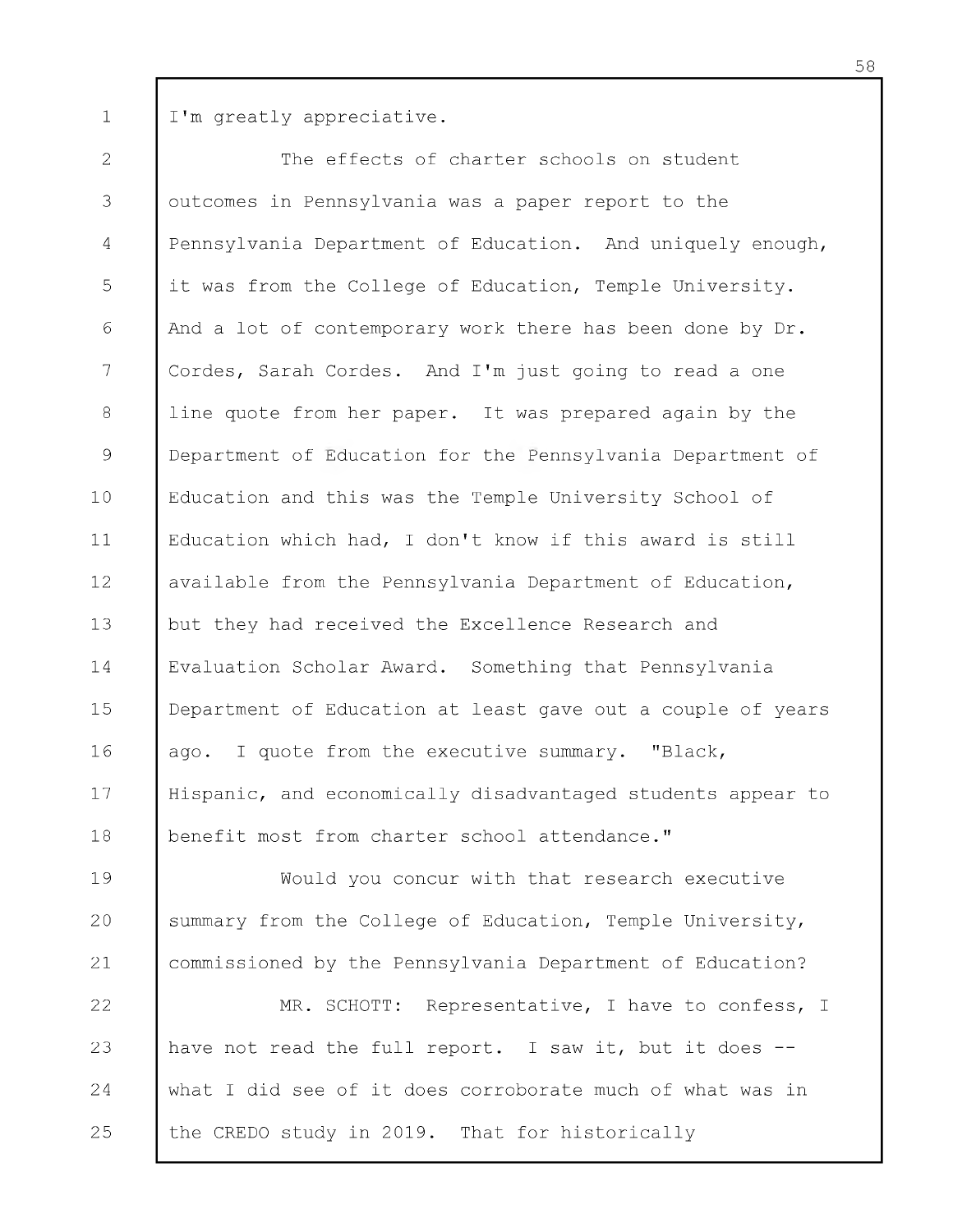I'm greatly appreciative.

The effects of charter schools on student outcomes in Pennsylvania was a paper report to the Pennsylvania Department of Education. And uniquely enough, it was from the College of Education, Temple University. And a lot of contemporary work there has been done by Dr. Cordes, Sarah Cordes. And I'm just going to read a one line quote from her paper. It was prepared again by the Department of Education for the Pennsylvania Department of Education and this was the Temple University School of Education which had, I don't know if this award is still available from the Pennsylvania Department of Education, but they had received the Excellence Research and Evaluation Scholar Award. Something that Pennsylvania Department of Education at least gave out a couple of years ago. I quote from the executive summary. "Black, Hispanic, and economically disadvantaged students appear to benefit most from charter school attendance."

Would you concur with that research executive summary from the College of Education, Temple University, commissioned by the Pennsylvania Department of Education?

MR. SCHOTT: Representative, I have to confess, I have not read the full report. I saw it, but it does -- what I did see of it does corroborate much of what was in the CREDO study in 2019. That for historically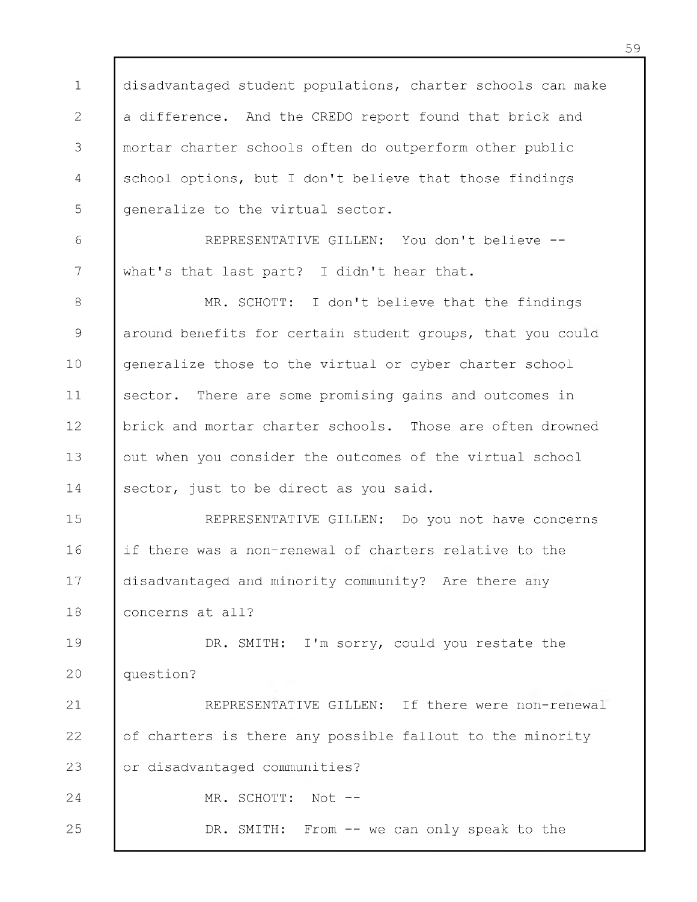disadvantaged student populations, charter schools can make a difference. And the CREDO report found that brick and mortar charter schools often do outperform other public school options, but I don't believe that those findings generalize to the virtual sector.

REPRESENTATIVE GILLEN: You don't believe -- what's that last part? I didn't hear that.

MR. SCHOTT: I don't believe that the findings around benefits for certain student groups, that you could generalize those to the virtual or cyber charter school sector. There are some promising gains and outcomes in brick and mortar charter schools. Those are often drowned out when you consider the outcomes of the virtual school sector, just to be direct as you said.

REPRESENTATIVE GILLEN: Do you not have concerns if there was a non-renewal of charters relative to the disadvantaged and minority community? Are there any concerns at all?

DR. SMITH: I'm sorry, could you restate the question?

REPRESENTATIVE GILLEN: If there were non-renewal of charters is there any possible fallout to the minority or disadvantaged communities?

MR. SCHOTT: Not --

DR. SMITH: From -- we can only speak to the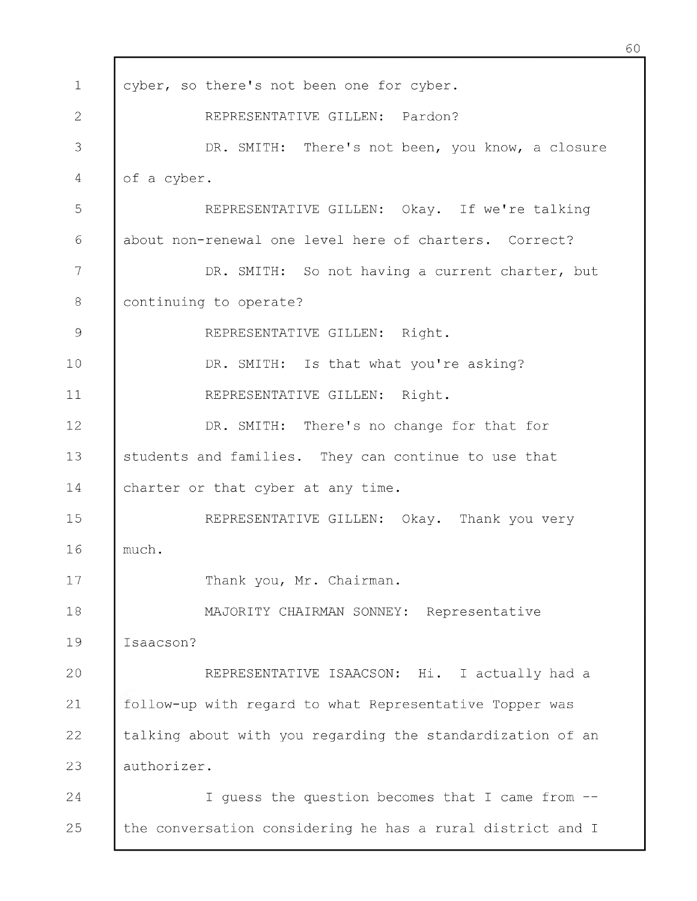cyber, so there's not been one for cyber.

REPRESENTATIVE GILLEN: Pardon?

DR. SMITH: There's not been, you know, a closure of a cyber.

REPRESENTATIVE GILLEN: Okay. If we're talking about non-renewal one level here of charters. Correct?

DR. SMITH: So not having a current charter, but continuing to operate?

REPRESENTATIVE GILLEN: Right.

DR. SMITH: Is that what you're asking?

REPRESENTATIVE GILLEN: Right.

DR. SMITH: There's no change for that for students and families. They can continue to use that charter or that cyber at any time.

REPRESENTATIVE GILLEN: Okay. Thank you very much.

Thank you, Mr. Chairman.

MAJORITY CHAIRMAN SONNEY: Representative Isaacson?

REPRESENTATIVE ISAACSON: Hi. I actually had a follow-up with regard to what Representative Topper was talking about with you regarding the standardization of an authorizer.

I guess the question becomes that I came from -- the conversation considering he has a rural district and I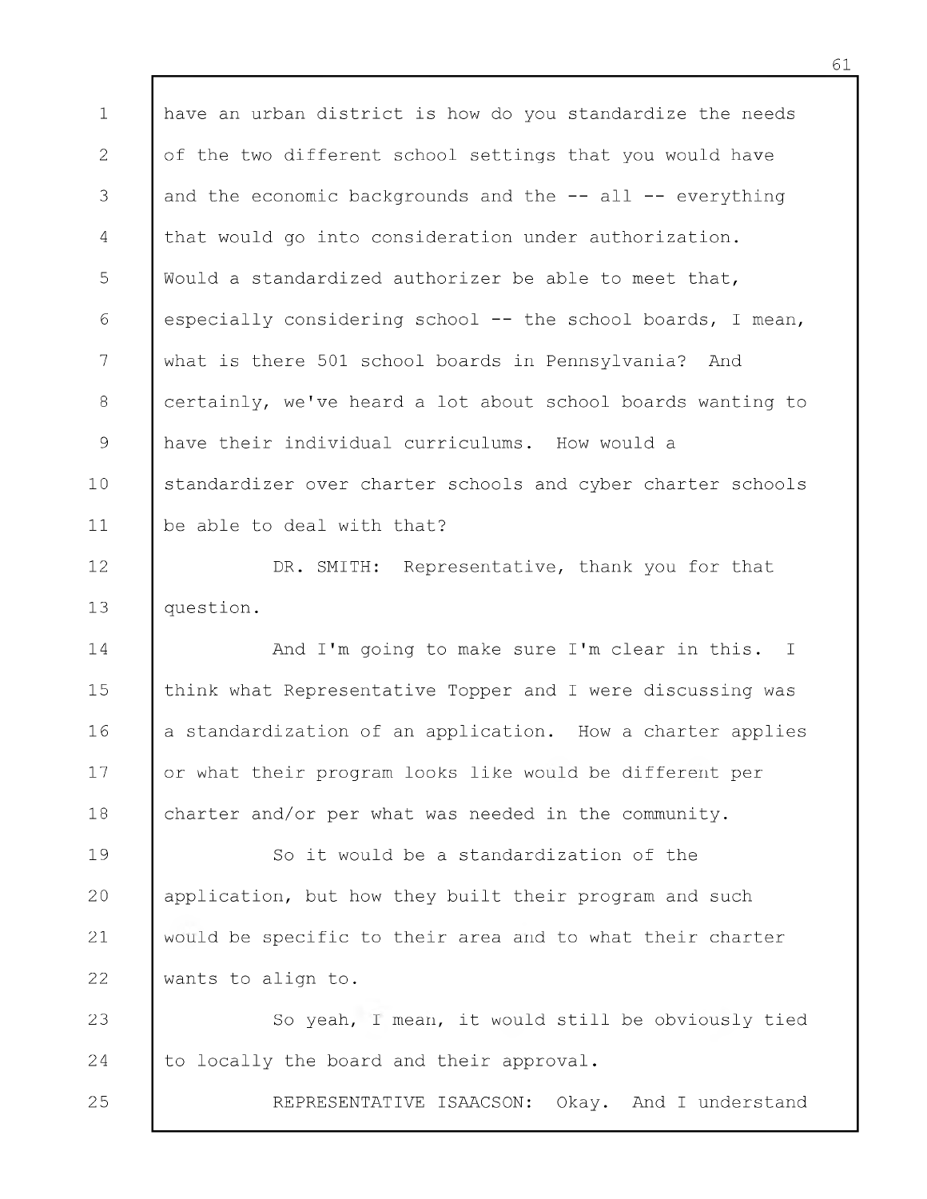have an urban district is how do you standardize the needs of the two different school settings that you would have and the economic backgrounds and the -- all -- everything that would go into consideration under authorization. Would a standardized authorizer be able to meet that, especially considering school -- the school boards, I mean, what is there 501 school boards in Pennsylvania? And certainly, we've heard a lot about school boards wanting to have their individual curriculums. How would a standardizer over charter schools and cyber charter schools be able to deal with that?

DR. SMITH: Representative, thank you for that question.

And I'm going to make sure I'm clear in this. I think what Representative Topper and I were discussing was a standardization of an application. How a charter applies or what their program looks like would be different per charter and/or per what was needed in the community.

So it would be a standardization of the application, but how they built their program and such would be specific to their area and to what their charter wants to align to.

So yeah, I mean, it would still be obviously tied to locally the board and their approval.

REPRESENTATIVE ISAACSON: Okay. And I understand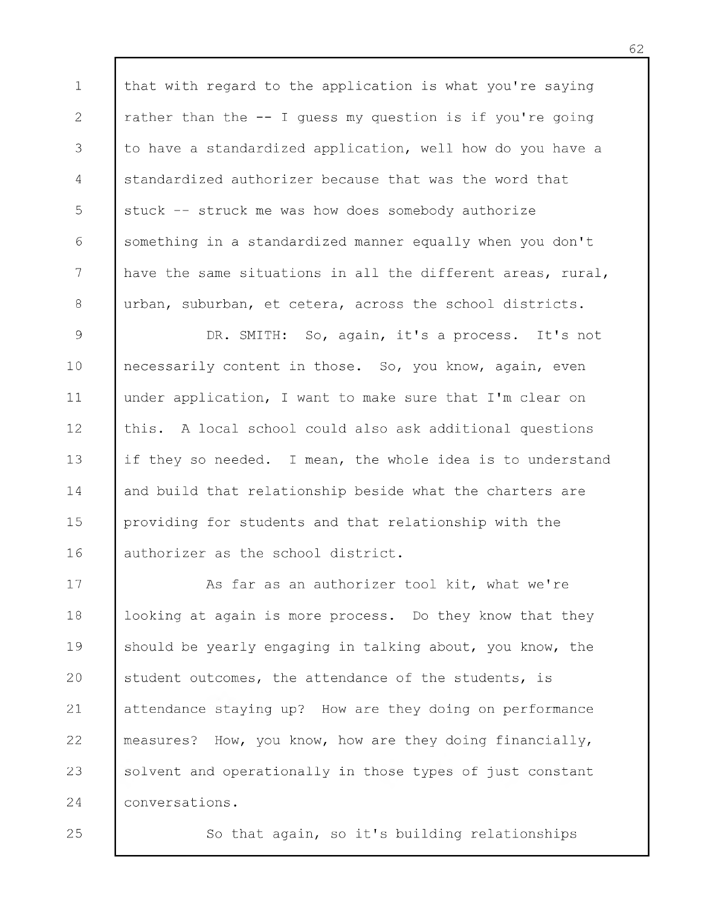that with regard to the application is what you're saying rather than the -- I guess my question is if you're going to have a standardized application, well how do you have a standardized authorizer because that was the word that stuck -- struck me was how does somebody authorize something in a standardized manner equally when you don't have the same situations in all the different areas, rural, urban, suburban, et cetera, across the school districts.

DR. SMITH: So, again, it's a process. It's not necessarily content in those. So, you know, again, even under application, I want to make sure that I'm clear on this. A local school could also ask additional questions if they so needed. I mean, the whole idea is to understand and build that relationship beside what the charters are providing for students and that relationship with the authorizer as the school district.

As far as an authorizer tool kit, what we're looking at again is more process. Do they know that they should be yearly engaging in talking about, you know, the student outcomes, the attendance of the students, is attendance staying up? How are they doing on performance measures? How, you know, how are they doing financially, solvent and operationally in those types of just constant conversations.

So that again, so it's building relationships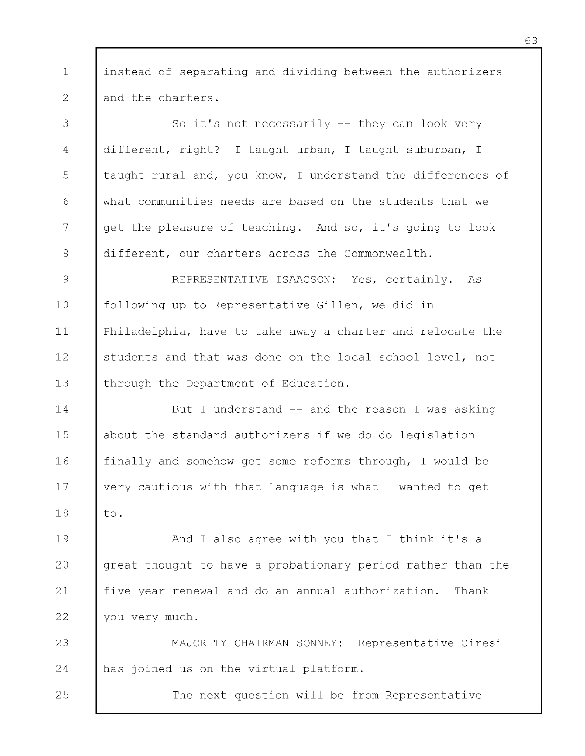instead of separating and dividing between the authorizers and the charters.

So it's not necessarily -- they can look very different, right? I taught urban, I taught suburban, I taught rural and, you know, I understand the differences of what communities needs are based on the students that we get the pleasure of teaching. And so, it's going to look different, our charters across the Commonwealth.

REPRESENTATIVE ISAACSON: Yes, certainly. As following up to Representative Gillen, we did in Philadelphia, have to take away a charter and relocate the students and that was done on the local school level, not through the Department of Education.

But I understand -- and the reason I was asking about the standard authorizers if we do do legislation finally and somehow get some reforms through, I would be very cautious with that language is what I wanted to get to.

And I also agree with you that I think it's a great thought to have a probationary period rather than the five year renewal and do an annual authorization. Thank you very much.

MAJORITY CHAIRMAN SONNEY: Representative Ciresi has joined us on the virtual platform.

The next question will be from Representative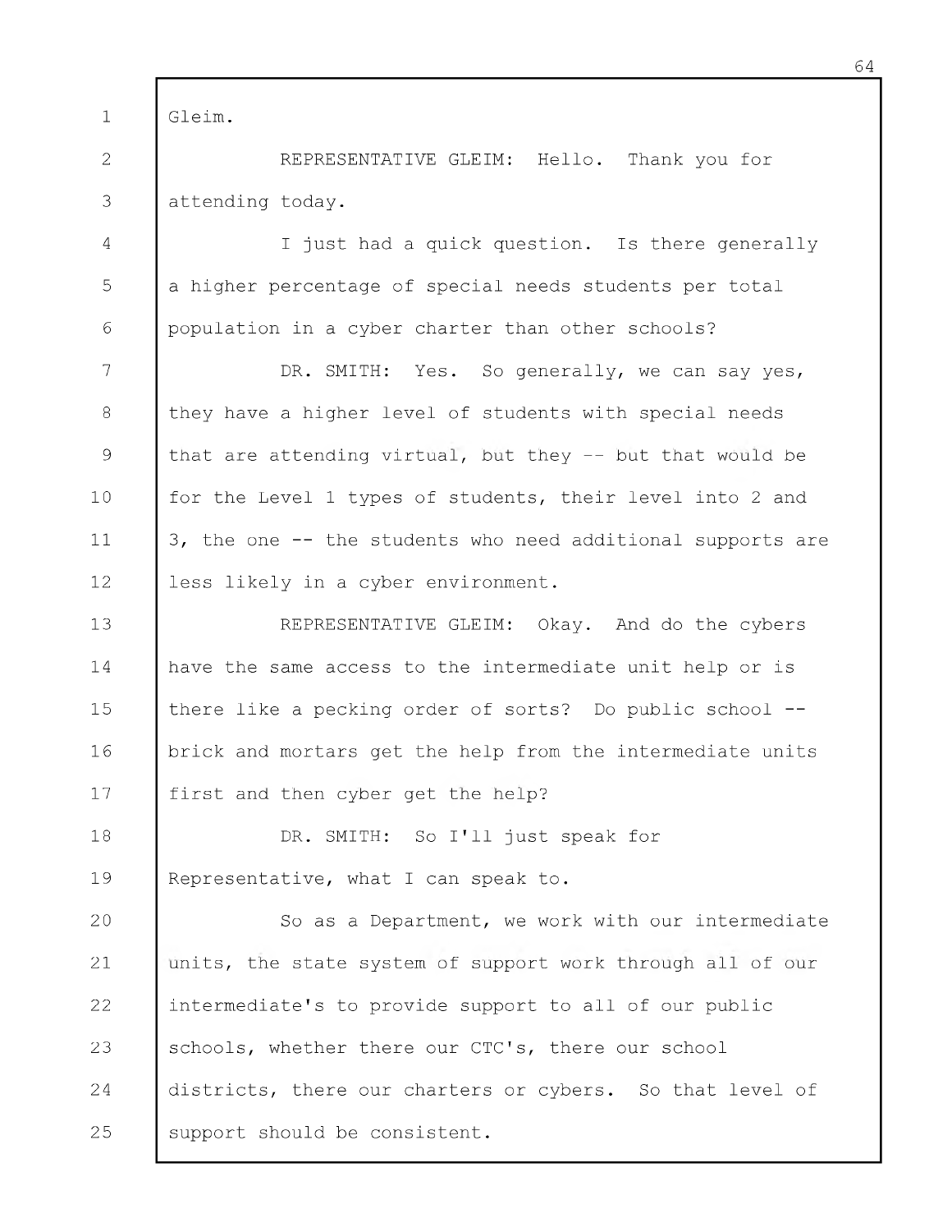Gleim.

REPRESENTATIVE GLEIM: Hello. Thank you for attending today.

I just had a quick question. Is there generally a higher percentage of special needs students per total population in a cyber charter than other schools?

DR. SMITH: Yes. So generally, we can say yes, they have a higher level of students with special needs that are attending virtual, but they -- but that would be for the Level 1 types of students, their level into 2 and 3, the one -- the students who need additional supports are less likely in a cyber environment.

REPRESENTATIVE GLEIM: Okay. And do the cybers have the same access to the intermediate unit help or is there like a pecking order of sorts? Do public school -- brick and mortars get the help from the intermediate units first and then cyber get the help?

DR. SMITH: So I'll just speak for Representative, what I can speak to.

So as a Department, we work with our intermediate units, the state system of support work through all of our intermediate's to provide support to all of our public schools, whether there our CTC's, there our school districts, there our charters or cybers. So that level of support should be consistent.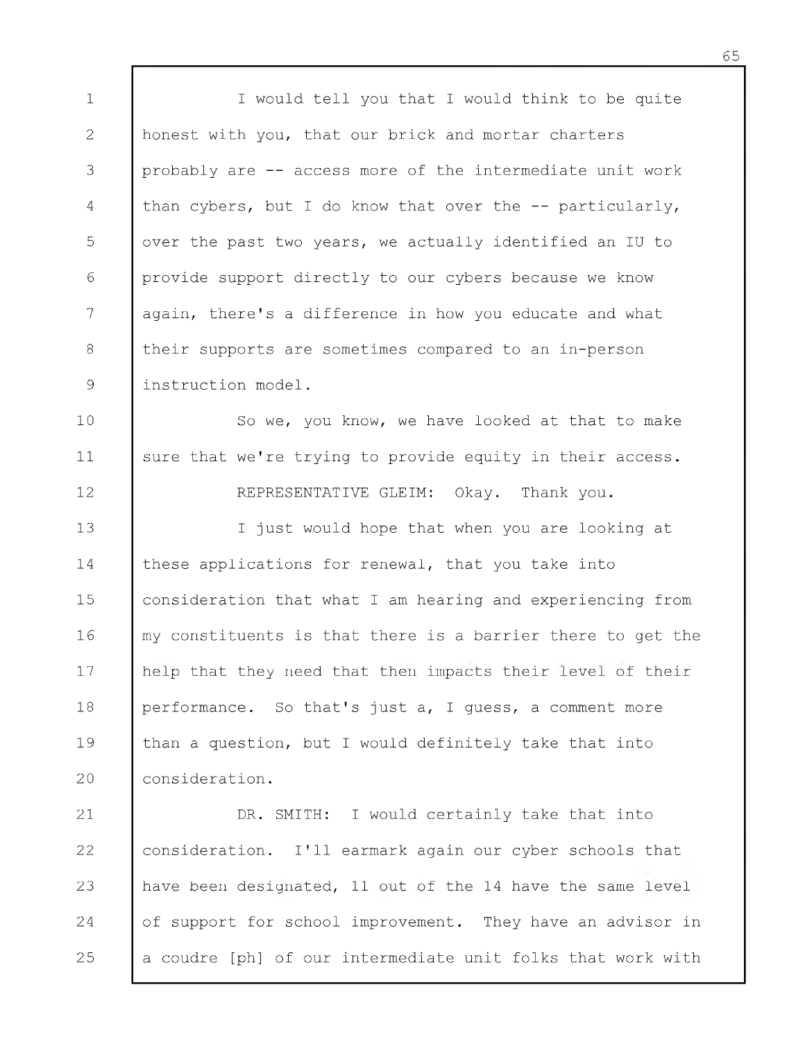I would tell you that I would think to be quite honest with you, that our brick and mortar charters probably are -- access more of the intermediate unit work than cybers, but I do know that over the -- particularly, over the past two years, we actually identified an IU to provide support directly to our cybers because we know again, there's a difference in how you educate and what their supports are sometimes compared to an in-person instruction model.

So we, you know, we have looked at that to make sure that we're trying to provide equity in their access.

REPRESENTATIVE GLEIM: Okay. Thank you.

I just would hope that when you are looking at these applications for renewal, that you take into consideration that what I am hearing and experiencing from my constituents is that there is a barrier there to get the help that they need that then impacts their level of their performance. So that's just a, I guess, a comment more than a question, but I would definitely take that into consideration.

DR. SMITH: I would certainly take that into consideration. I'll earmark again our cyber schools that have been designated, 11 out of the 14 have the same level of support for school improvement. They have an advisor in a coudre [ph] of our intermediate unit folks that work with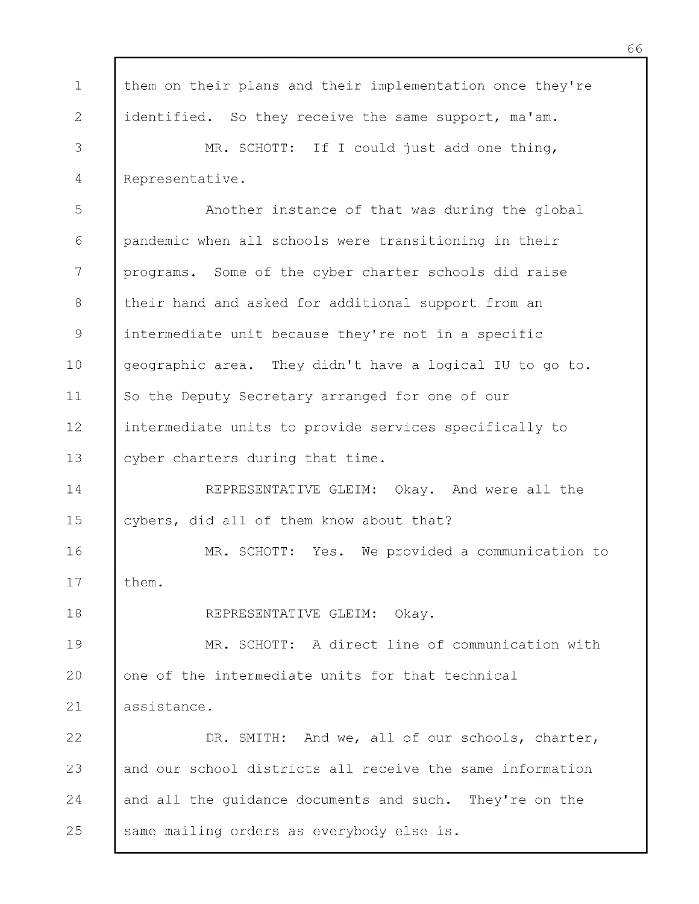them on their plans and their implementation once they're identified. So they receive the same support, ma'am.

MR. SCHOTT: If I could just add one thing, Representative.

Another instance of that was during the global pandemic when all schools were transitioning in their programs. Some of the cyber charter schools did raise their hand and asked for additional support from an intermediate unit because they're not in a specific geographic area. They didn't have a logical IU to go to. So the Deputy Secretary arranged for one of our intermediate units to provide services specifically to cyber charters during that time.

REPRESENTATIVE GLEIM: Okay. And were all the cybers, did all of them know about that?

MR. SCHOTT: Yes. We provided a communication to them.

REPRESENTATIVE GLEIM: Okay.

MR. SCHOTT: A direct line of communication with one of the intermediate units for that technical assistance.

DR. SMITH: And we, all of our schools, charter, and our school districts all receive the same information and all the guidance documents and such. They're on the same mailing orders as everybody else is.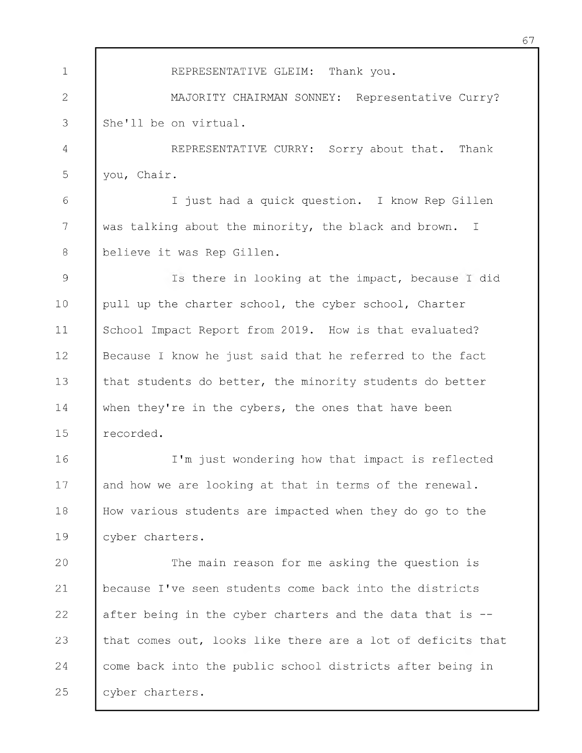REPRESENTATIVE GLEIM: Thank you.

MAJORITY CHAIRMAN SONNEY: Representative Curry? She'll be on virtual.

REPRESENTATIVE CURRY: Sorry about that. Thank you, Chair.

I just had a quick question. I know Rep Gillen was talking about the minority, the black and brown. I believe it was Rep Gillen.

Is there in looking at the impact, because I did pull up the charter school, the cyber school, Charter School Impact Report from 2019. How is that evaluated? Because I know he just said that he referred to the fact that students do better, the minority students do better when they're in the cybers, the ones that have been recorded.

I'm just wondering how that impact is reflected and how we are looking at that in terms of the renewal. How various students are impacted when they do go to the cyber charters.

The main reason for me asking the question is because I've seen students come back into the districts after being in the cyber charters and the data that is -- that comes out, looks like there are a lot of deficits that come back into the public school districts after being in cyber charters.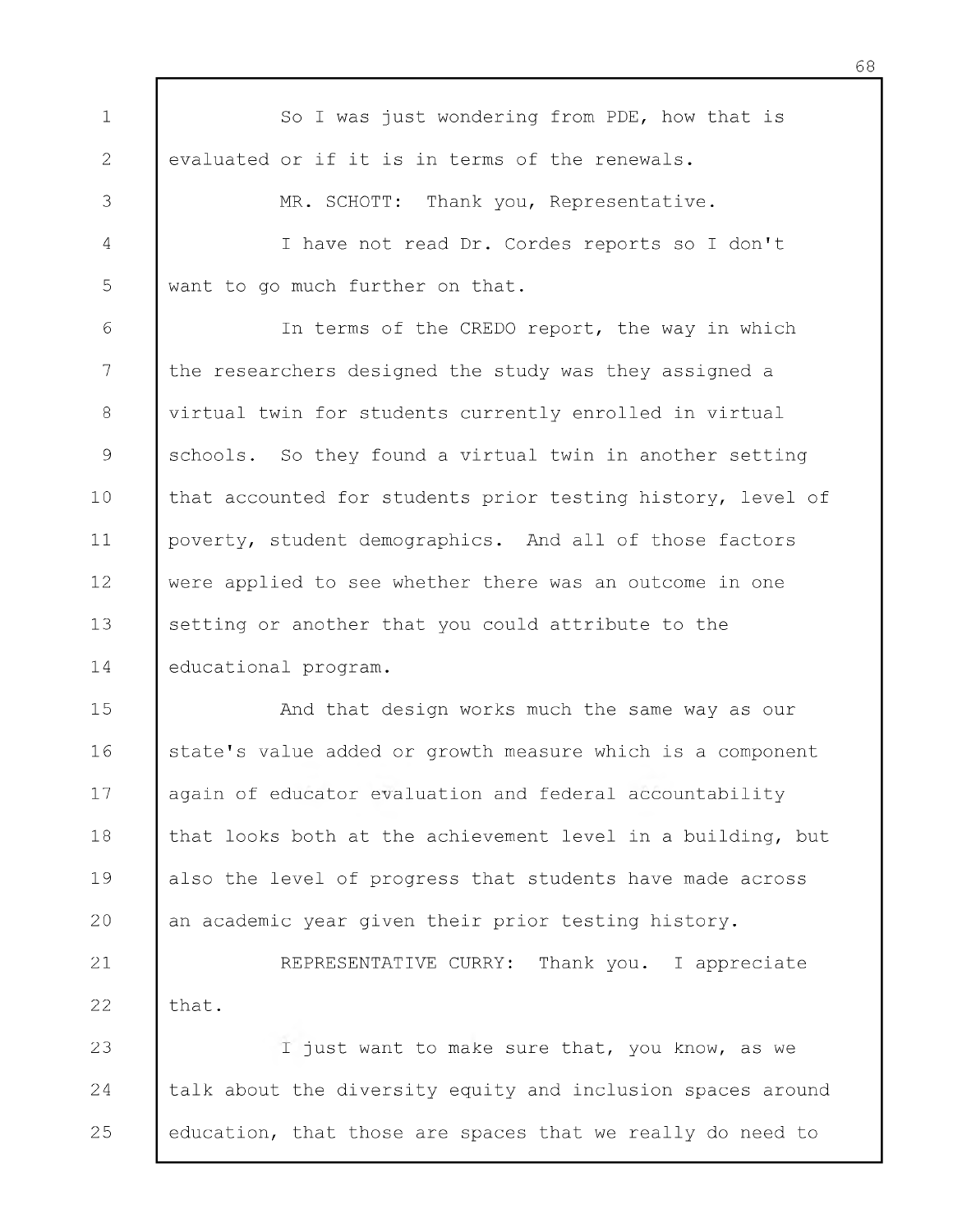So I was just wondering from PDE, how that is evaluated or if it is in terms of the renewals.

MR. SCHOTT: Thank you, Representative.

I have not read Dr. Cordes reports so I don't want to go much further on that.

In terms of the CREDO report, the way in which the researchers designed the study was they assigned a virtual twin for students currently enrolled in virtual schools. So they found a virtual twin in another setting that accounted for students prior testing history, level of poverty, student demographics. And all of those factors were applied to see whether there was an outcome in one setting or another that you could attribute to the educational program.

And that design works much the same way as our state's value added or growth measure which is a component again of educator evaluation and federal accountability that looks both at the achievement level in a building, but also the level of progress that students have made across an academic year given their prior testing history.

REPRESENTATIVE CURRY: Thank you. I appreciate that.

I just want to make sure that, you know, as we talk about the diversity equity and inclusion spaces around education, that those are spaces that we really do need to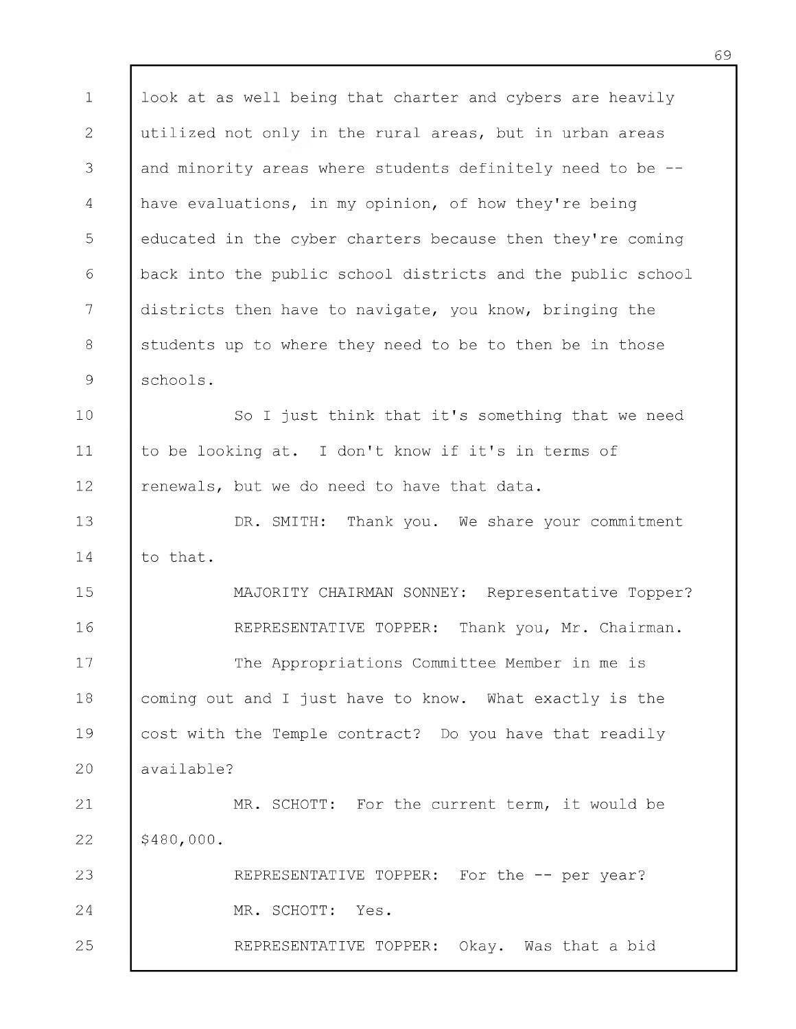look at as well being that charter and cybers are heavily utilized not only in the rural areas, but in urban areas and minority areas where students definitely need to be -- have evaluations, in my opinion, of how they're being educated in the cyber charters because then they're coming back into the public school districts and the public school districts then have to navigate, you know, bringing the students up to where they need to be to then be in those schools.

So I just think that it's something that we need to be looking at. I don't know if it's in terms of renewals, but we do need to have that data.

DR. SMITH: Thank you. We share your commitment to that.

MAJORITY CHAIRMAN SONNEY: Representative Topper?

REPRESENTATIVE TOPPER: Thank you, Mr. Chairman.

The Appropriations Committee Member in me is coming out and I just have to know. What exactly is the cost with the Temple contract? Do you have that readily available?

MR. SCHOTT: For the current term, it would be $480,000.

REPRESENTATIVE TOPPER: For the -- per year?

MR. SCHOTT: Yes.

REPRESENTATIVE TOPPER: Okay. Was that a bid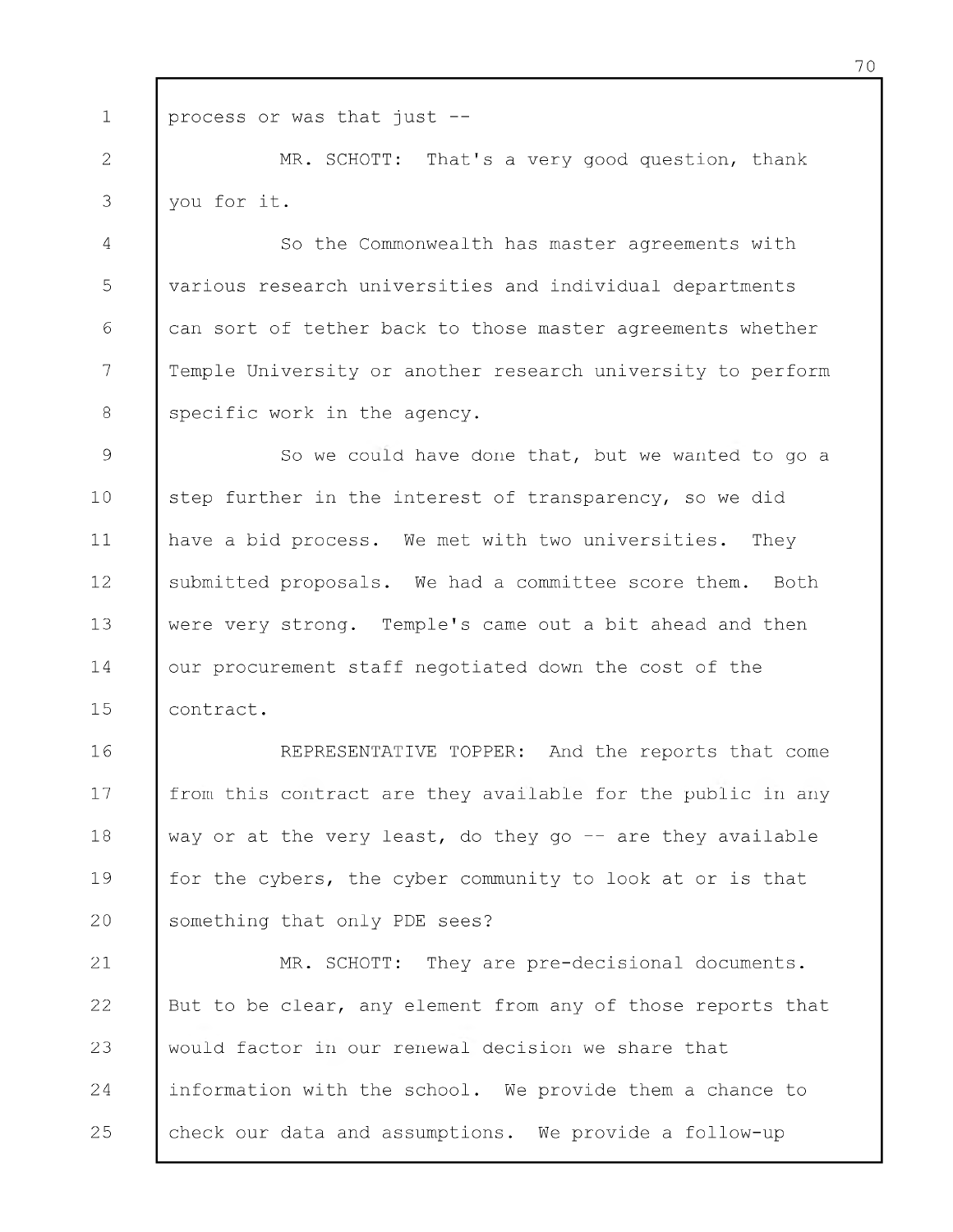process or was that just --

MR. SCHOTT: That's a very good question, thank you for it.

So the Commonwealth has master agreements with various research universities and individual departments can sort of tether back to those master agreements whether Temple University or another research university to perform specific work in the agency.

So we could have done that, but we wanted to go a step further in the interest of transparency, so we did have a bid process. We met with two universities. They submitted proposals. We had a committee score them. Both were very strong. Temple's came out a bit ahead and then our procurement staff negotiated down the cost of the contract.

REPRESENTATIVE TOPPER: And the reports that come from this contract are they available for the public in any way or at the very least, do they go -- are they available for the cybers, the cyber community to look at or is that something that only PDE sees?

MR. SCHOTT: They are pre-decisional documents. But to be clear, any element from any of those reports that would factor in our renewal decision we share that information with the school. We provide them a chance to check our data and assumptions. We provide a follow-up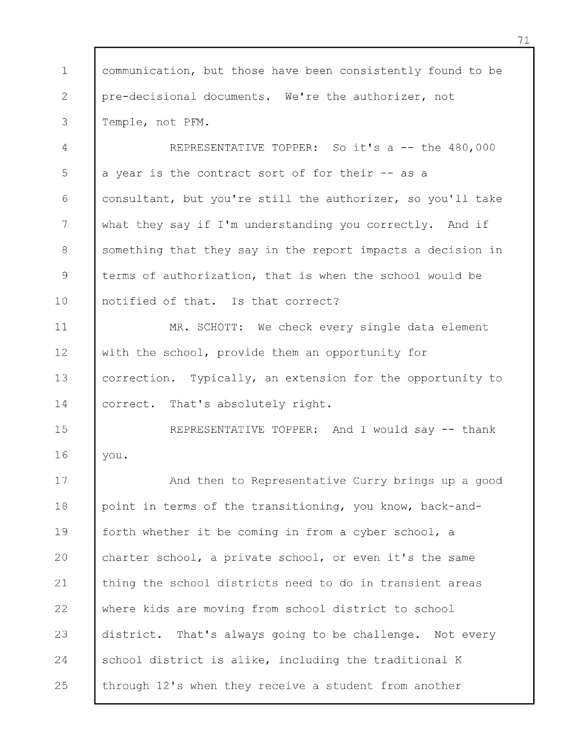communication, but those have been consistently found to be pre-decisional documents. We're the authorizer, not Temple, not PFM.

REPRESENTATIVE TOPPER: So it's a -- the 480,000 a year is the contract sort of for their -- as a consultant, but you're still the authorizer, so you'll take what they say if I'm understanding you correctly. And if something that they say in the report impacts a decision in terms of authorization, that is when the school would be notified of that. Is that correct?

MR. SCHOTT: We check every single data element with the school, provide them an opportunity for correction. Typically, an extension for the opportunity to correct. That's absolutely right.

REPRESENTATIVE TOPPER: And I would say -- thank you.

And then to Representative Curry brings up a good point in terms of the transitioning, you know, back-and-forth whether it be coming in from a cyber school, a charter school, a private school, or even it's the same thing the school districts need to do in transient areas where kids are moving from school district to school district. That's always going to be challenge. Not every school district is alike, including the traditional K through 12's when they receive a student from another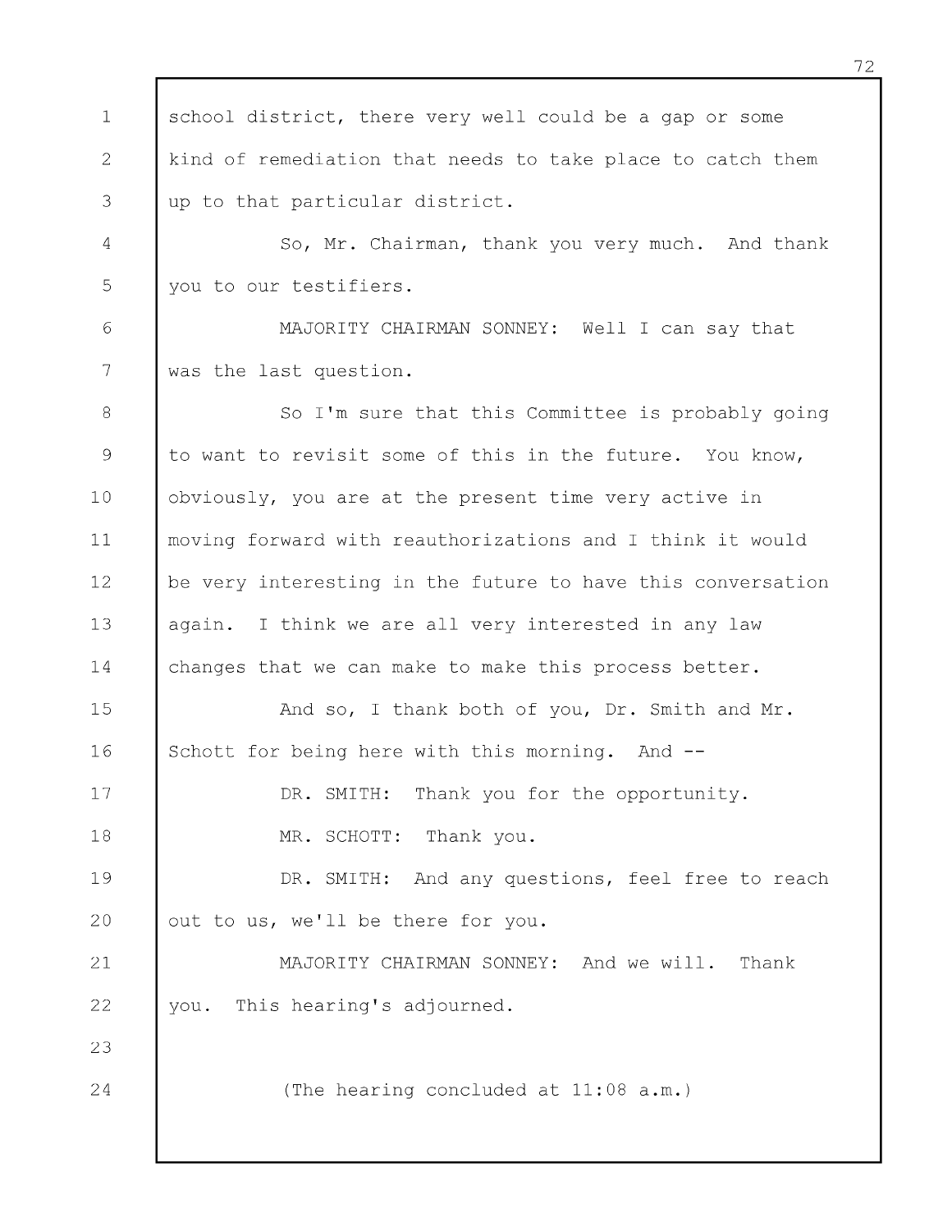school district, there very well could be a gap or some kind of remediation that needs to take place to catch them up to that particular district.

So, Mr. Chairman, thank you very much. And thank you to our testifiers.

MAJORITY CHAIRMAN SONNEY: Well I can say that was the last question.

So I'm sure that this Committee is probably going to want to revisit some of this in the future. You know, obviously, you are at the present time very active in moving forward with reauthorizations and I think it would be very interesting in the future to have this conversation again. I think we are all very interested in any law changes that we can make to make this process better.

And so, I thank both of you, Dr. Smith and Mr. Schott for being here with this morning. And --

DR. SMITH: Thank you for the opportunity.

MR. SCHOTT: Thank you.

DR. SMITH: And any questions, feel free to reach out to us, we'll be there for you.

MAJORITY CHAIRMAN SONNEY: And we will. Thank you. This hearing's adjourned.

(The hearing concluded at 11:08 a.m.)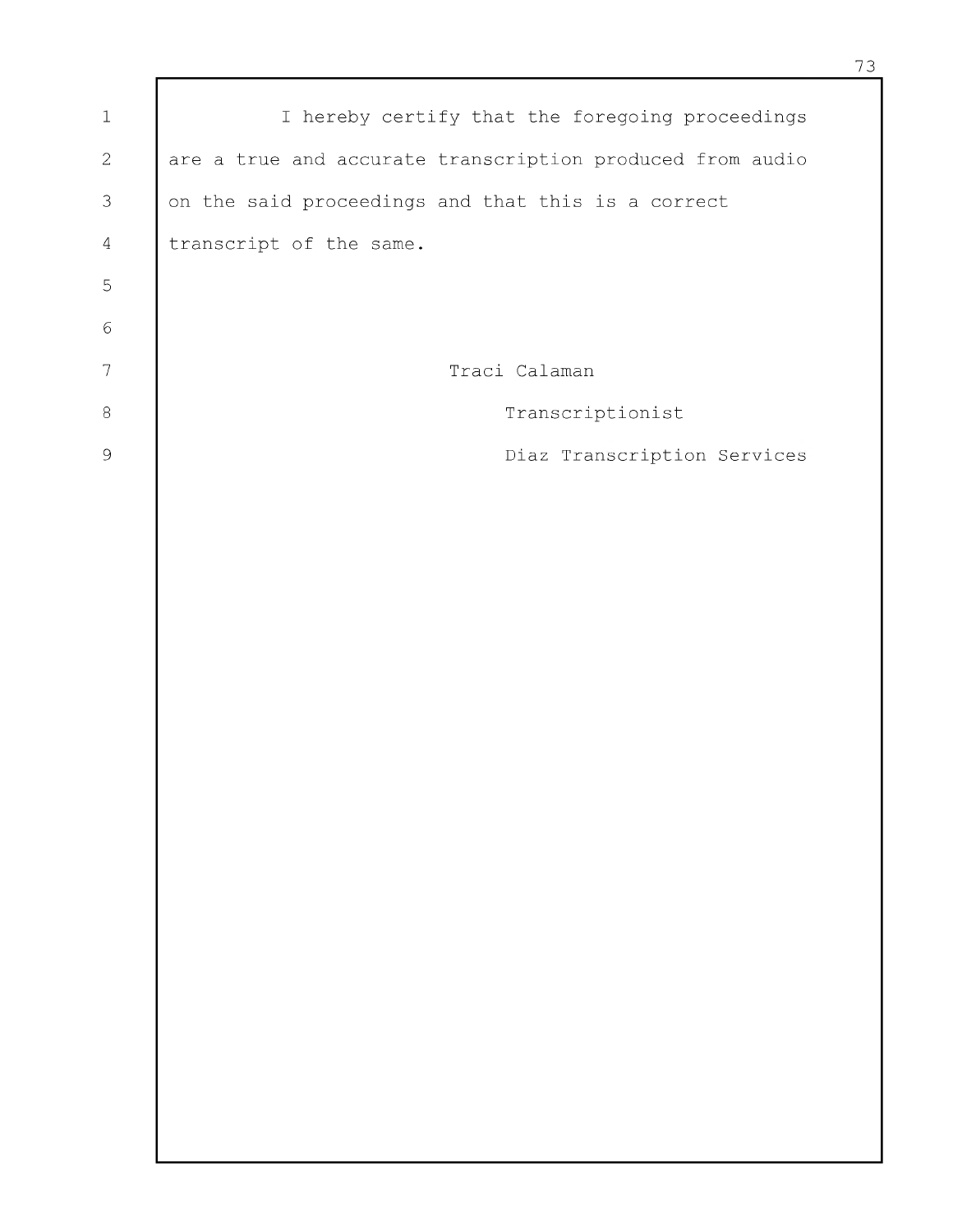I hereby certify that the foregoing proceedings are a true and accurate transcription produced from audio on the said proceedings and that this is a correct transcript of the same.

Traci Calaman

Transcriptionist

Diaz Transcription Services